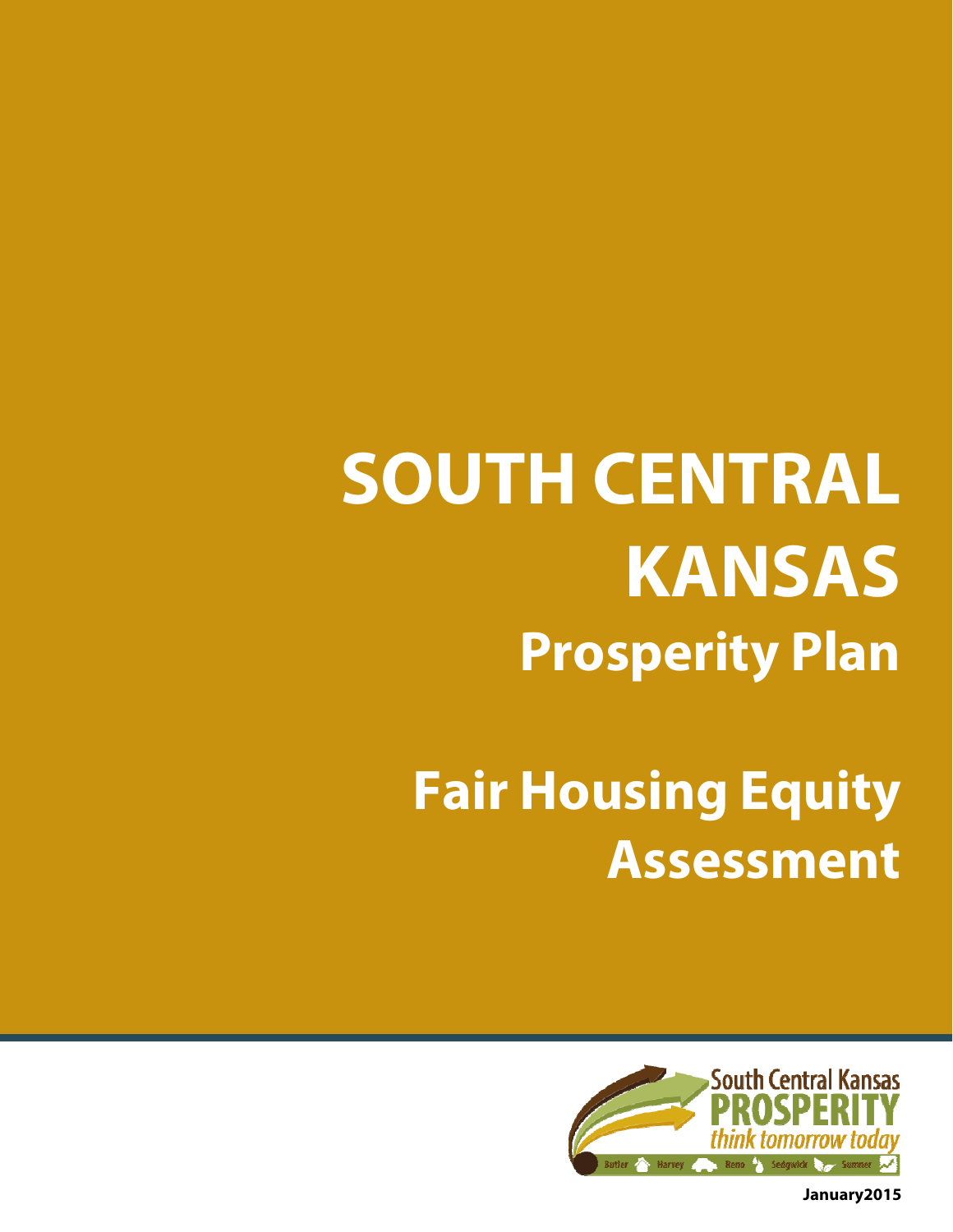# SOUTH CENTRAL KANSAS

## Prosperity Plan

# Fair Housing Equity Assessment

South Central Kansas
PROSPERITY
think tomorrow today
Butler Harvey Reno Sedgwick Sumner

January2015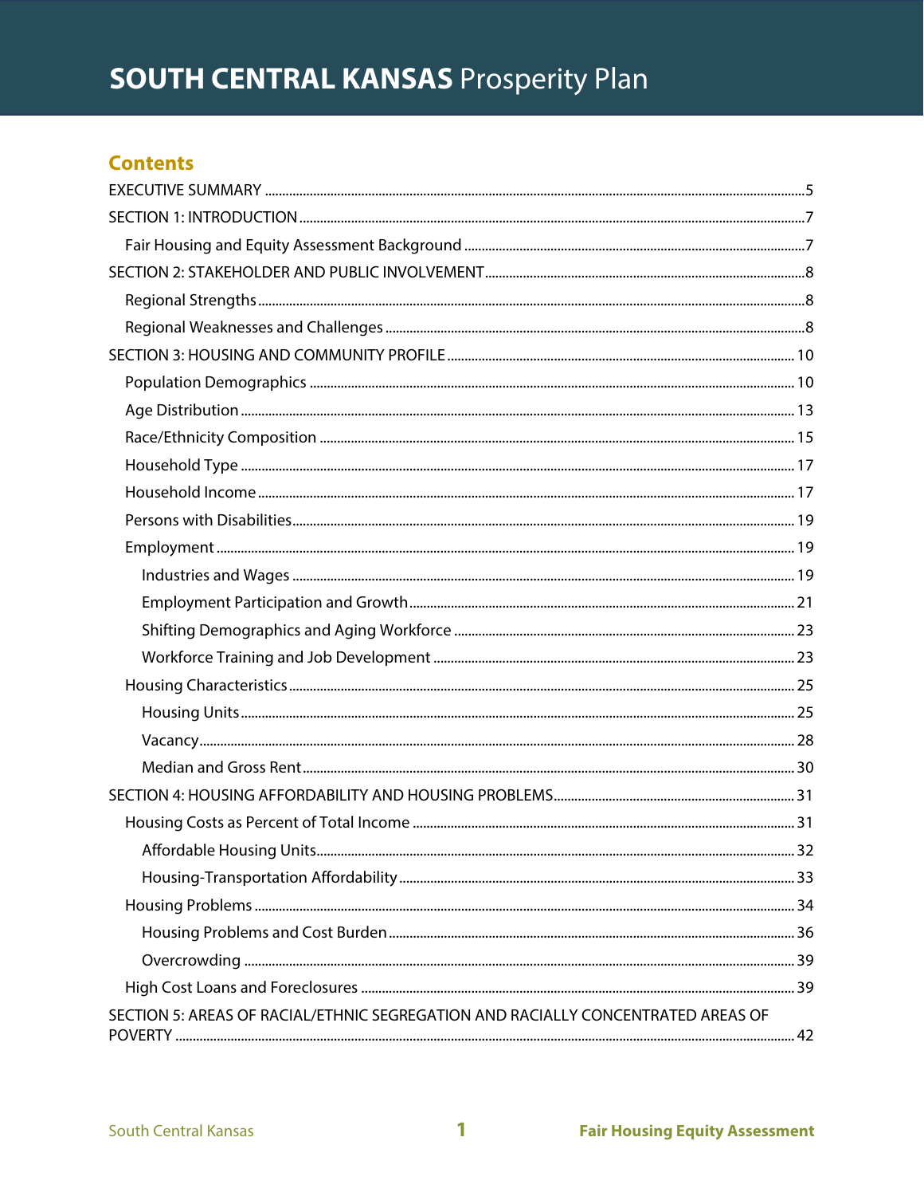# SOUTH CENTRAL KANSAS Prosperity Plan

## Contents

EXECUTIVE SUMMARY ..... 5

SECTION 1: INTRODUCTION ..... 7

- Fair Housing and Equity Assessment Background ..... 7

SECTION 2: STAKEHOLDER AND PUBLIC INVOLVEMENT ..... 8

- Regional Strengths ..... 8
- Regional Weaknesses and Challenges ..... 8

SECTION 3: HOUSING AND COMMUNITY PROFILE ..... 10

- Population Demographics ..... 10
- Age Distribution ..... 13
- Race/Ethnicity Composition ..... 15
- Household Type ..... 17
- Household Income ..... 17
- Persons with Disabilities ..... 19
- Employment ..... 19
  - Industries and Wages ..... 19
  - Employment Participation and Growth ..... 21
  - Shifting Demographics and Aging Workforce ..... 23
  - Workforce Training and Job Development ..... 23
- Housing Characteristics ..... 25
  - Housing Units ..... 25
  - Vacancy ..... 28
  - Median and Gross Rent ..... 30

SECTION 4: HOUSING AFFORDABILITY AND HOUSING PROBLEMS ..... 31

- Housing Costs as Percent of Total Income ..... 31
  - Affordable Housing Units ..... 32
  - Housing-Transportation Affordability ..... 33
- Housing Problems ..... 34
  - Housing Problems and Cost Burden ..... 36
  - Overcrowding ..... 39
- High Cost Loans and Foreclosures ..... 39

SECTION 5: AREAS OF RACIAL/ETHNIC SEGREGATION AND RACIALLY CONCENTRATED AREAS OF POVERTY ..... 42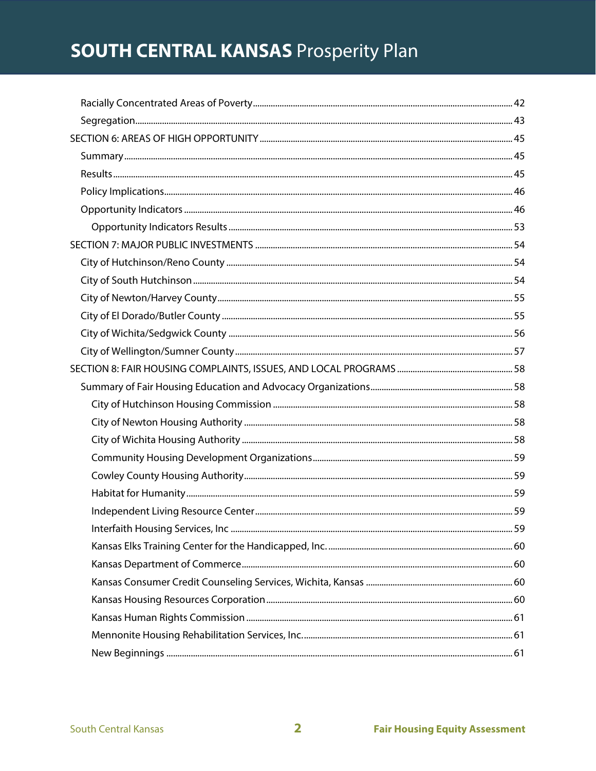- Racially Concentrated Areas of Poverty ... 42
- Segregation ... 43

SECTION 6: AREAS OF HIGH OPPORTUNITY ... 45

- Summary ... 45
- Results ... 45
- Policy Implications ... 46
- Opportunity Indicators ... 46
  - Opportunity Indicators Results ... 53

SECTION 7: MAJOR PUBLIC INVESTMENTS ... 54

- City of Hutchinson/Reno County ... 54
- City of South Hutchinson ... 54
- City of Newton/Harvey County ... 55
- City of El Dorado/Butler County ... 55
- City of Wichita/Sedgwick County ... 56
- City of Wellington/Sumner County ... 57

SECTION 8: FAIR HOUSING COMPLAINTS, ISSUES, AND LOCAL PROGRAMS ... 58

- Summary of Fair Housing Education and Advocacy Organizations ... 58
  - City of Hutchinson Housing Commission ... 58
  - City of Newton Housing Authority ... 58
  - City of Wichita Housing Authority ... 58
  - Community Housing Development Organizations ... 59
  - Cowley County Housing Authority ... 59
  - Habitat for Humanity ... 59
  - Independent Living Resource Center ... 59
  - Interfaith Housing Services, Inc ... 59
  - Kansas Elks Training Center for the Handicapped, Inc. ... 60
  - Kansas Department of Commerce ... 60
  - Kansas Consumer Credit Counseling Services, Wichita, Kansas ... 60
  - Kansas Housing Resources Corporation ... 60
  - Kansas Human Rights Commission ... 61
  - Mennonite Housing Rehabilitation Services, Inc. ... 61
  - New Beginnings ... 61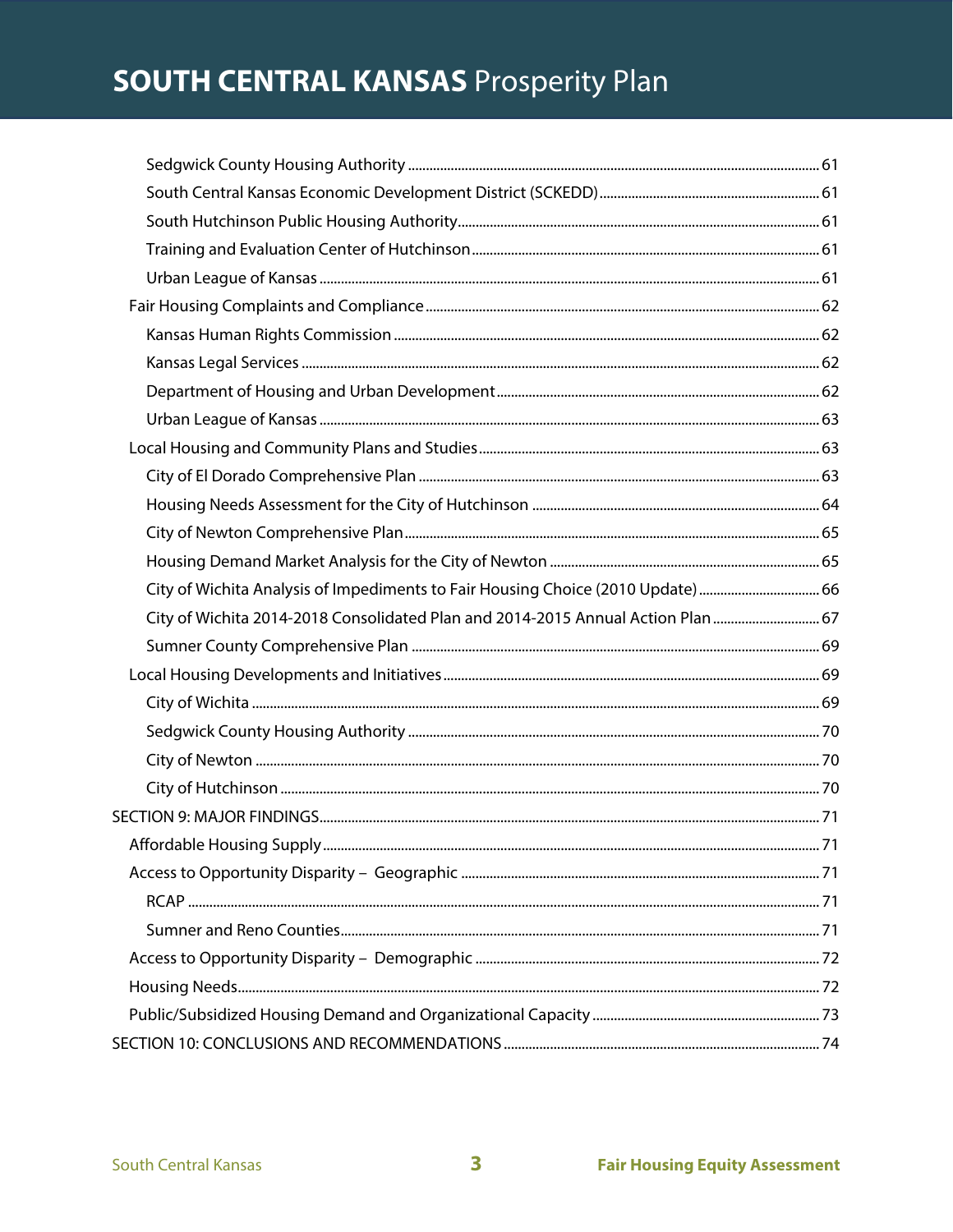- Sedgwick County Housing Authority ... 61
- South Central Kansas Economic Development District (SCKEDD) ... 61
- South Hutchinson Public Housing Authority ... 61
- Training and Evaluation Center of Hutchinson ... 61
- Urban League of Kansas ... 61

Fair Housing Complaints and Compliance ... 62

- Kansas Human Rights Commission ... 62
- Kansas Legal Services ... 62
- Department of Housing and Urban Development ... 62
- Urban League of Kansas ... 63

Local Housing and Community Plans and Studies ... 63

- City of El Dorado Comprehensive Plan ... 63
- Housing Needs Assessment for the City of Hutchinson ... 64
- City of Newton Comprehensive Plan ... 65
- Housing Demand Market Analysis for the City of Newton ... 65
- City of Wichita Analysis of Impediments to Fair Housing Choice (2010 Update) ... 66
- City of Wichita 2014-2018 Consolidated Plan and 2014-2015 Annual Action Plan ... 67
- Sumner County Comprehensive Plan ... 69

Local Housing Developments and Initiatives ... 69

- City of Wichita ... 69
- Sedgwick County Housing Authority ... 70
- City of Newton ... 70
- City of Hutchinson ... 70

SECTION 9: MAJOR FINDINGS ... 71

Affordable Housing Supply ... 71

Access to Opportunity Disparity – Geographic ... 71

- RCAP ... 71
- Sumner and Reno Counties ... 71

Access to Opportunity Disparity – Demographic ... 72

Housing Needs ... 72

Public/Subsidized Housing Demand and Organizational Capacity ... 73

SECTION 10: CONCLUSIONS AND RECOMMENDATIONS ... 74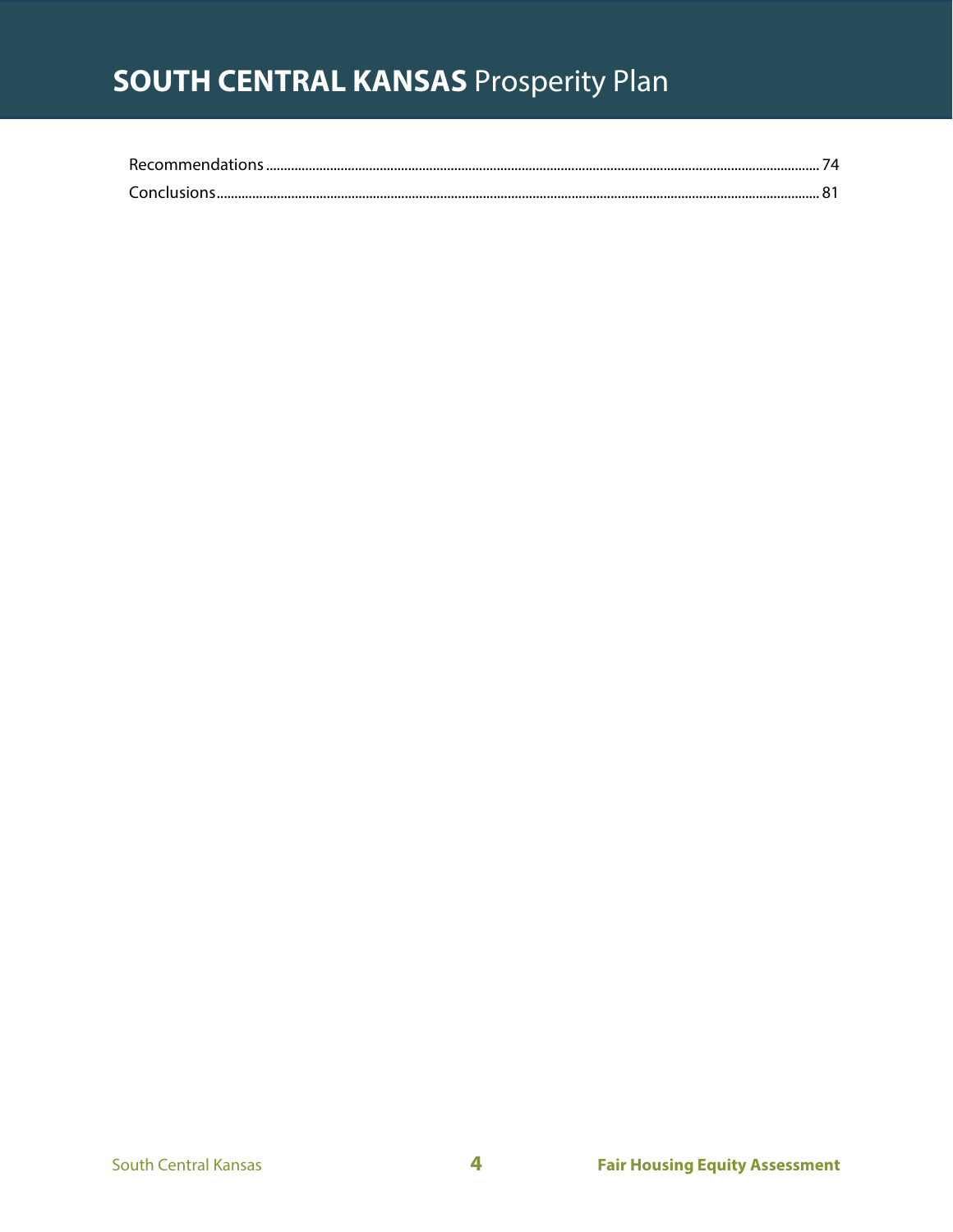Recommendations ........................................................................................................................................................ 74

Conclusions ............................................................................................................................................................... 81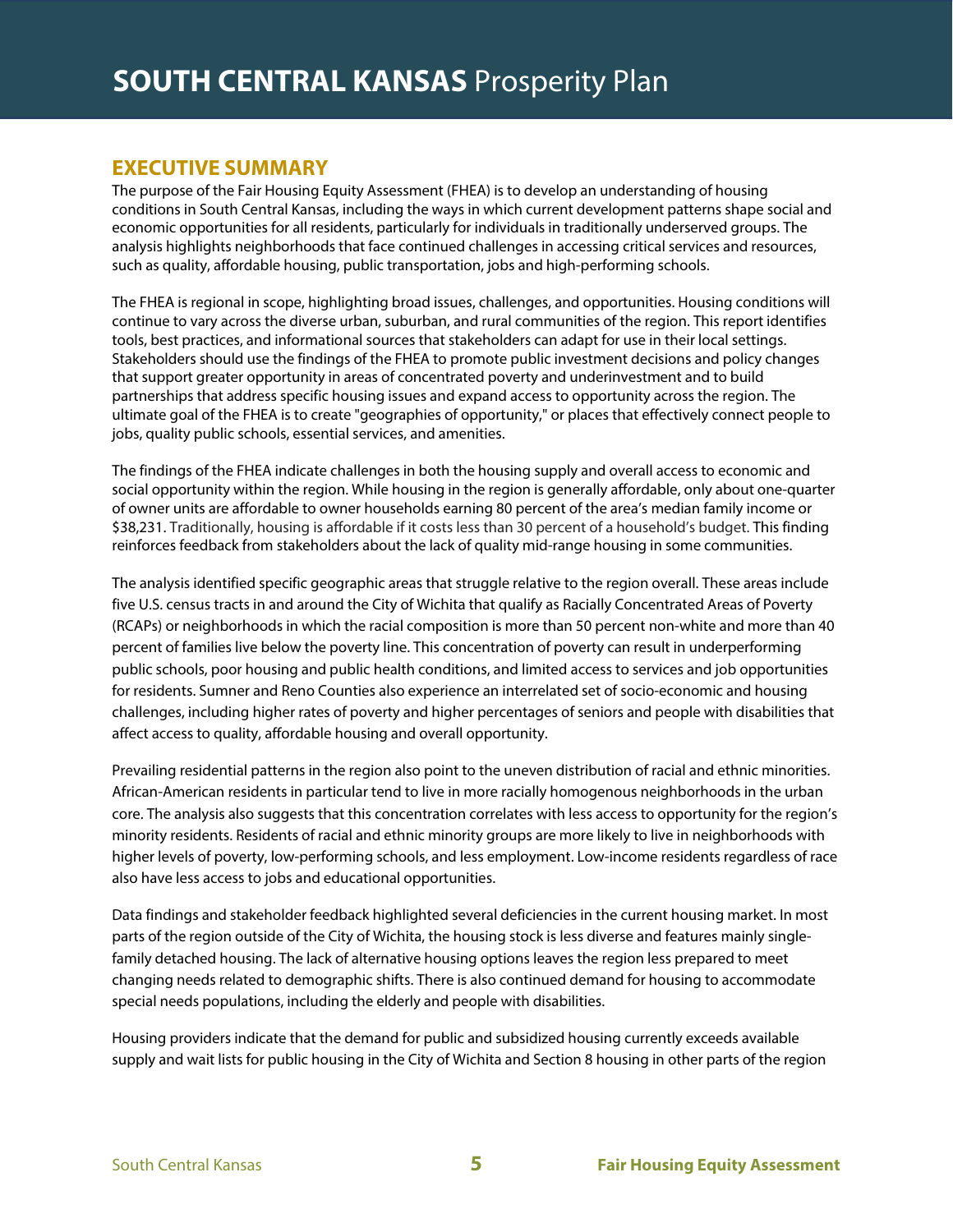# SOUTH CENTRAL KANSAS Prosperity Plan

## EXECUTIVE SUMMARY

The purpose of the Fair Housing Equity Assessment (FHEA) is to develop an understanding of housing conditions in South Central Kansas, including the ways in which current development patterns shape social and economic opportunities for all residents, particularly for individuals in traditionally underserved groups. The analysis highlights neighborhoods that face continued challenges in accessing critical services and resources, such as quality, affordable housing, public transportation, jobs and high-performing schools.

The FHEA is regional in scope, highlighting broad issues, challenges, and opportunities. Housing conditions will continue to vary across the diverse urban, suburban, and rural communities of the region. This report identifies tools, best practices, and informational sources that stakeholders can adapt for use in their local settings. Stakeholders should use the findings of the FHEA to promote public investment decisions and policy changes that support greater opportunity in areas of concentrated poverty and underinvestment and to build partnerships that address specific housing issues and expand access to opportunity across the region. The ultimate goal of the FHEA is to create "geographies of opportunity," or places that effectively connect people to jobs, quality public schools, essential services, and amenities.

The findings of the FHEA indicate challenges in both the housing supply and overall access to economic and social opportunity within the region. While housing in the region is generally affordable, only about one-quarter of owner units are affordable to owner households earning 80 percent of the area's median family income or $38,231. Traditionally, housing is affordable if it costs less than 30 percent of a household's budget. This finding reinforces feedback from stakeholders about the lack of quality mid-range housing in some communities.

The analysis identified specific geographic areas that struggle relative to the region overall. These areas include five U.S. census tracts in and around the City of Wichita that qualify as Racially Concentrated Areas of Poverty (RCAPs) or neighborhoods in which the racial composition is more than 50 percent non-white and more than 40 percent of families live below the poverty line. This concentration of poverty can result in underperforming public schools, poor housing and public health conditions, and limited access to services and job opportunities for residents. Sumner and Reno Counties also experience an interrelated set of socio-economic and housing challenges, including higher rates of poverty and higher percentages of seniors and people with disabilities that affect access to quality, affordable housing and overall opportunity.

Prevailing residential patterns in the region also point to the uneven distribution of racial and ethnic minorities. African-American residents in particular tend to live in more racially homogenous neighborhoods in the urban core. The analysis also suggests that this concentration correlates with less access to opportunity for the region's minority residents. Residents of racial and ethnic minority groups are more likely to live in neighborhoods with higher levels of poverty, low-performing schools, and less employment. Low-income residents regardless of race also have less access to jobs and educational opportunities.

Data findings and stakeholder feedback highlighted several deficiencies in the current housing market. In most parts of the region outside of the City of Wichita, the housing stock is less diverse and features mainly single-family detached housing. The lack of alternative housing options leaves the region less prepared to meet changing needs related to demographic shifts. There is also continued demand for housing to accommodate special needs populations, including the elderly and people with disabilities.

Housing providers indicate that the demand for public and subsidized housing currently exceeds available supply and wait lists for public housing in the City of Wichita and Section 8 housing in other parts of the region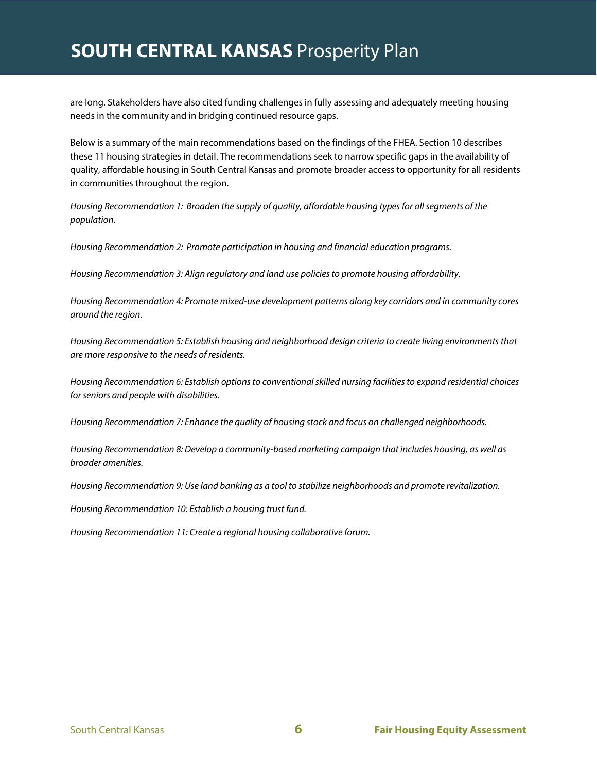are long. Stakeholders have also cited funding challenges in fully assessing and adequately meeting housing needs in the community and in bridging continued resource gaps.

Below is a summary of the main recommendations based on the findings of the FHEA. Section 10 describes these 11 housing strategies in detail. The recommendations seek to narrow specific gaps in the availability of quality, affordable housing in South Central Kansas and promote broader access to opportunity for all residents in communities throughout the region.

*Housing Recommendation 1: Broaden the supply of quality, affordable housing types for all segments of the population.*

*Housing Recommendation 2: Promote participation in housing and financial education programs.*

*Housing Recommendation 3: Align regulatory and land use policies to promote housing affordability.*

*Housing Recommendation 4: Promote mixed-use development patterns along key corridors and in community cores around the region.*

*Housing Recommendation 5: Establish housing and neighborhood design criteria to create living environments that are more responsive to the needs of residents.*

*Housing Recommendation 6: Establish options to conventional skilled nursing facilities to expand residential choices for seniors and people with disabilities.*

*Housing Recommendation 7: Enhance the quality of housing stock and focus on challenged neighborhoods.*

*Housing Recommendation 8: Develop a community-based marketing campaign that includes housing, as well as broader amenities.*

*Housing Recommendation 9: Use land banking as a tool to stabilize neighborhoods and promote revitalization.*

*Housing Recommendation 10: Establish a housing trust fund.*

*Housing Recommendation 11: Create a regional housing collaborative forum.*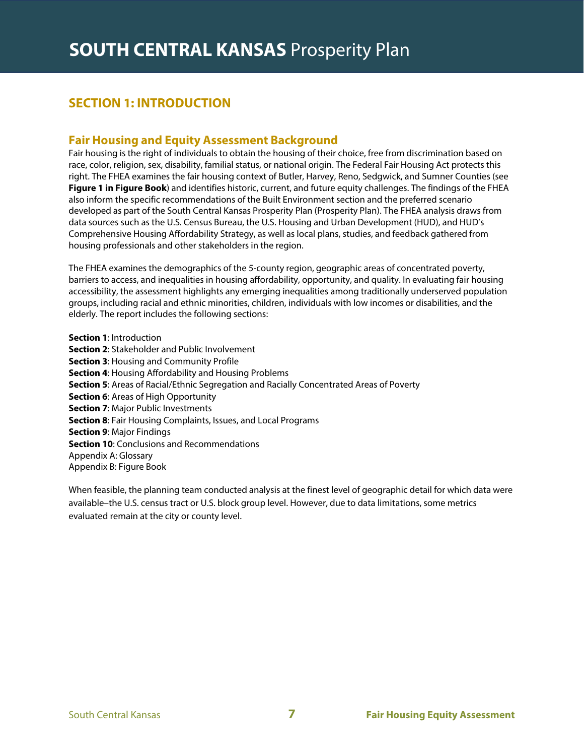## SECTION 1: INTRODUCTION

### Fair Housing and Equity Assessment Background

Fair housing is the right of individuals to obtain the housing of their choice, free from discrimination based on race, color, religion, sex, disability, familial status, or national origin. The Federal Fair Housing Act protects this right. The FHEA examines the fair housing context of Butler, Harvey, Reno, Sedgwick, and Sumner Counties (see **Figure 1 in Figure Book**) and identifies historic, current, and future equity challenges. The findings of the FHEA also inform the specific recommendations of the Built Environment section and the preferred scenario developed as part of the South Central Kansas Prosperity Plan (Prosperity Plan). The FHEA analysis draws from data sources such as the U.S. Census Bureau, the U.S. Housing and Urban Development (HUD), and HUD's Comprehensive Housing Affordability Strategy, as well as local plans, studies, and feedback gathered from housing professionals and other stakeholders in the region.

The FHEA examines the demographics of the 5-county region, geographic areas of concentrated poverty, barriers to access, and inequalities in housing affordability, opportunity, and quality. In evaluating fair housing accessibility, the assessment highlights any emerging inequalities among traditionally underserved population groups, including racial and ethnic minorities, children, individuals with low incomes or disabilities, and the elderly. The report includes the following sections:

**Section 1**: Introduction
**Section 2**: Stakeholder and Public Involvement
**Section 3**: Housing and Community Profile
**Section 4**: Housing Affordability and Housing Problems
**Section 5**: Areas of Racial/Ethnic Segregation and Racially Concentrated Areas of Poverty
**Section 6**: Areas of High Opportunity
**Section 7**: Major Public Investments
**Section 8**: Fair Housing Complaints, Issues, and Local Programs
**Section 9**: Major Findings
**Section 10**: Conclusions and Recommendations
Appendix A: Glossary
Appendix B: Figure Book

When feasible, the planning team conducted analysis at the finest level of geographic detail for which data were available–the U.S. census tract or U.S. block group level. However, due to data limitations, some metrics evaluated remain at the city or county level.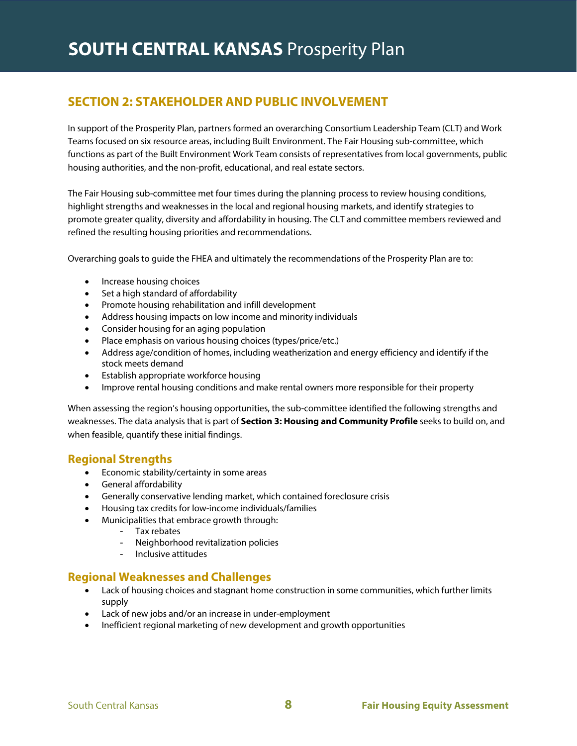## SECTION 2: STAKEHOLDER AND PUBLIC INVOLVEMENT

In support of the Prosperity Plan, partners formed an overarching Consortium Leadership Team (CLT) and Work Teams focused on six resource areas, including Built Environment. The Fair Housing sub-committee, which functions as part of the Built Environment Work Team consists of representatives from local governments, public housing authorities, and the non-profit, educational, and real estate sectors.

The Fair Housing sub-committee met four times during the planning process to review housing conditions, highlight strengths and weaknesses in the local and regional housing markets, and identify strategies to promote greater quality, diversity and affordability in housing. The CLT and committee members reviewed and refined the resulting housing priorities and recommendations.

Overarching goals to guide the FHEA and ultimately the recommendations of the Prosperity Plan are to:

- Increase housing choices
- Set a high standard of affordability
- Promote housing rehabilitation and infill development
- Address housing impacts on low income and minority individuals
- Consider housing for an aging population
- Place emphasis on various housing choices (types/price/etc.)
- Address age/condition of homes, including weatherization and energy efficiency and identify if the stock meets demand
- Establish appropriate workforce housing
- Improve rental housing conditions and make rental owners more responsible for their property

When assessing the region's housing opportunities, the sub-committee identified the following strengths and weaknesses. The data analysis that is part of **Section 3: Housing and Community Profile** seeks to build on, and when feasible, quantify these initial findings.

### Regional Strengths

- Economic stability/certainty in some areas
- General affordability
- Generally conservative lending market, which contained foreclosure crisis
- Housing tax credits for low-income individuals/families
- Municipalities that embrace growth through:
  - Tax rebates
  - Neighborhood revitalization policies
  - Inclusive attitudes

### Regional Weaknesses and Challenges

- Lack of housing choices and stagnant home construction in some communities, which further limits supply
- Lack of new jobs and/or an increase in under-employment
- Inefficient regional marketing of new development and growth opportunities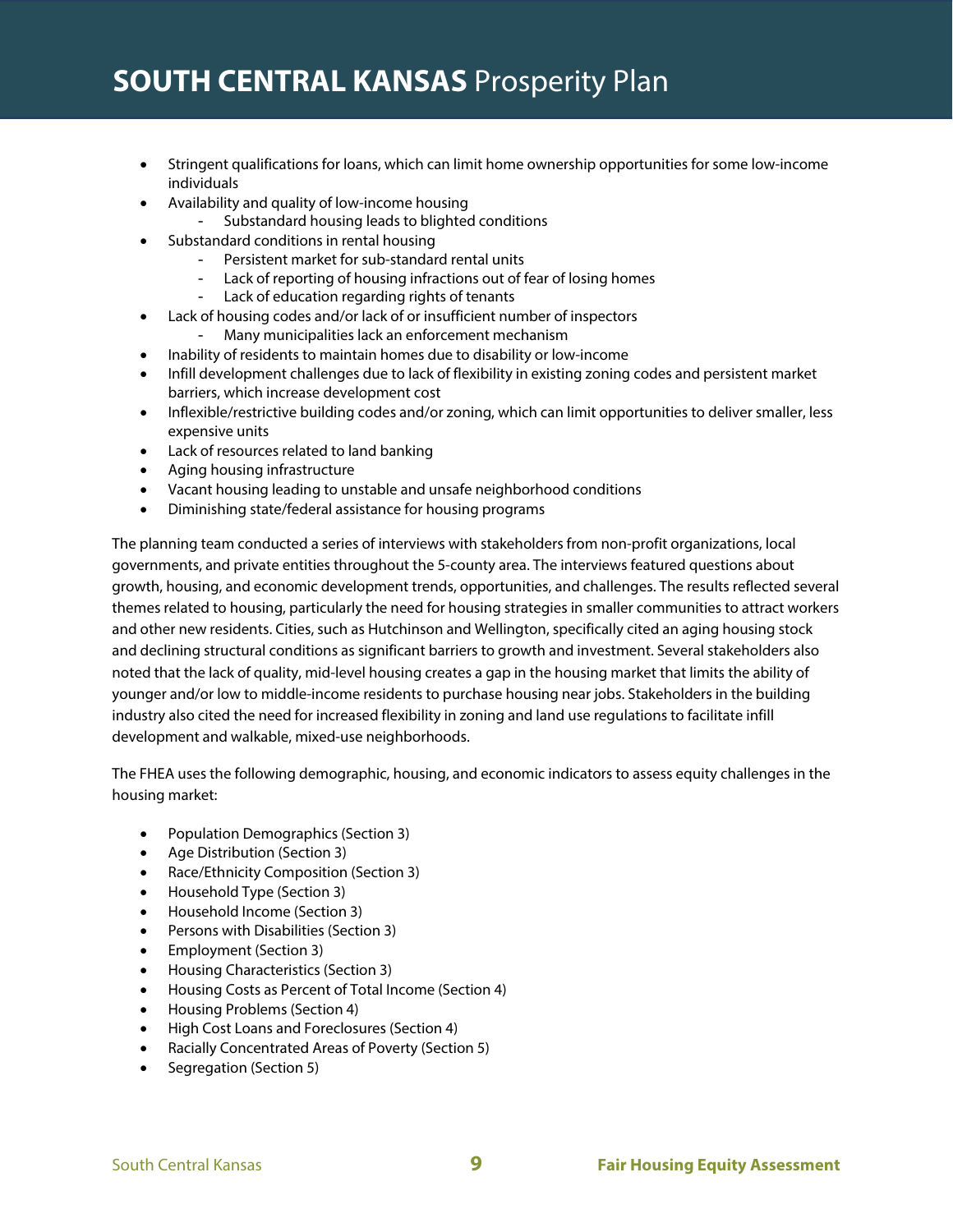- Stringent qualifications for loans, which can limit home ownership opportunities for some low-income individuals
- Availability and quality of low-income housing
    - Substandard housing leads to blighted conditions
- Substandard conditions in rental housing
    - Persistent market for sub-standard rental units
    - Lack of reporting of housing infractions out of fear of losing homes
    - Lack of education regarding rights of tenants
- Lack of housing codes and/or lack of or insufficient number of inspectors
    - Many municipalities lack an enforcement mechanism
- Inability of residents to maintain homes due to disability or low-income
- Infill development challenges due to lack of flexibility in existing zoning codes and persistent market barriers, which increase development cost
- Inflexible/restrictive building codes and/or zoning, which can limit opportunities to deliver smaller, less expensive units
- Lack of resources related to land banking
- Aging housing infrastructure
- Vacant housing leading to unstable and unsafe neighborhood conditions
- Diminishing state/federal assistance for housing programs

The planning team conducted a series of interviews with stakeholders from non-profit organizations, local governments, and private entities throughout the 5-county area. The interviews featured questions about growth, housing, and economic development trends, opportunities, and challenges. The results reflected several themes related to housing, particularly the need for housing strategies in smaller communities to attract workers and other new residents. Cities, such as Hutchinson and Wellington, specifically cited an aging housing stock and declining structural conditions as significant barriers to growth and investment. Several stakeholders also noted that the lack of quality, mid-level housing creates a gap in the housing market that limits the ability of younger and/or low to middle-income residents to purchase housing near jobs. Stakeholders in the building industry also cited the need for increased flexibility in zoning and land use regulations to facilitate infill development and walkable, mixed-use neighborhoods.

The FHEA uses the following demographic, housing, and economic indicators to assess equity challenges in the housing market:

- Population Demographics (Section 3)
- Age Distribution (Section 3)
- Race/Ethnicity Composition (Section 3)
- Household Type (Section 3)
- Household Income (Section 3)
- Persons with Disabilities (Section 3)
- Employment (Section 3)
- Housing Characteristics (Section 3)
- Housing Costs as Percent of Total Income (Section 4)
- Housing Problems (Section 4)
- High Cost Loans and Foreclosures (Section 4)
- Racially Concentrated Areas of Poverty (Section 5)
- Segregation (Section 5)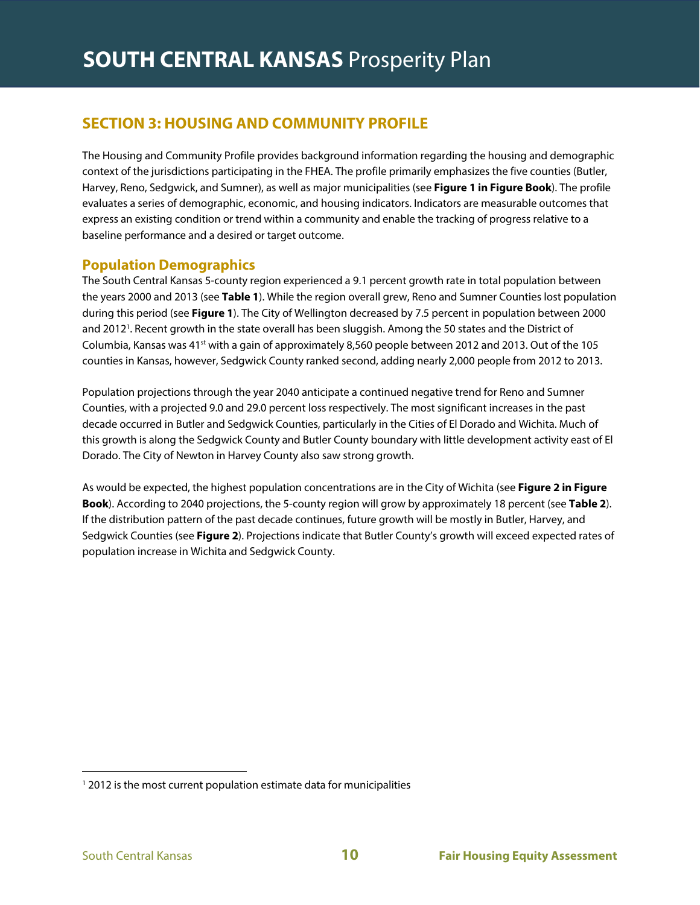## SECTION 3: HOUSING AND COMMUNITY PROFILE

The Housing and Community Profile provides background information regarding the housing and demographic context of the jurisdictions participating in the FHEA. The profile primarily emphasizes the five counties (Butler, Harvey, Reno, Sedgwick, and Sumner), as well as major municipalities (see **Figure 1 in Figure Book**). The profile evaluates a series of demographic, economic, and housing indicators. Indicators are measurable outcomes that express an existing condition or trend within a community and enable the tracking of progress relative to a baseline performance and a desired or target outcome.

### Population Demographics

The South Central Kansas 5-county region experienced a 9.1 percent growth rate in total population between the years 2000 and 2013 (see **Table 1**). While the region overall grew, Reno and Sumner Counties lost population during this period (see **Figure 1**). The City of Wellington decreased by 7.5 percent in population between 2000 and 2012[1]. Recent growth in the state overall has been sluggish. Among the 50 states and the District of Columbia, Kansas was 41st with a gain of approximately 8,560 people between 2012 and 2013. Out of the 105 counties in Kansas, however, Sedgwick County ranked second, adding nearly 2,000 people from 2012 to 2013.

Population projections through the year 2040 anticipate a continued negative trend for Reno and Sumner Counties, with a projected 9.0 and 29.0 percent loss respectively. The most significant increases in the past decade occurred in Butler and Sedgwick Counties, particularly in the Cities of El Dorado and Wichita. Much of this growth is along the Sedgwick County and Butler County boundary with little development activity east of El Dorado. The City of Newton in Harvey County also saw strong growth.

As would be expected, the highest population concentrations are in the City of Wichita (see **Figure 2 in Figure Book**). According to 2040 projections, the 5-county region will grow by approximately 18 percent (see **Table 2**). If the distribution pattern of the past decade continues, future growth will be mostly in Butler, Harvey, and Sedgwick Counties (see **Figure 2**). Projections indicate that Butler County's growth will exceed expected rates of population increase in Wichita and Sedgwick County.

[1] 2012 is the most current population estimate data for municipalities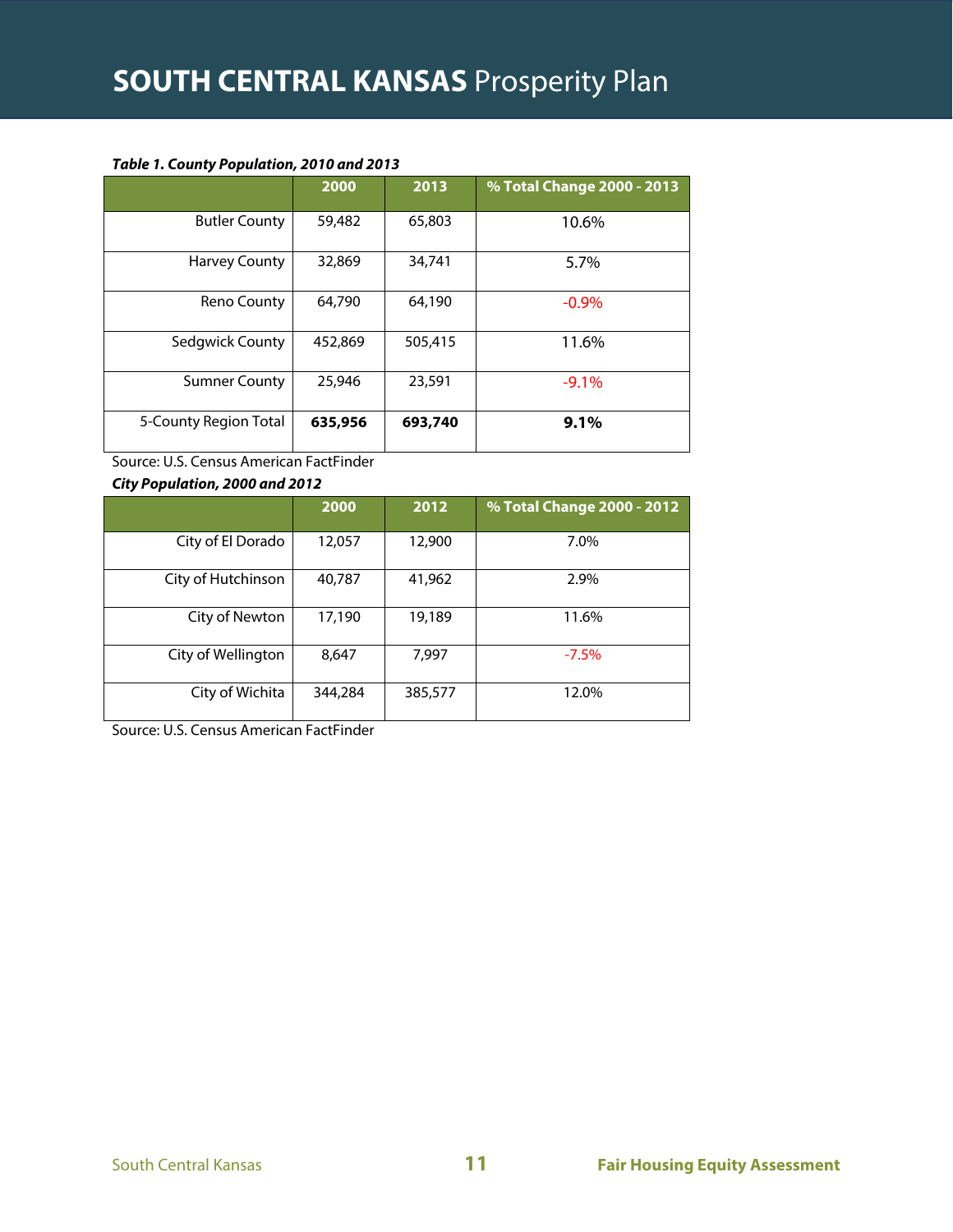***Table 1. County Population, 2010 and 2013***

| | 2000 | 2013 | % Total Change 2000 - 2013 |
|---|---|---|---|
| Butler County | 59,482 | 65,803 | 10.6% |
| Harvey County | 32,869 | 34,741 | 5.7% |
| Reno County | 64,790 | 64,190 | -0.9% |
| Sedgwick County | 452,869 | 505,415 | 11.6% |
| Sumner County | 25,946 | 23,591 | -9.1% |
| 5-County Region Total | **635,956** | **693,740** | **9.1%** |

Source: U.S. Census American FactFinder

***City Population, 2000 and 2012***

| | 2000 | 2012 | % Total Change 2000 - 2012 |
|---|---|---|---|
| City of El Dorado | 12,057 | 12,900 | 7.0% |
| City of Hutchinson | 40,787 | 41,962 | 2.9% |
| City of Newton | 17,190 | 19,189 | 11.6% |
| City of Wellington | 8,647 | 7,997 | -7.5% |
| City of Wichita | 344,284 | 385,577 | 12.0% |

Source: U.S. Census American FactFinder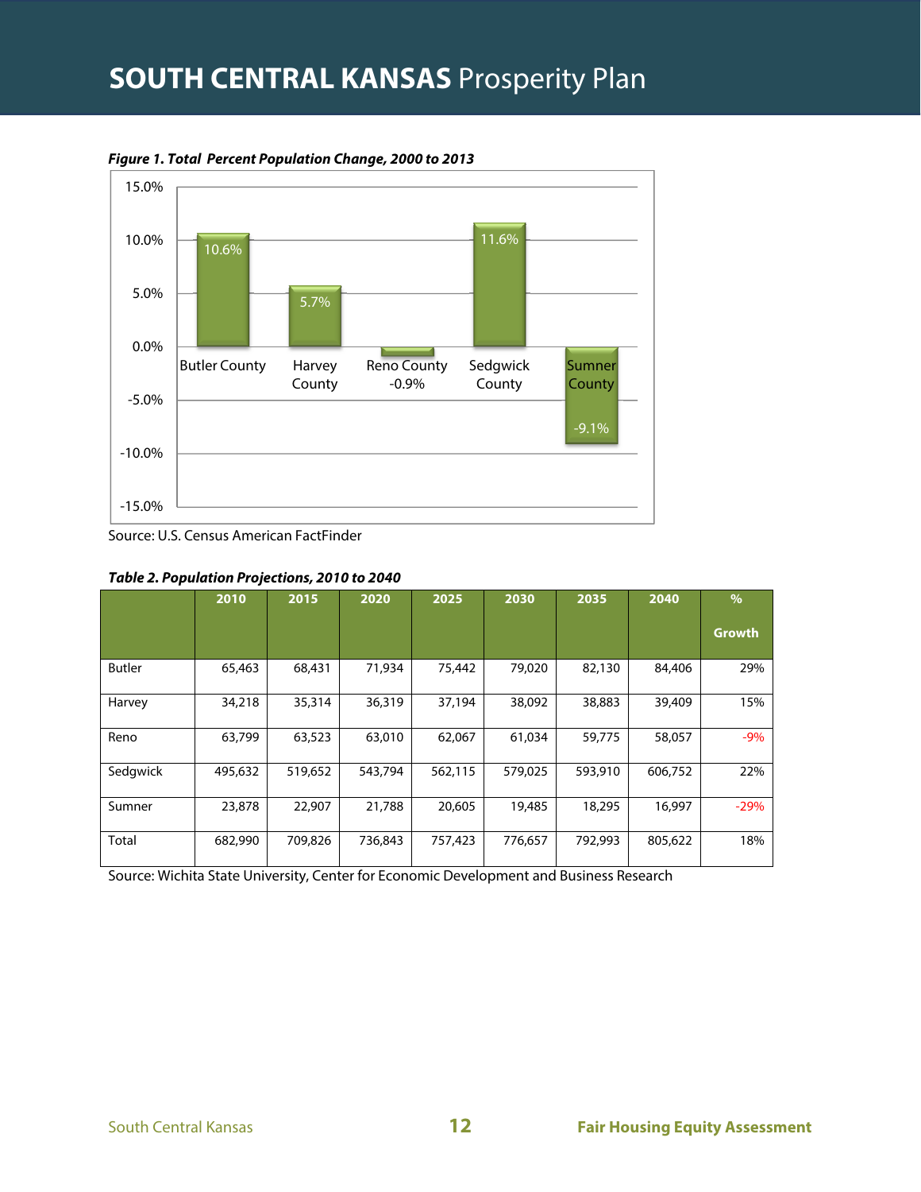**Figure 1. Total Percent Population Change, 2000 to 2013**

15.0%
10.0%
5.0%
0.0%
-5.0%
-10.0%
-15.0%

10.6%
Butler County

5.7%
Harvey County

Reno County
-0.9%

11.6%
Sedgwick County

Sumner County
-9.1%

Source: U.S. Census American FactFinder

**Table 2. Population Projections, 2010 to 2040**

| | 2010 | 2015 | 2020 | 2025 | 2030 | 2035 | 2040 | % Growth |
|---|---|---|---|---|---|---|---|---|
| Butler | 65,463 | 68,431 | 71,934 | 75,442 | 79,020 | 82,130 | 84,406 | 29% |
| Harvey | 34,218 | 35,314 | 36,319 | 37,194 | 38,092 | 38,883 | 39,409 | 15% |
| Reno | 63,799 | 63,523 | 63,010 | 62,067 | 61,034 | 59,775 | 58,057 | -9% |
| Sedgwick | 495,632 | 519,652 | 543,794 | 562,115 | 579,025 | 593,910 | 606,752 | 22% |
| Sumner | 23,878 | 22,907 | 21,788 | 20,605 | 19,485 | 18,295 | 16,997 | -29% |
| Total | 682,990 | 709,826 | 736,843 | 757,423 | 776,657 | 792,993 | 805,622 | 18% |

Source: Wichita State University, Center for Economic Development and Business Research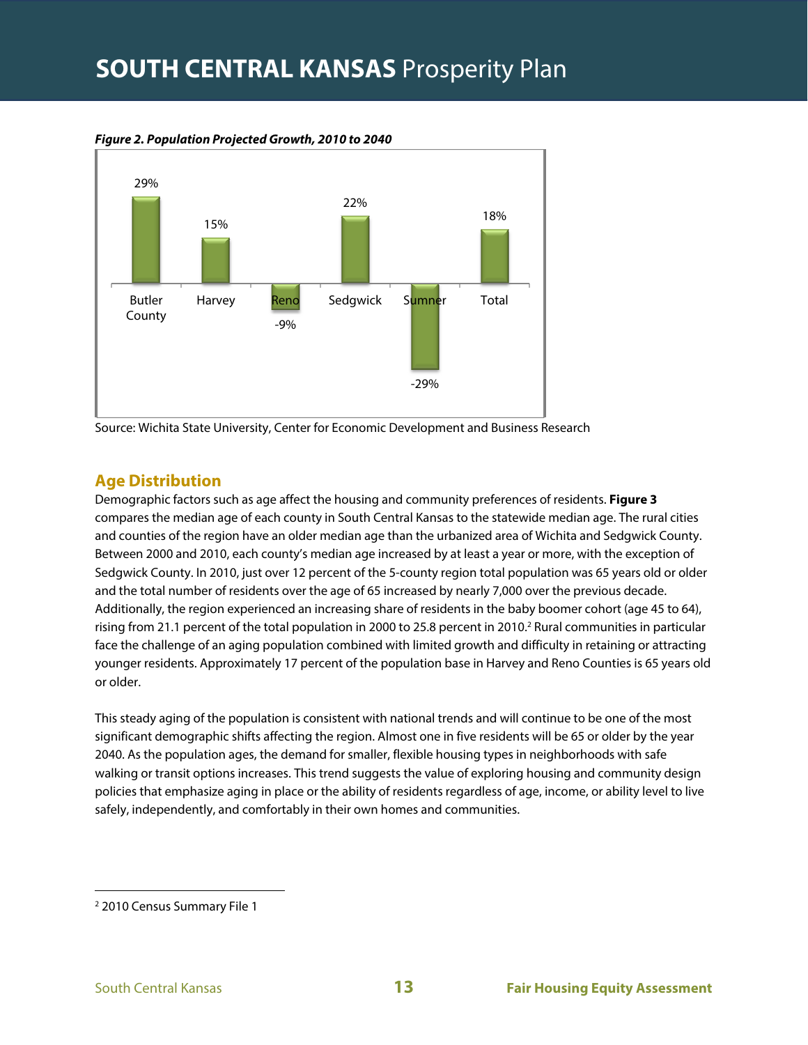***Figure 2. Population Projected Growth, 2010 to 2040***

29%
15%
22%
18%
Butler County
Harvey
Reno
Sedgwick
Sumner
Total
-9%
-29%

Source: Wichita State University, Center for Economic Development and Business Research

## Age Distribution

Demographic factors such as age affect the housing and community preferences of residents. **Figure 3** compares the median age of each county in South Central Kansas to the statewide median age. The rural cities and counties of the region have an older median age than the urbanized area of Wichita and Sedgwick County. Between 2000 and 2010, each county's median age increased by at least a year or more, with the exception of Sedgwick County. In 2010, just over 12 percent of the 5-county region total population was 65 years old or older and the total number of residents over the age of 65 increased by nearly 7,000 over the previous decade. Additionally, the region experienced an increasing share of residents in the baby boomer cohort (age 45 to 64), rising from 21.1 percent of the total population in 2000 to 25.8 percent in 2010.[2] Rural communities in particular face the challenge of an aging population combined with limited growth and difficulty in retaining or attracting younger residents. Approximately 17 percent of the population base in Harvey and Reno Counties is 65 years old or older.

This steady aging of the population is consistent with national trends and will continue to be one of the most significant demographic shifts affecting the region. Almost one in five residents will be 65 or older by the year 2040. As the population ages, the demand for smaller, flexible housing types in neighborhoods with safe walking or transit options increases. This trend suggests the value of exploring housing and community design policies that emphasize aging in place or the ability of residents regardless of age, income, or ability level to live safely, independently, and comfortably in their own homes and communities.

[2] 2010 Census Summary File 1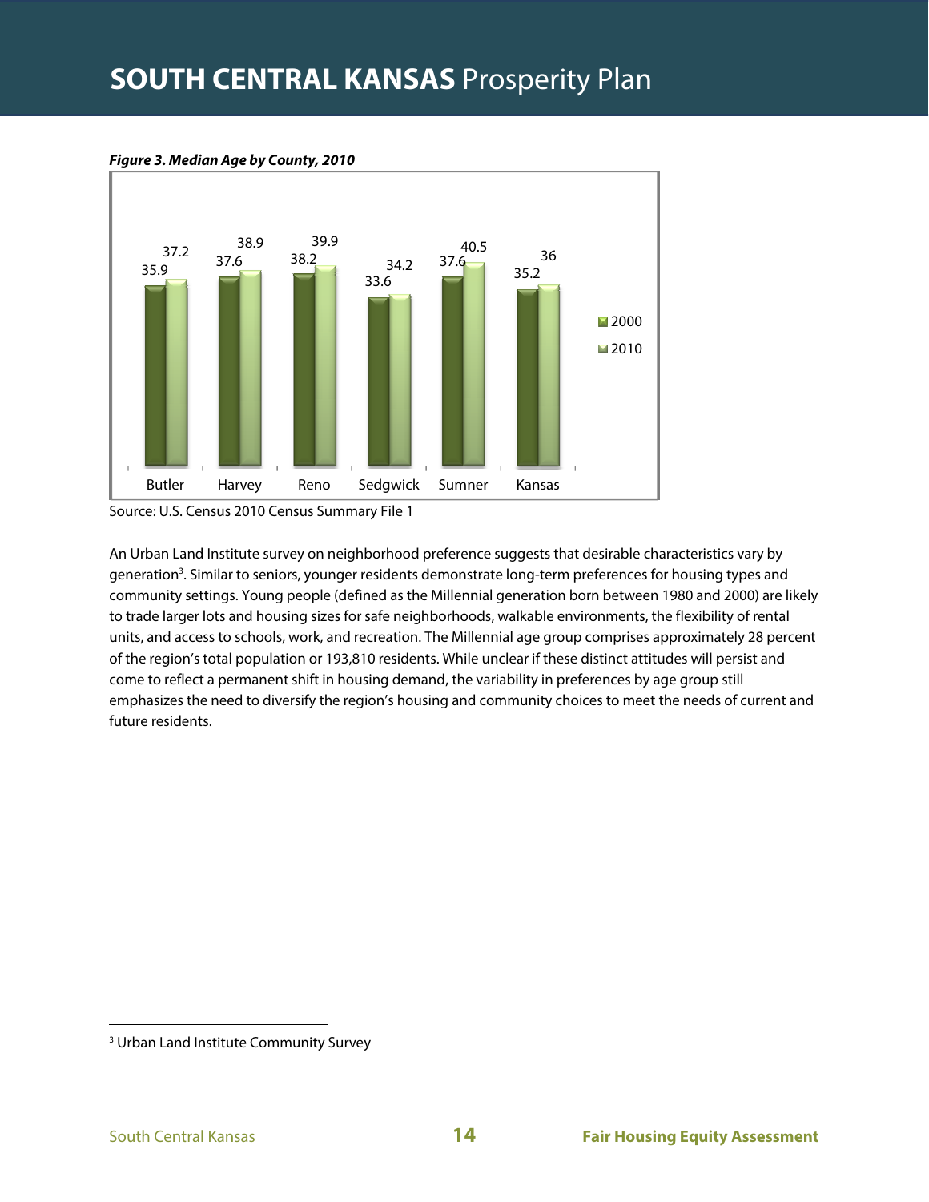*Figure 3. Median Age by County, 2010*

35.9
37.2
37.6
38.9
38.2
39.9
33.6
34.2
37.6
40.5
35.2
36

2000
2010

Butler
Harvey
Reno
Sedgwick
Sumner
Kansas

Source: U.S. Census 2010 Census Summary File 1

An Urban Land Institute survey on neighborhood preference suggests that desirable characteristics vary by generation[3]. Similar to seniors, younger residents demonstrate long-term preferences for housing types and community settings. Young people (defined as the Millennial generation born between 1980 and 2000) are likely to trade larger lots and housing sizes for safe neighborhoods, walkable environments, the flexibility of rental units, and access to schools, work, and recreation. The Millennial age group comprises approximately 28 percent of the region's total population or 193,810 residents. While unclear if these distinct attitudes will persist and come to reflect a permanent shift in housing demand, the variability in preferences by age group still emphasizes the need to diversify the region's housing and community choices to meet the needs of current and future residents.

---

[3] Urban Land Institute Community Survey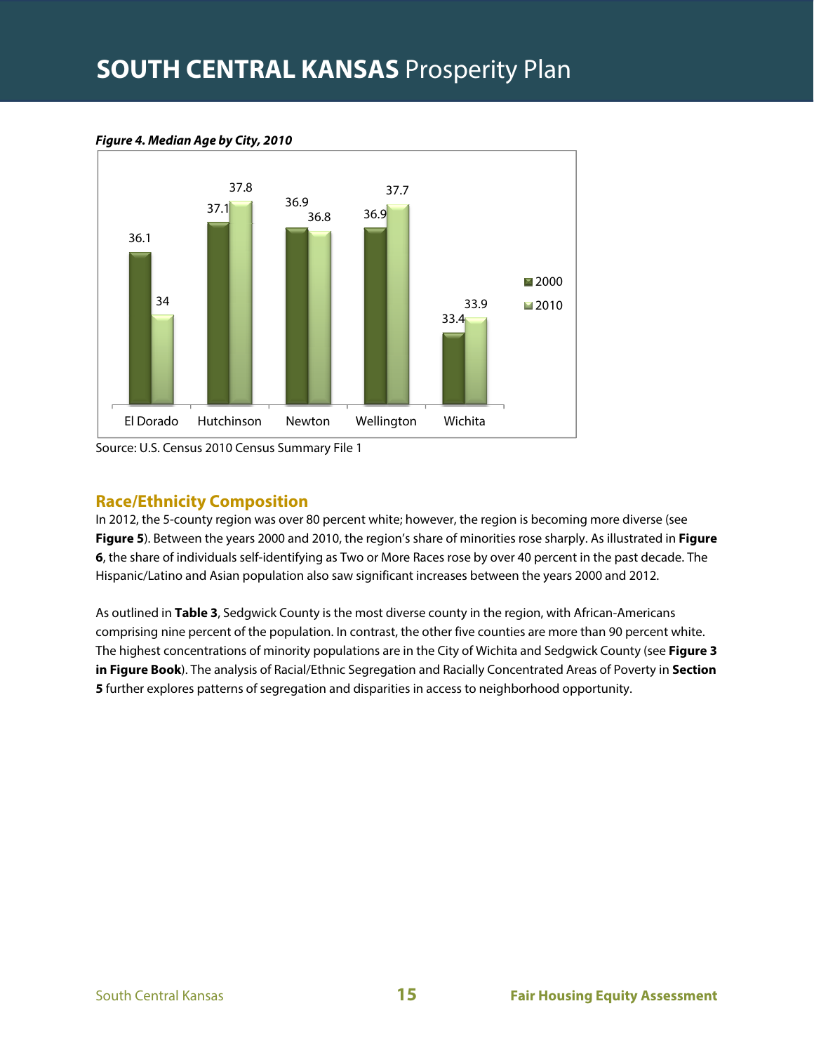***Figure 4. Median Age by City, 2010***

36.1
34
37.1
37.8
36.9
36.8
36.9
37.7
33.4
33.9

2000
2010

El Dorado
Hutchinson
Newton
Wellington
Wichita

Source: U.S. Census 2010 Census Summary File 1

## Race/Ethnicity Composition

In 2012, the 5-county region was over 80 percent white; however, the region is becoming more diverse (see **Figure 5**). Between the years 2000 and 2010, the region's share of minorities rose sharply. As illustrated in **Figure 6**, the share of individuals self-identifying as Two or More Races rose by over 40 percent in the past decade. The Hispanic/Latino and Asian population also saw significant increases between the years 2000 and 2012.

As outlined in **Table 3**, Sedgwick County is the most diverse county in the region, with African-Americans comprising nine percent of the population. In contrast, the other five counties are more than 90 percent white. The highest concentrations of minority populations are in the City of Wichita and Sedgwick County (see **Figure 3 in Figure Book**). The analysis of Racial/Ethnic Segregation and Racially Concentrated Areas of Poverty in **Section 5** further explores patterns of segregation and disparities in access to neighborhood opportunity.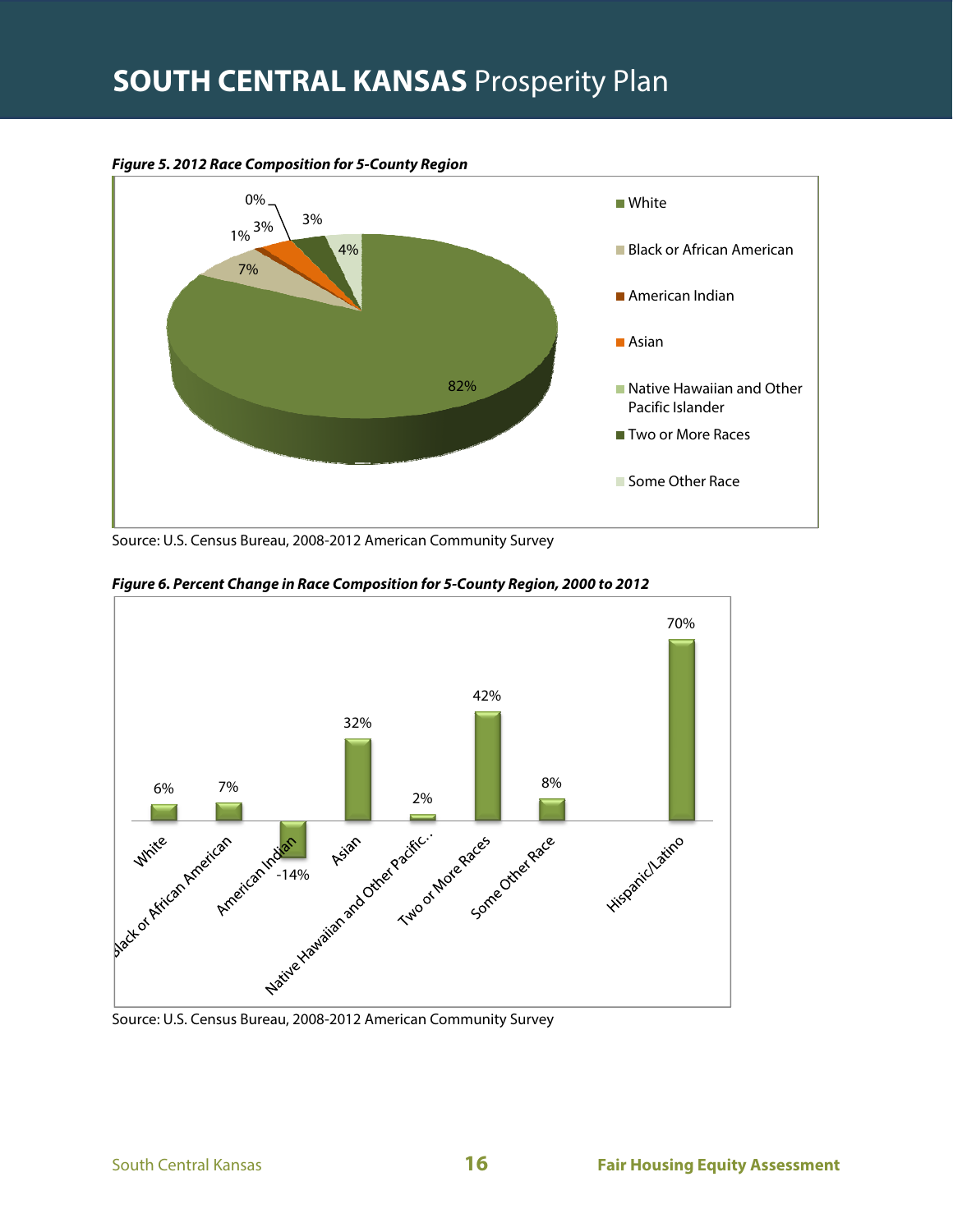*Figure 5. 2012 Race Composition for 5-County Region*

0%
3%
1%
3%
4%
7%
82%

White
Black or African American
American Indian
Asian
Native Hawaiian and Other Pacific Islander
Two or More Races
Some Other Race

Source: U.S. Census Bureau, 2008-2012 American Community Survey

*Figure 6. Percent Change in Race Composition for 5-County Region, 2000 to 2012*

6%
7%
-14%
32%
2%
42%
8%
70%

White
Black or African American
American Indian
Asian
Native Hawaiian and Other Pacific...
Two or More Races
Some Other Race
Hispanic/Latino

Source: U.S. Census Bureau, 2008-2012 American Community Survey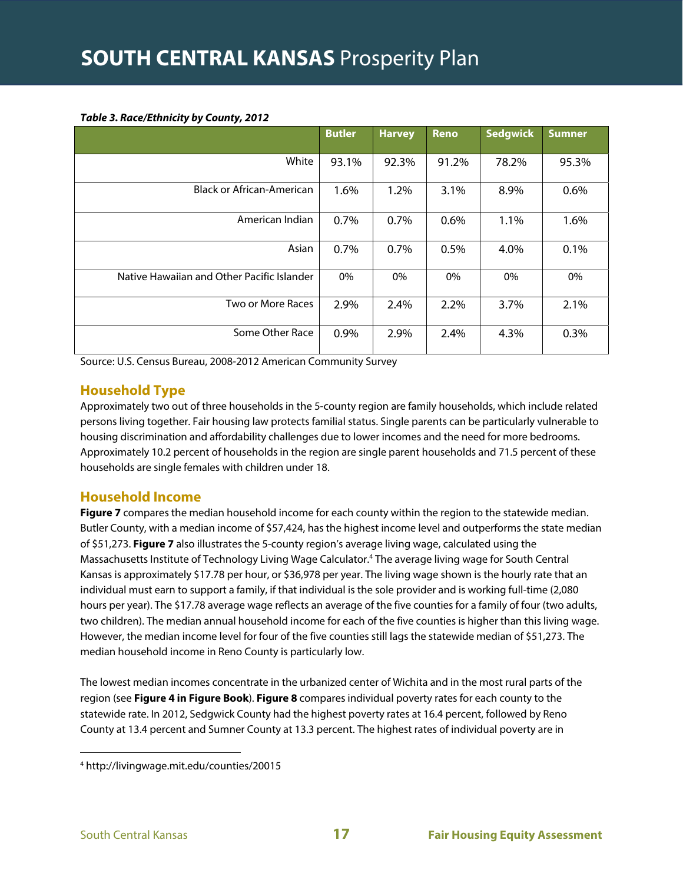***Table 3. Race/Ethnicity by County, 2012***

| | Butler | Harvey | Reno | Sedgwick | Sumner |
|---|---|---|---|---|---|
| White | 93.1% | 92.3% | 91.2% | 78.2% | 95.3% |
| Black or African-American | 1.6% | 1.2% | 3.1% | 8.9% | 0.6% |
| American Indian | 0.7% | 0.7% | 0.6% | 1.1% | 1.6% |
| Asian | 0.7% | 0.7% | 0.5% | 4.0% | 0.1% |
| Native Hawaiian and Other Pacific Islander | 0% | 0% | 0% | 0% | 0% |
| Two or More Races | 2.9% | 2.4% | 2.2% | 3.7% | 2.1% |
| Some Other Race | 0.9% | 2.9% | 2.4% | 4.3% | 0.3% |

Source: U.S. Census Bureau, 2008-2012 American Community Survey

## Household Type

Approximately two out of three households in the 5-county region are family households, which include related persons living together. Fair housing law protects familial status. Single parents can be particularly vulnerable to housing discrimination and affordability challenges due to lower incomes and the need for more bedrooms. Approximately 10.2 percent of households in the region are single parent households and 71.5 percent of these households are single females with children under 18.

## Household Income

**Figure 7** compares the median household income for each county within the region to the statewide median. Butler County, with a median income of $57,424, has the highest income level and outperforms the state median of $51,273. **Figure 7** also illustrates the 5-county region's average living wage, calculated using the Massachusetts Institute of Technology Living Wage Calculator.[4] The average living wage for South Central Kansas is approximately $17.78 per hour, or $36,978 per year. The living wage shown is the hourly rate that an individual must earn to support a family, if that individual is the sole provider and is working full-time (2,080 hours per year). The $17.78 average wage reflects an average of the five counties for a family of four (two adults, two children). The median annual household income for each of the five counties is higher than this living wage. However, the median income level for four of the five counties still lags the statewide median of $51,273. The median household income in Reno County is particularly low.

The lowest median incomes concentrate in the urbanized center of Wichita and in the most rural parts of the region (see **Figure 4 in Figure Book**). **Figure 8** compares individual poverty rates for each county to the statewide rate. In 2012, Sedgwick County had the highest poverty rates at 16.4 percent, followed by Reno County at 13.4 percent and Sumner County at 13.3 percent. The highest rates of individual poverty are in

[4] http://livingwage.mit.edu/counties/20015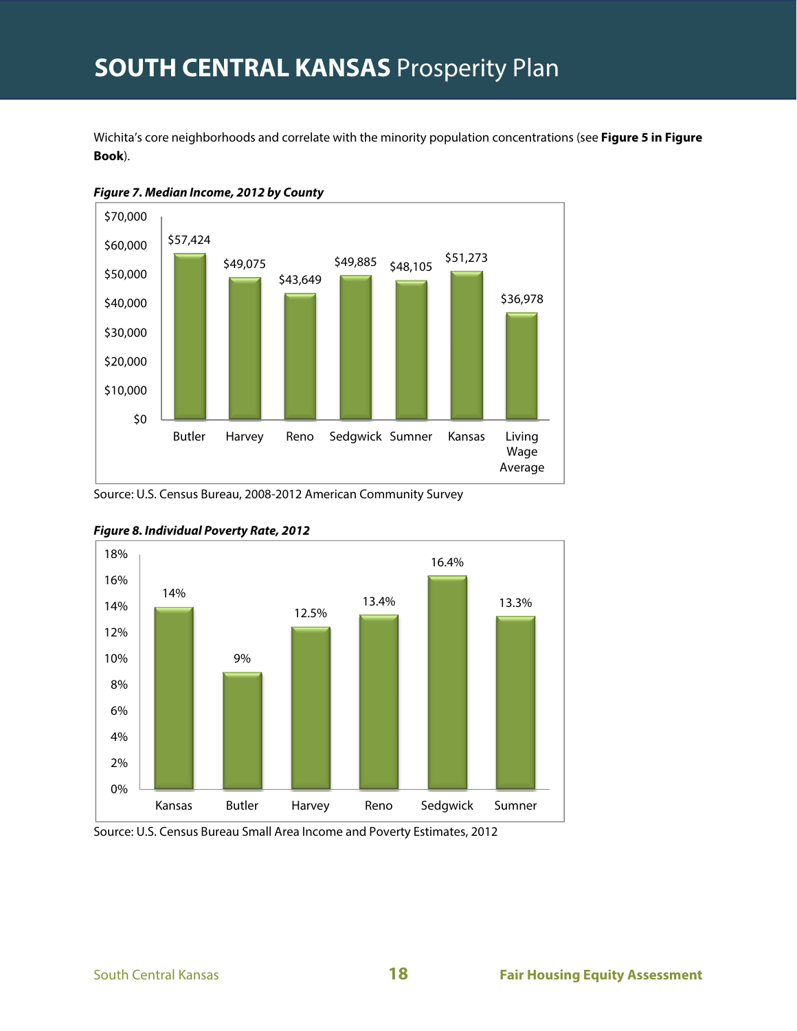Wichita's core neighborhoods and correlate with the minority population concentrations (see **Figure 5 in Figure Book**).

***Figure 7. Median Income, 2012 by County***

| County | Median Income |
|---|---|
| Butler | $57,424 |
| Harvey | $49,075 |
| Reno | $43,649 |
| Sedgwick | $49,885 |
| Sumner | $48,105 |
| Kansas | $51,273 |
| Living Wage Average | $36,978 |

Source: U.S. Census Bureau, 2008-2012 American Community Survey

***Figure 8. Individual Poverty Rate, 2012***

| Area | Poverty Rate |
|---|---|
| Kansas | 14% |
| Butler | 9% |
| Harvey | 12.5% |
| Reno | 13.4% |
| Sedgwick | 16.4% |
| Sumner | 13.3% |

Source: U.S. Census Bureau Small Area Income and Poverty Estimates, 2012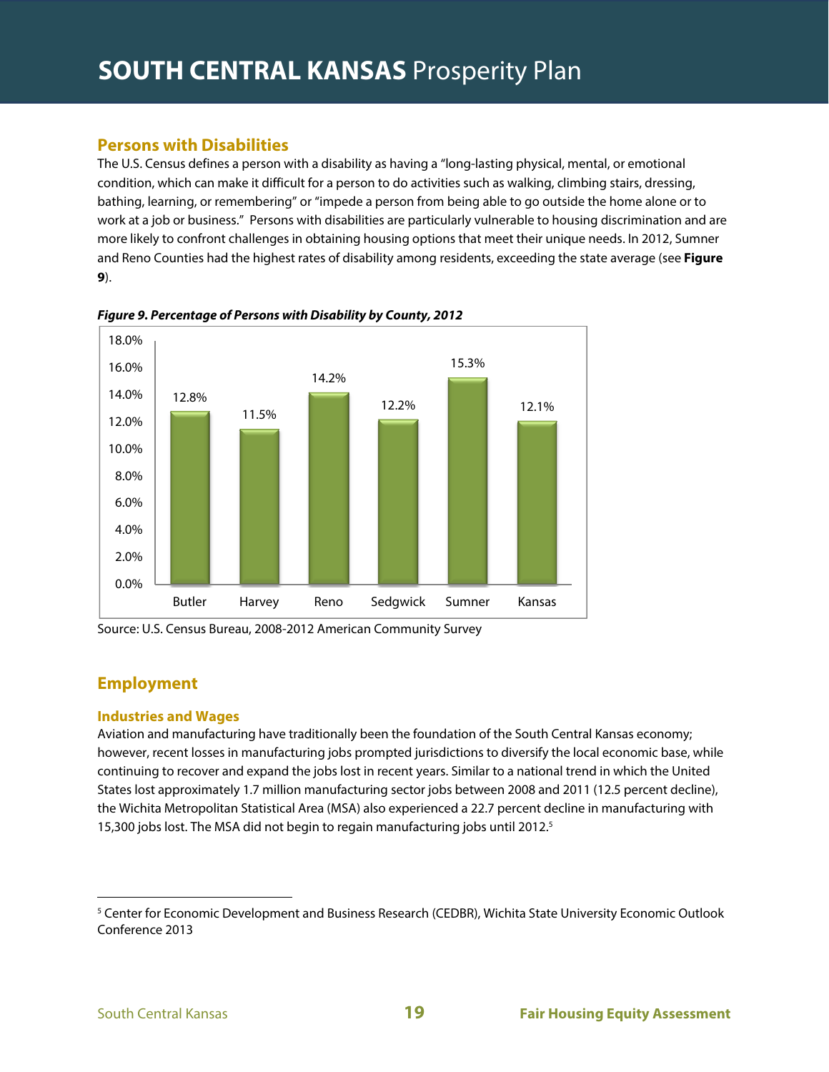## Persons with Disabilities

The U.S. Census defines a person with a disability as having a "long-lasting physical, mental, or emotional condition, which can make it difficult for a person to do activities such as walking, climbing stairs, dressing, bathing, learning, or remembering" or "impede a person from being able to go outside the home alone or to work at a job or business." Persons with disabilities are particularly vulnerable to housing discrimination and are more likely to confront challenges in obtaining housing options that meet their unique needs. In 2012, Sumner and Reno Counties had the highest rates of disability among residents, exceeding the state average (see **Figure 9**).

***Figure 9. Percentage of Persons with Disability by County, 2012***

18.0%
16.0%
14.0%
12.0%
10.0%
8.0%
6.0%
4.0%
2.0%
0.0%

12.8%
11.5%
14.2%
12.2%
15.3%
12.1%

Butler
Harvey
Reno
Sedgwick
Sumner
Kansas

Source: U.S. Census Bureau, 2008-2012 American Community Survey

## Employment

### Industries and Wages

Aviation and manufacturing have traditionally been the foundation of the South Central Kansas economy; however, recent losses in manufacturing jobs prompted jurisdictions to diversify the local economic base, while continuing to recover and expand the jobs lost in recent years. Similar to a national trend in which the United States lost approximately 1.7 million manufacturing sector jobs between 2008 and 2011 (12.5 percent decline), the Wichita Metropolitan Statistical Area (MSA) also experienced a 22.7 percent decline in manufacturing with 15,300 jobs lost. The MSA did not begin to regain manufacturing jobs until 2012.[5]

---

[5] Center for Economic Development and Business Research (CEDBR), Wichita State University Economic Outlook Conference 2013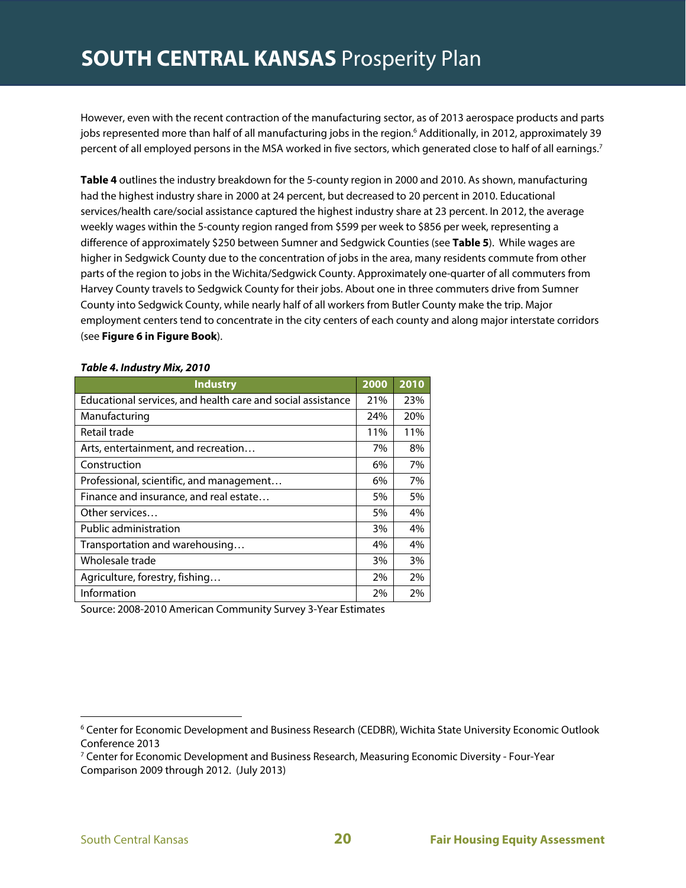However, even with the recent contraction of the manufacturing sector, as of 2013 aerospace products and parts jobs represented more than half of all manufacturing jobs in the region.[6] Additionally, in 2012, approximately 39 percent of all employed persons in the MSA worked in five sectors, which generated close to half of all earnings.[7]

**Table 4** outlines the industry breakdown for the 5-county region in 2000 and 2010. As shown, manufacturing had the highest industry share in 2000 at 24 percent, but decreased to 20 percent in 2010. Educational services/health care/social assistance captured the highest industry share at 23 percent. In 2012, the average weekly wages within the 5-county region ranged from $599 per week to $856 per week, representing a difference of approximately $250 between Sumner and Sedgwick Counties (see **Table 5**). While wages are higher in Sedgwick County due to the concentration of jobs in the area, many residents commute from other parts of the region to jobs in the Wichita/Sedgwick County. Approximately one-quarter of all commuters from Harvey County travels to Sedgwick County for their jobs. About one in three commuters drive from Sumner County into Sedgwick County, while nearly half of all workers from Butler County make the trip. Major employment centers tend to concentrate in the city centers of each county and along major interstate corridors (see **Figure 6 in Figure Book**).

***Table 4. Industry Mix, 2010***

| Industry | 2000 | 2010 |
|---|---|---|
| Educational services, and health care and social assistance | 21% | 23% |
| Manufacturing | 24% | 20% |
| Retail trade | 11% | 11% |
| Arts, entertainment, and recreation… | 7% | 8% |
| Construction | 6% | 7% |
| Professional, scientific, and management… | 6% | 7% |
| Finance and insurance, and real estate… | 5% | 5% |
| Other services… | 5% | 4% |
| Public administration | 3% | 4% |
| Transportation and warehousing… | 4% | 4% |
| Wholesale trade | 3% | 3% |
| Agriculture, forestry, fishing… | 2% | 2% |
| Information | 2% | 2% |

Source: 2008-2010 American Community Survey 3-Year Estimates

[6] Center for Economic Development and Business Research (CEDBR), Wichita State University Economic Outlook Conference 2013

[7] Center for Economic Development and Business Research, Measuring Economic Diversity - Four-Year Comparison 2009 through 2012. (July 2013)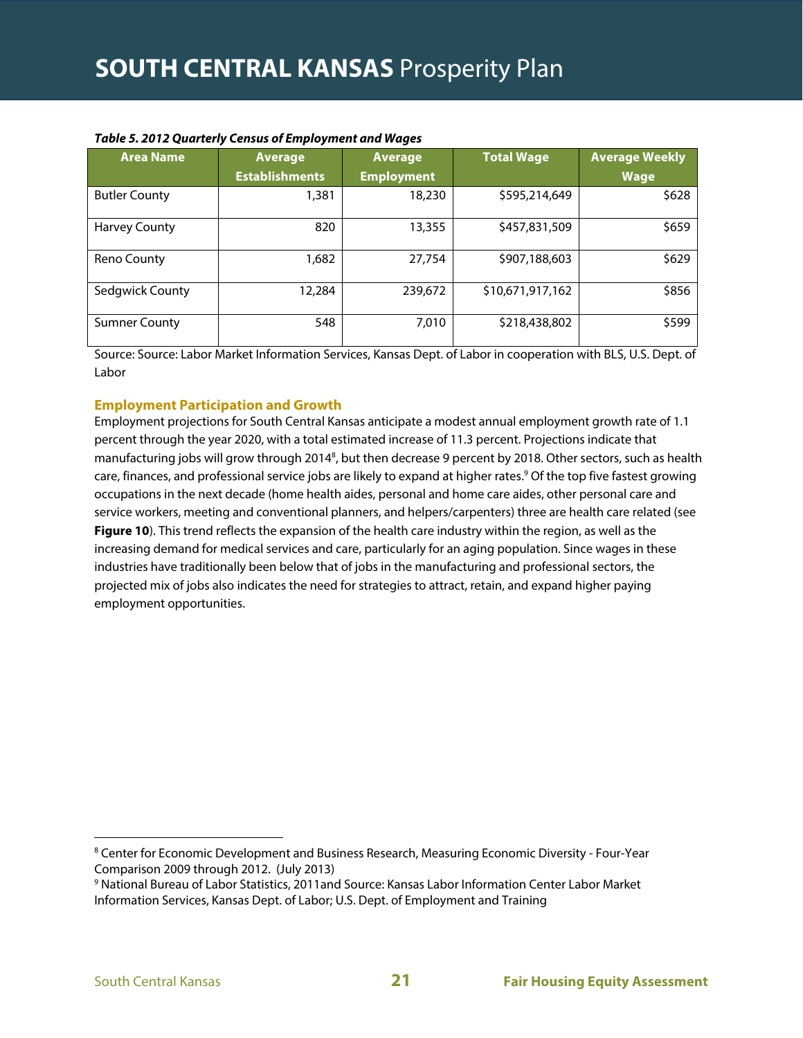***Table 5. 2012 Quarterly Census of Employment and Wages***

| Area Name | Average Establishments | Average Employment | Total Wage | Average Weekly Wage |
|---|---|---|---|---|
| Butler County | 1,381 | 18,230 | $595,214,649 | $628 |
| Harvey County | 820 | 13,355 | $457,831,509 | $659 |
| Reno County | 1,682 | 27,754 | $907,188,603 | $629 |
| Sedgwick County | 12,284 | 239,672 | $10,671,917,162 | $856 |
| Sumner County | 548 | 7,010 | $218,438,802 | $599 |

Source: Source: Labor Market Information Services, Kansas Dept. of Labor in cooperation with BLS, U.S. Dept. of Labor

### Employment Participation and Growth

Employment projections for South Central Kansas anticipate a modest annual employment growth rate of 1.1 percent through the year 2020, with a total estimated increase of 11.3 percent. Projections indicate that manufacturing jobs will grow through 2014[8], but then decrease 9 percent by 2018. Other sectors, such as health care, finances, and professional service jobs are likely to expand at higher rates.[9] Of the top five fastest growing occupations in the next decade (home health aides, personal and home care aides, other personal care and service workers, meeting and conventional planners, and helpers/carpenters) three are health care related (see **Figure 10**). This trend reflects the expansion of the health care industry within the region, as well as the increasing demand for medical services and care, particularly for an aging population. Since wages in these industries have traditionally been below that of jobs in the manufacturing and professional sectors, the projected mix of jobs also indicates the need for strategies to attract, retain, and expand higher paying employment opportunities.

[8] Center for Economic Development and Business Research, Measuring Economic Diversity - Four-Year Comparison 2009 through 2012. (July 2013)

[9] National Bureau of Labor Statistics, 2011and Source: Kansas Labor Information Center Labor Market Information Services, Kansas Dept. of Labor; U.S. Dept. of Employment and Training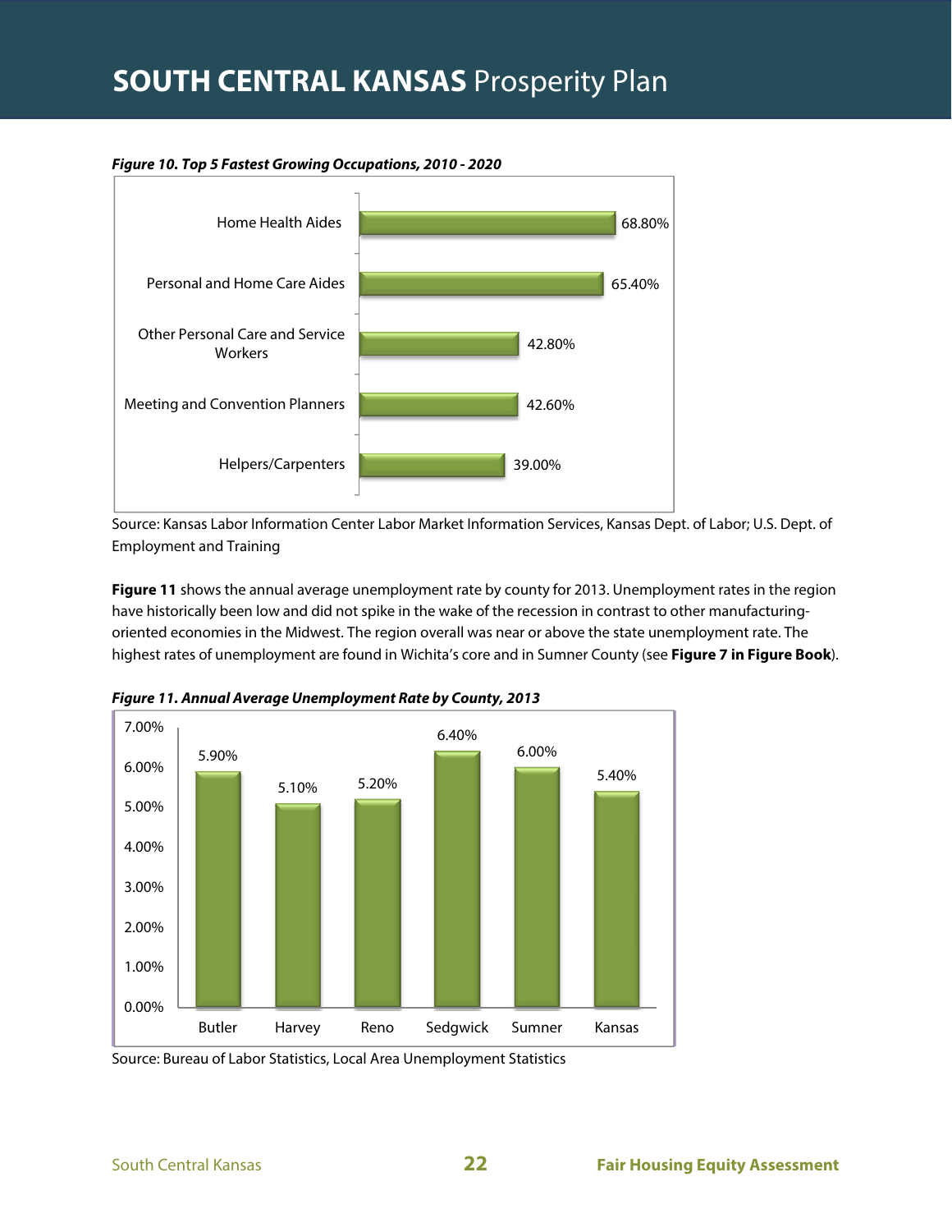***Figure 10. Top 5 Fastest Growing Occupations, 2010 - 2020***

Home Health Aides
68.80%
Personal and Home Care Aides
65.40%
Other Personal Care and Service Workers
42.80%
Meeting and Convention Planners
42.60%
Helpers/Carpenters
39.00%

Source: Kansas Labor Information Center Labor Market Information Services, Kansas Dept. of Labor; U.S. Dept. of Employment and Training

**Figure 11** shows the annual average unemployment rate by county for 2013. Unemployment rates in the region have historically been low and did not spike in the wake of the recession in contrast to other manufacturing-oriented economies in the Midwest. The region overall was near or above the state unemployment rate. The highest rates of unemployment are found in Wichita's core and in Sumner County (see **Figure 7 in Figure Book**).

***Figure 11. Annual Average Unemployment Rate by County, 2013***

7.00%
6.00%
5.00%
4.00%
3.00%
2.00%
1.00%
0.00%

Butler 5.90%
Harvey 5.10%
Reno 5.20%
Sedgwick 6.40%
Sumner 6.00%
Kansas 5.40%

Source: Bureau of Labor Statistics, Local Area Unemployment Statistics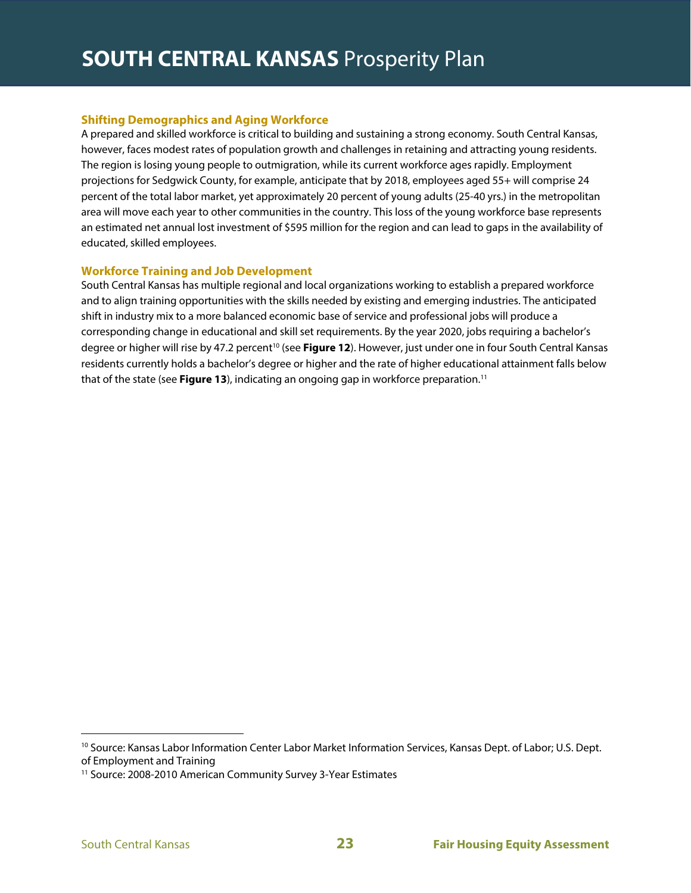### Shifting Demographics and Aging Workforce

A prepared and skilled workforce is critical to building and sustaining a strong economy. South Central Kansas, however, faces modest rates of population growth and challenges in retaining and attracting young residents. The region is losing young people to outmigration, while its current workforce ages rapidly. Employment projections for Sedgwick County, for example, anticipate that by 2018, employees aged 55+ will comprise 24 percent of the total labor market, yet approximately 20 percent of young adults (25-40 yrs.) in the metropolitan area will move each year to other communities in the country. This loss of the young workforce base represents an estimated net annual lost investment of $595 million for the region and can lead to gaps in the availability of educated, skilled employees.

### Workforce Training and Job Development

South Central Kansas has multiple regional and local organizations working to establish a prepared workforce and to align training opportunities with the skills needed by existing and emerging industries. The anticipated shift in industry mix to a more balanced economic base of service and professional jobs will produce a corresponding change in educational and skill set requirements. By the year 2020, jobs requiring a bachelor's degree or higher will rise by 47.2 percent[10] (see **Figure 12**). However, just under one in four South Central Kansas residents currently holds a bachelor's degree or higher and the rate of higher educational attainment falls below that of the state (see **Figure 13**), indicating an ongoing gap in workforce preparation.[11]

---

[10] Source: Kansas Labor Information Center Labor Market Information Services, Kansas Dept. of Labor; U.S. Dept. of Employment and Training

[11] Source: 2008-2010 American Community Survey 3-Year Estimates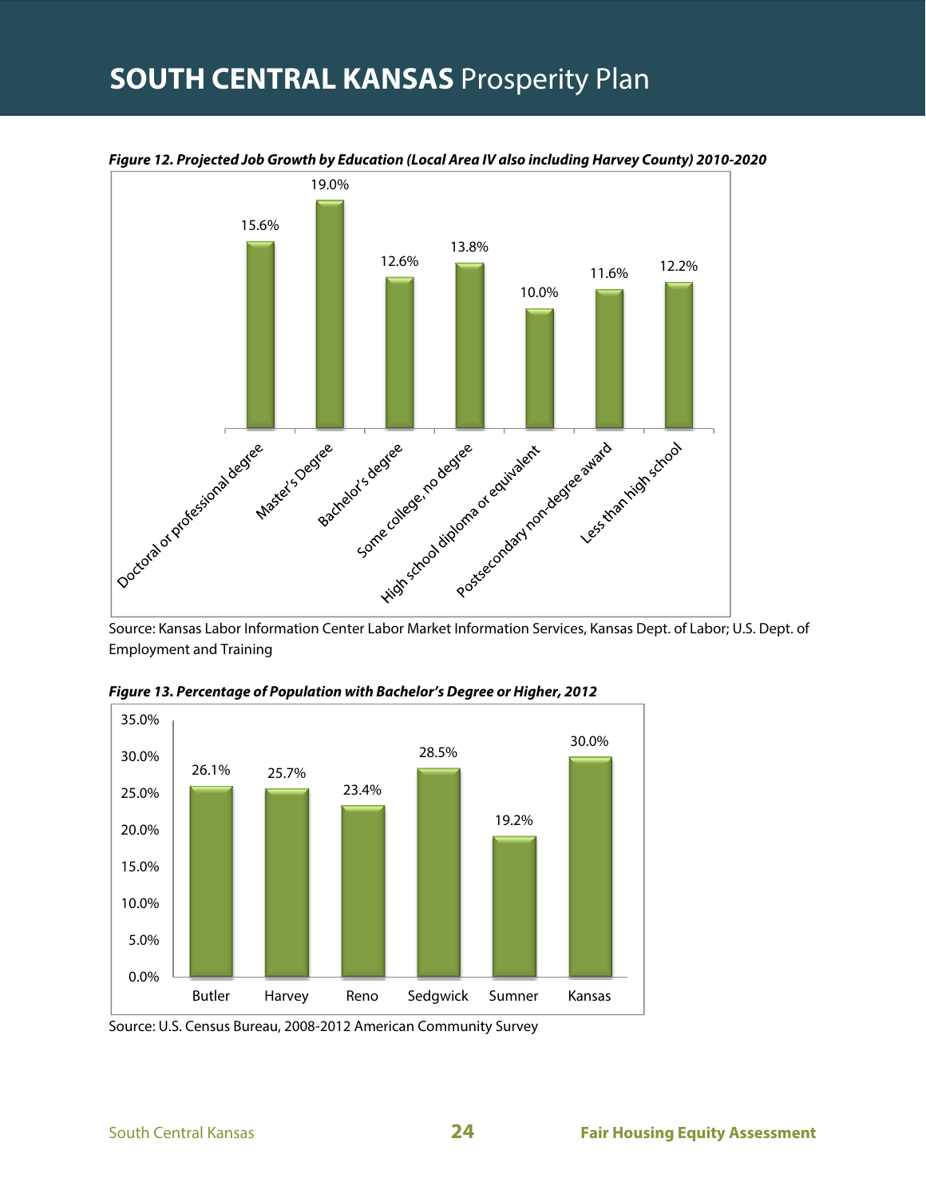***Figure 12. Projected Job Growth by Education (Local Area IV also including Harvey County) 2010-2020***

15.6%
19.0%
12.6%
13.8%
10.0%
11.6%
12.2%

Doctoral or professional degree
Master's Degree
Bachelor's degree
Some college, no degree
High school diploma or equivalent
Postsecondary non-degree award
Less than high school

Source: Kansas Labor Information Center Labor Market Information Services, Kansas Dept. of Labor; U.S. Dept. of Employment and Training

***Figure 13. Percentage of Population with Bachelor's Degree or Higher, 2012***

35.0%
30.0%
25.0%
20.0%
15.0%
10.0%
5.0%
0.0%

26.1%
25.7%
23.4%
28.5%
19.2%
30.0%

Butler
Harvey
Reno
Sedgwick
Sumner
Kansas

Source: U.S. Census Bureau, 2008-2012 American Community Survey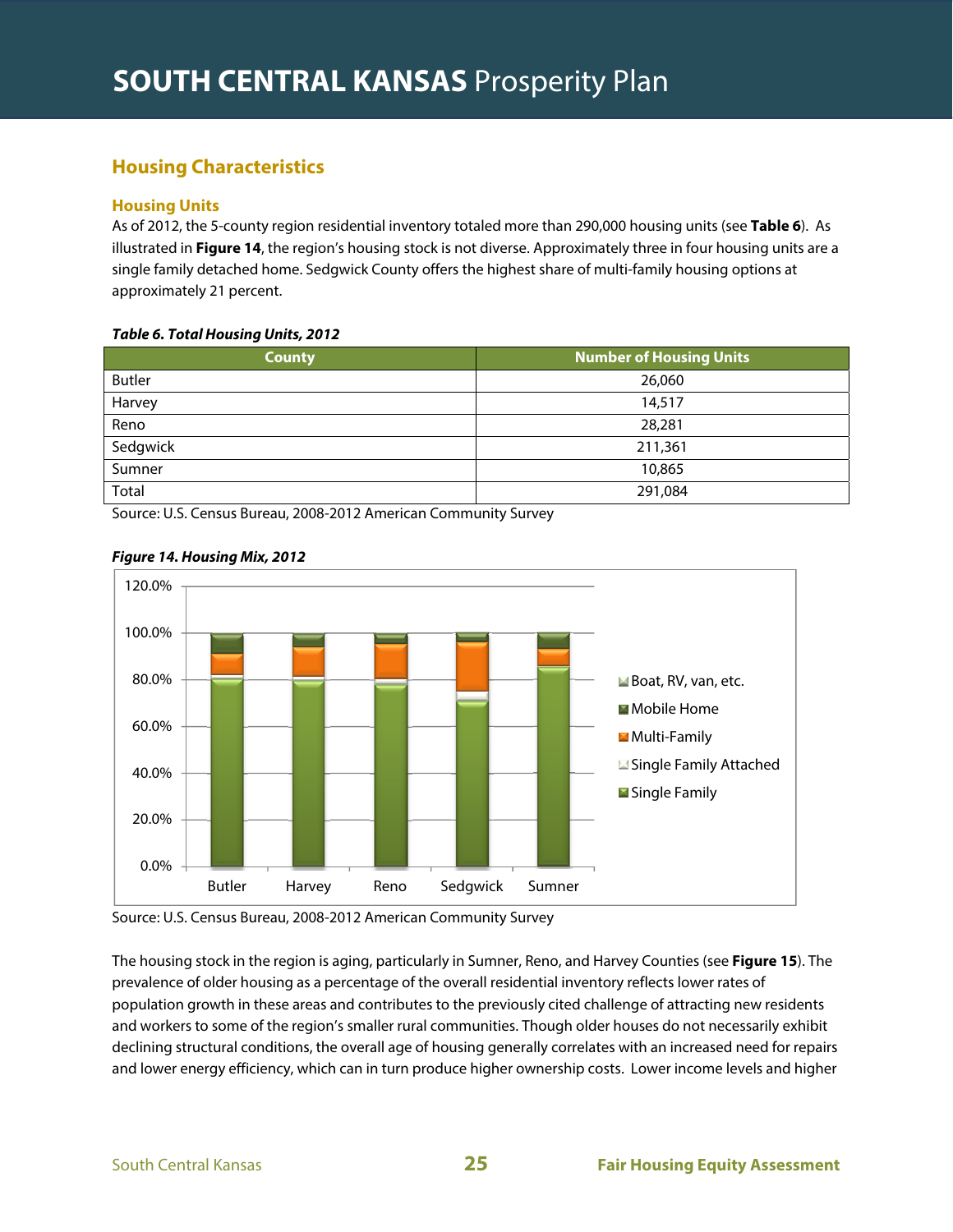## Housing Characteristics

### Housing Units

As of 2012, the 5-county region residential inventory totaled more than 290,000 housing units (see **Table 6**). As illustrated in **Figure 14**, the region's housing stock is not diverse. Approximately three in four housing units are a single family detached home. Sedgwick County offers the highest share of multi-family housing options at approximately 21 percent.

***Table 6. Total Housing Units, 2012***

| County | Number of Housing Units |
|---|---|
| Butler | 26,060 |
| Harvey | 14,517 |
| Reno | 28,281 |
| Sedgwick | 211,361 |
| Sumner | 10,865 |
| Total | 291,084 |

Source: U.S. Census Bureau, 2008-2012 American Community Survey

***Figure 14. Housing Mix, 2012***

120.0%
100.0%
80.0%
60.0%
40.0%
20.0%
0.0%

Butler
Harvey
Reno
Sedgwick
Sumner

Boat, RV, van, etc.
Mobile Home
Multi-Family
Single Family Attached
Single Family

Source: U.S. Census Bureau, 2008-2012 American Community Survey

The housing stock in the region is aging, particularly in Sumner, Reno, and Harvey Counties (see **Figure 15**). The prevalence of older housing as a percentage of the overall residential inventory reflects lower rates of population growth in these areas and contributes to the previously cited challenge of attracting new residents and workers to some of the region's smaller rural communities. Though older houses do not necessarily exhibit declining structural conditions, the overall age of housing generally correlates with an increased need for repairs and lower energy efficiency, which can in turn produce higher ownership costs. Lower income levels and higher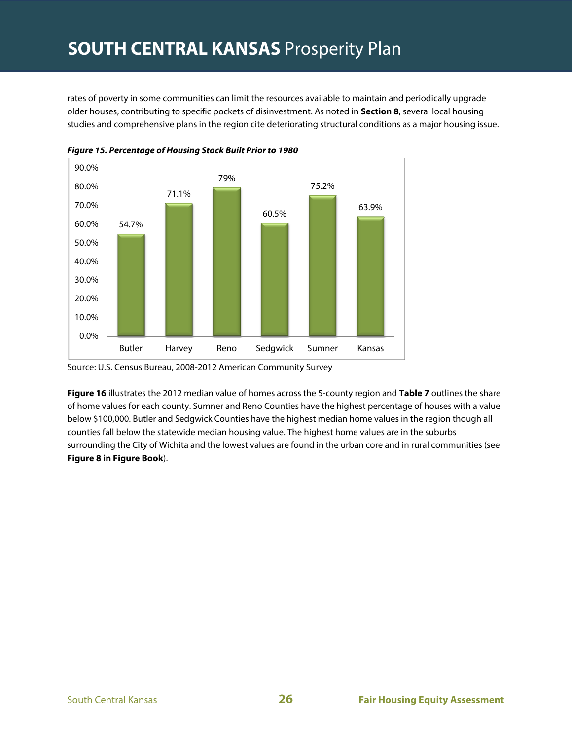rates of poverty in some communities can limit the resources available to maintain and periodically upgrade older houses, contributing to specific pockets of disinvestment. As noted in **Section 8**, several local housing studies and comprehensive plans in the region cite deteriorating structural conditions as a major housing issue.

***Figure 15. Percentage of Housing Stock Built Prior to 1980***

90.0%
80.0%
70.0%
60.0%
50.0%
40.0%
30.0%
20.0%
10.0%
0.0%

Butler 54.7%
Harvey 71.1%
Reno 79%
Sedgwick 60.5%
Sumner 75.2%
Kansas 63.9%

Source: U.S. Census Bureau, 2008-2012 American Community Survey

**Figure 16** illustrates the 2012 median value of homes across the 5-county region and **Table 7** outlines the share of home values for each county. Sumner and Reno Counties have the highest percentage of houses with a value below $100,000. Butler and Sedgwick Counties have the highest median home values in the region though all counties fall below the statewide median housing value. The highest home values are in the suburbs surrounding the City of Wichita and the lowest values are found in the urban core and in rural communities (see **Figure 8 in Figure Book**).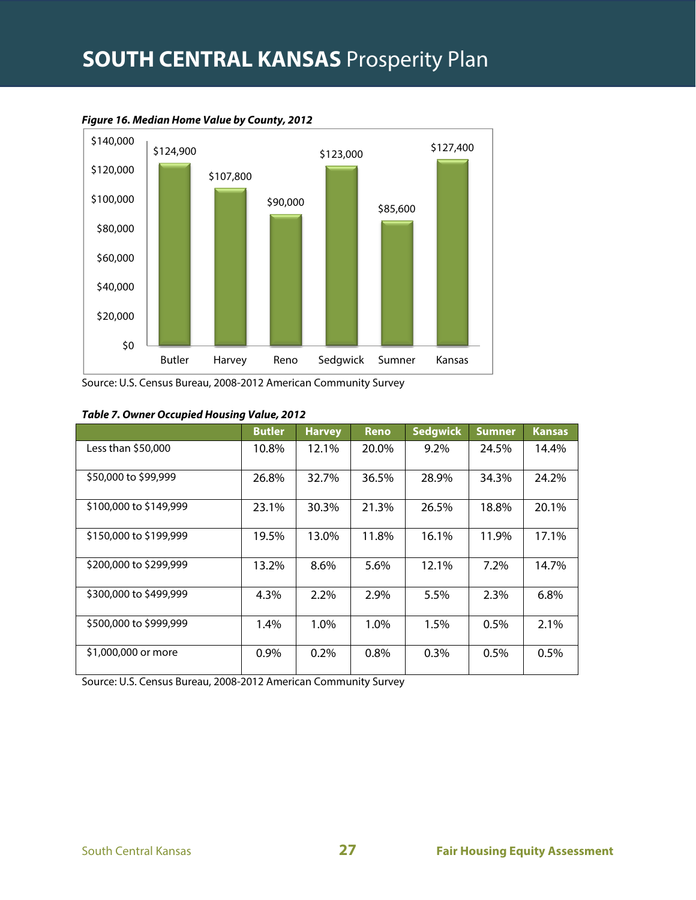***Figure 16. Median Home Value by County, 2012***

$140,000
$120,000
$100,000
$80,000
$60,000
$40,000
$20,000
$0

$124,900
$107,800
$90,000
$123,000
$85,600
$127,400

Butler
Harvey
Reno
Sedgwick
Sumner
Kansas

Source: U.S. Census Bureau, 2008-2012 American Community Survey

***Table 7. Owner Occupied Housing Value, 2012***

| | Butler | Harvey | Reno | Sedgwick | Sumner | Kansas |
|---|---|---|---|---|---|---|
| Less than $50,000 | 10.8% | 12.1% | 20.0% | 9.2% | 24.5% | 14.4% |
| $50,000 to $99,999 | 26.8% | 32.7% | 36.5% | 28.9% | 34.3% | 24.2% |
| $100,000 to $149,999 | 23.1% | 30.3% | 21.3% | 26.5% | 18.8% | 20.1% |
| $150,000 to $199,999 | 19.5% | 13.0% | 11.8% | 16.1% | 11.9% | 17.1% |
| $200,000 to $299,999 | 13.2% | 8.6% | 5.6% | 12.1% | 7.2% | 14.7% |
| $300,000 to $499,999 | 4.3% | 2.2% | 2.9% | 5.5% | 2.3% | 6.8% |
| $500,000 to $999,999 | 1.4% | 1.0% | 1.0% | 1.5% | 0.5% | 2.1% |
| $1,000,000 or more | 0.9% | 0.2% | 0.8% | 0.3% | 0.5% | 0.5% |

Source: U.S. Census Bureau, 2008-2012 American Community Survey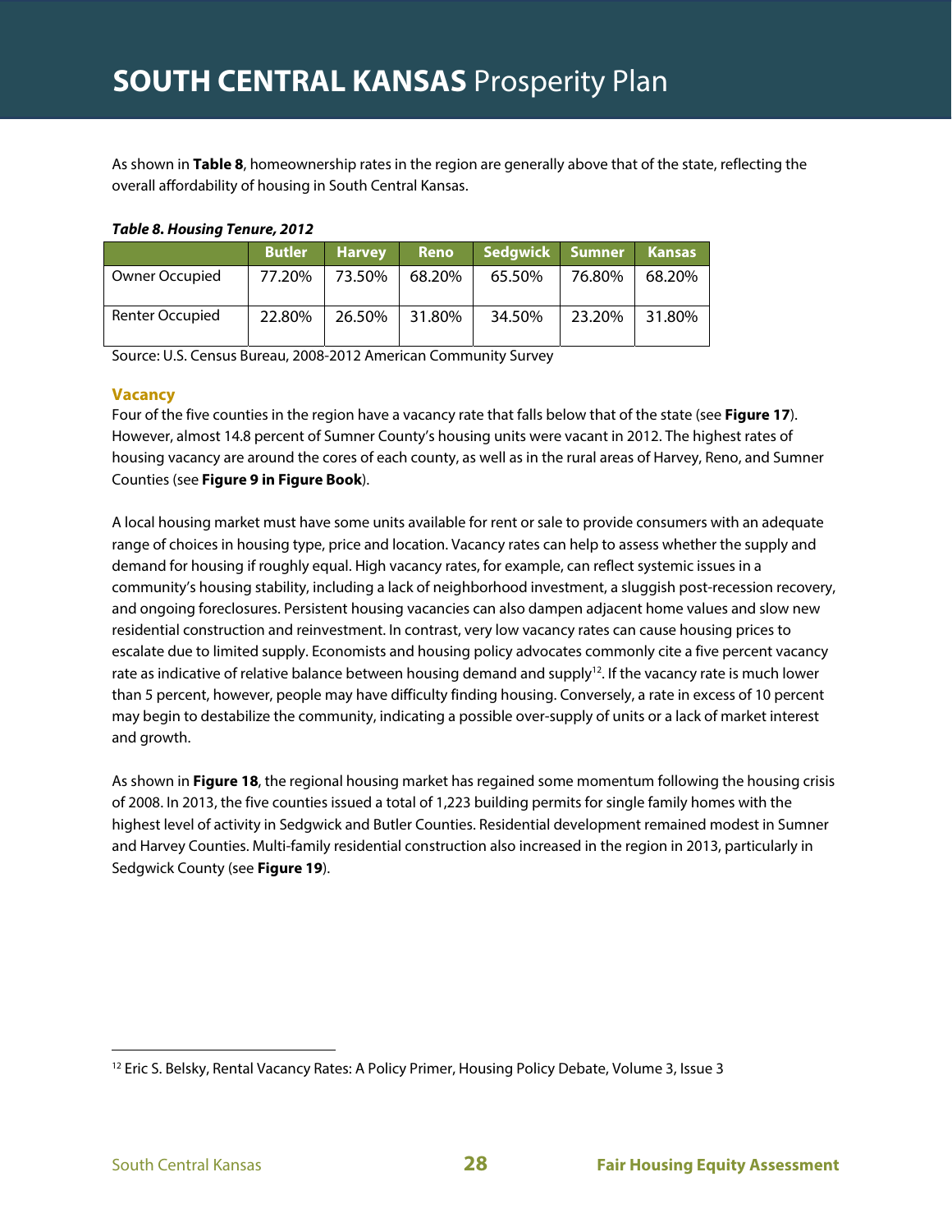As shown in **Table 8**, homeownership rates in the region are generally above that of the state, reflecting the overall affordability of housing in South Central Kansas.

***Table 8. Housing Tenure, 2012***

| | Butler | Harvey | Reno | Sedgwick | Sumner | Kansas |
|---|---|---|---|---|---|---|
| Owner Occupied | 77.20% | 73.50% | 68.20% | 65.50% | 76.80% | 68.20% |
| Renter Occupied | 22.80% | 26.50% | 31.80% | 34.50% | 23.20% | 31.80% |

Source: U.S. Census Bureau, 2008-2012 American Community Survey

### Vacancy

Four of the five counties in the region have a vacancy rate that falls below that of the state (see **Figure 17**). However, almost 14.8 percent of Sumner County's housing units were vacant in 2012. The highest rates of housing vacancy are around the cores of each county, as well as in the rural areas of Harvey, Reno, and Sumner Counties (see **Figure 9 in Figure Book**).

A local housing market must have some units available for rent or sale to provide consumers with an adequate range of choices in housing type, price and location. Vacancy rates can help to assess whether the supply and demand for housing if roughly equal. High vacancy rates, for example, can reflect systemic issues in a community's housing stability, including a lack of neighborhood investment, a sluggish post-recession recovery, and ongoing foreclosures. Persistent housing vacancies can also dampen adjacent home values and slow new residential construction and reinvestment. In contrast, very low vacancy rates can cause housing prices to escalate due to limited supply. Economists and housing policy advocates commonly cite a five percent vacancy rate as indicative of relative balance between housing demand and supply[12]. If the vacancy rate is much lower than 5 percent, however, people may have difficulty finding housing. Conversely, a rate in excess of 10 percent may begin to destabilize the community, indicating a possible over-supply of units or a lack of market interest and growth.

As shown in **Figure 18**, the regional housing market has regained some momentum following the housing crisis of 2008. In 2013, the five counties issued a total of 1,223 building permits for single family homes with the highest level of activity in Sedgwick and Butler Counties. Residential development remained modest in Sumner and Harvey Counties. Multi-family residential construction also increased in the region in 2013, particularly in Sedgwick County (see **Figure 19**).

[12] Eric S. Belsky, Rental Vacancy Rates: A Policy Primer, Housing Policy Debate, Volume 3, Issue 3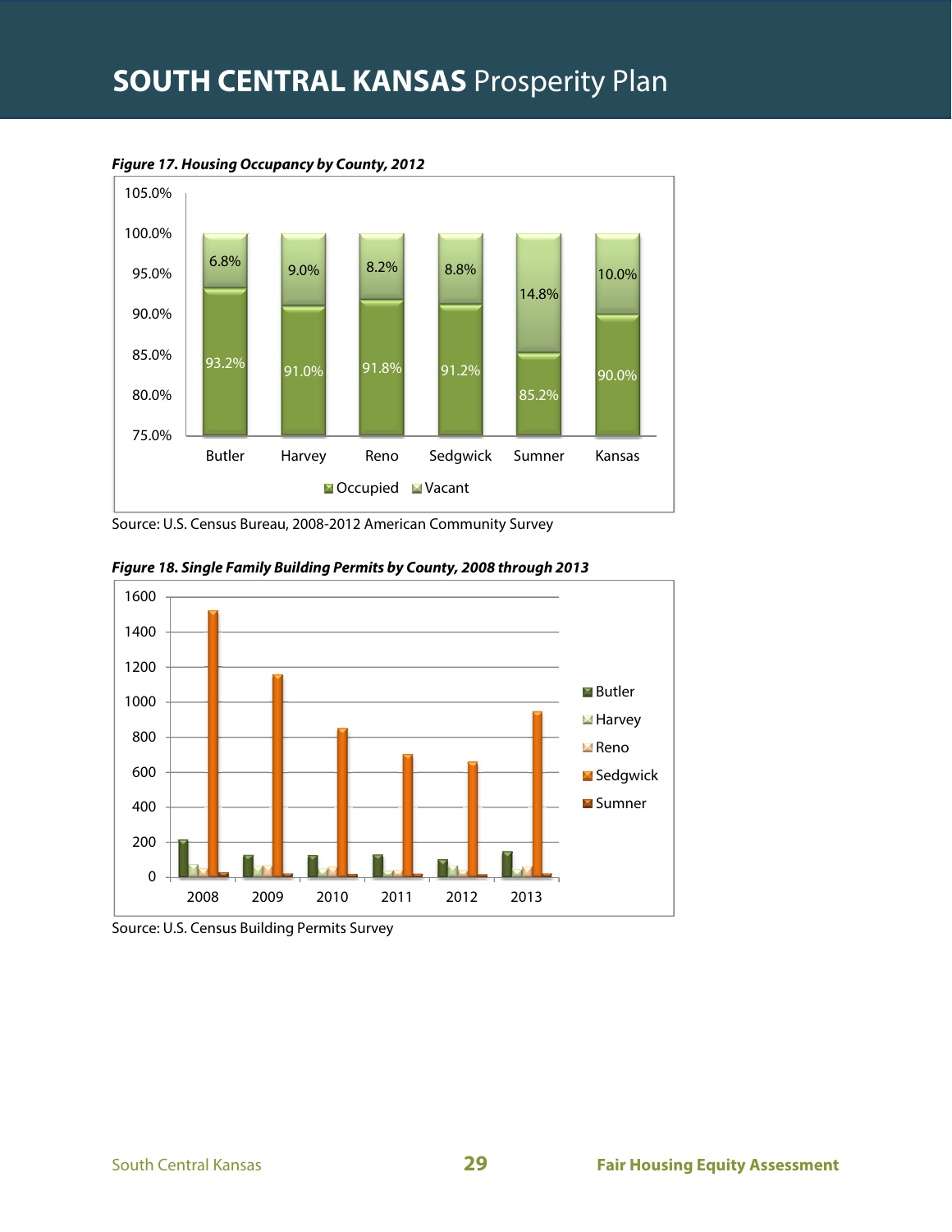*Figure 17. Housing Occupancy by County, 2012*

105.0%
100.0%
95.0%
90.0%
85.0%
80.0%
75.0%

Butler 93.2% 6.8%
Harvey 91.0% 9.0%
Reno 91.8% 8.2%
Sedgwick 91.2% 8.8%
Sumner 85.2% 14.8%
Kansas 90.0% 10.0%

Occupied Vacant

Source: U.S. Census Bureau, 2008-2012 American Community Survey

*Figure 18. Single Family Building Permits by County, 2008 through 2013*

1600
1400
1200
1000
800
600
400
200
0

2008 2009 2010 2011 2012 2013

Butler
Harvey
Reno
Sedgwick
Sumner

Source: U.S. Census Building Permits Survey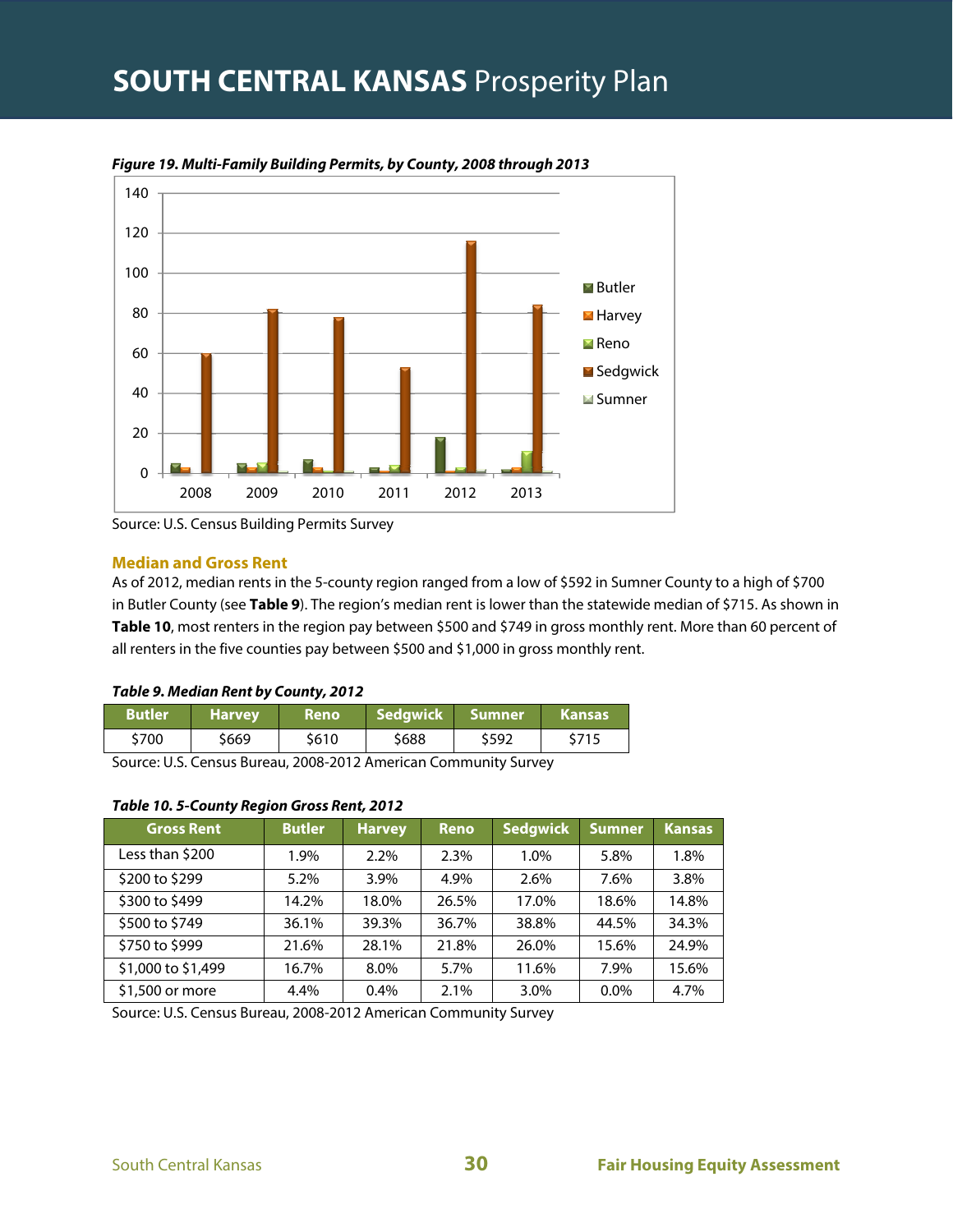*Figure 19. Multi-Family Building Permits, by County, 2008 through 2013*

140
120
100
80
60
40
20
0

2008 2009 2010 2011 2012 2013

Butler
Harvey
Reno
Sedgwick
Sumner

Source: U.S. Census Building Permits Survey

### Median and Gross Rent

As of 2012, median rents in the 5-county region ranged from a low of $592 in Sumner County to a high of $700 in Butler County (see **Table 9**). The region's median rent is lower than the statewide median of $715. As shown in **Table 10**, most renters in the region pay between $500 and $749 in gross monthly rent. More than 60 percent of all renters in the five counties pay between $500 and $1,000 in gross monthly rent.

***Table 9. Median Rent by County, 2012***

| Butler | Harvey | Reno | Sedgwick | Sumner | Kansas |
|---|---|---|---|---|---|
| $700 | $669 | $610 | $688 | $592 | $715 |

Source: U.S. Census Bureau, 2008-2012 American Community Survey

***Table 10. 5-County Region Gross Rent, 2012***

| Gross Rent | Butler | Harvey | Reno | Sedgwick | Sumner | Kansas |
|---|---|---|---|---|---|---|
| Less than $200 | 1.9% | 2.2% | 2.3% | 1.0% | 5.8% | 1.8% |
| $200 to $299 | 5.2% | 3.9% | 4.9% | 2.6% | 7.6% | 3.8% |
| $300 to $499 | 14.2% | 18.0% | 26.5% | 17.0% | 18.6% | 14.8% |
| $500 to $749 | 36.1% | 39.3% | 36.7% | 38.8% | 44.5% | 34.3% |
| $750 to $999 | 21.6% | 28.1% | 21.8% | 26.0% | 15.6% | 24.9% |
| $1,000 to $1,499 | 16.7% | 8.0% | 5.7% | 11.6% | 7.9% | 15.6% |
| $1,500 or more | 4.4% | 0.4% | 2.1% | 3.0% | 0.0% | 4.7% |

Source: U.S. Census Bureau, 2008-2012 American Community Survey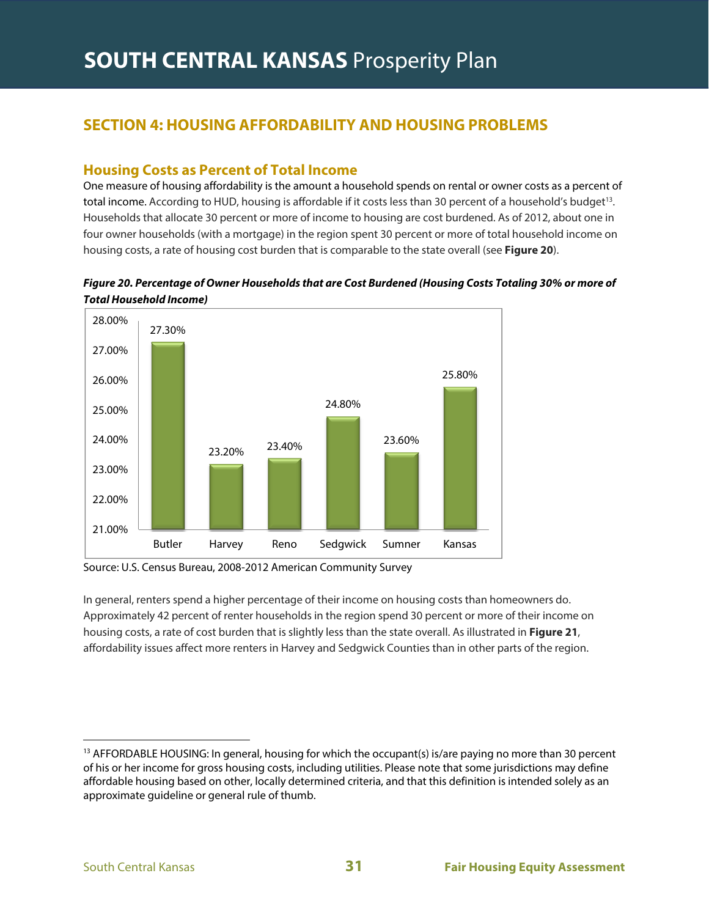## SECTION 4: HOUSING AFFORDABILITY AND HOUSING PROBLEMS

### Housing Costs as Percent of Total Income

One measure of housing affordability is the amount a household spends on rental or owner costs as a percent of total income. According to HUD, housing is affordable if it costs less than 30 percent of a household's budget[13]. Households that allocate 30 percent or more of income to housing are cost burdened. As of 2012, about one in four owner households (with a mortgage) in the region spent 30 percent or more of total household income on housing costs, a rate of housing cost burden that is comparable to the state overall (see **Figure 20**).

***Figure 20. Percentage of Owner Households that are Cost Burdened (Housing Costs Totaling 30% or more of Total Household Income)***

28.00%
27.00%
26.00%
25.00%
24.00%
23.00%
22.00%
21.00%

27.30%
23.20%
23.40%
24.80%
23.60%
25.80%

Butler
Harvey
Reno
Sedgwick
Sumner
Kansas

Source: U.S. Census Bureau, 2008-2012 American Community Survey

In general, renters spend a higher percentage of their income on housing costs than homeowners do. Approximately 42 percent of renter households in the region spend 30 percent or more of their income on housing costs, a rate of cost burden that is slightly less than the state overall. As illustrated in **Figure 21**, affordability issues affect more renters in Harvey and Sedgwick Counties than in other parts of the region.

---

[13] AFFORDABLE HOUSING: In general, housing for which the occupant(s) is/are paying no more than 30 percent of his or her income for gross housing costs, including utilities. Please note that some jurisdictions may define affordable housing based on other, locally determined criteria, and that this definition is intended solely as an approximate guideline or general rule of thumb.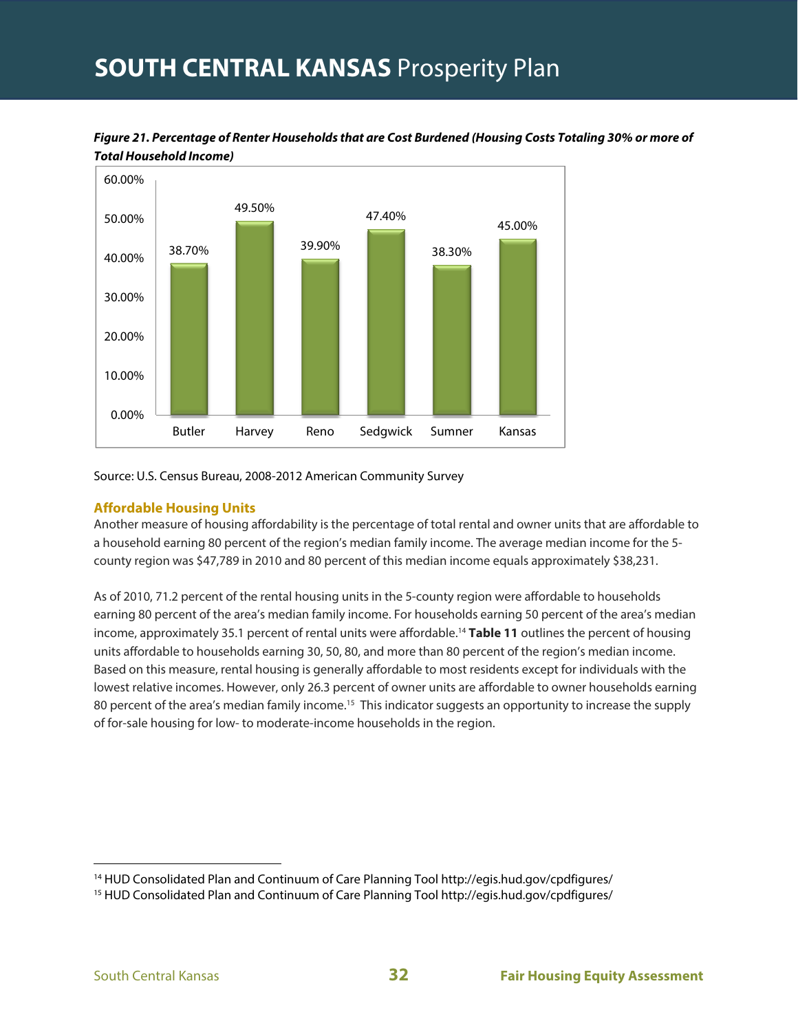*Figure 21. Percentage of Renter Households that are Cost Burdened (Housing Costs Totaling 30% or more of Total Household Income)*

60.00%
50.00%
40.00%
30.00%
20.00%
10.00%
0.00%

38.70%
49.50%
39.90%
47.40%
38.30%
45.00%

Butler
Harvey
Reno
Sedgwick
Sumner
Kansas

Source: U.S. Census Bureau, 2008-2012 American Community Survey

### Affordable Housing Units

Another measure of housing affordability is the percentage of total rental and owner units that are affordable to a household earning 80 percent of the region's median family income. The average median income for the 5-county region was $47,789 in 2010 and 80 percent of this median income equals approximately $38,231.

As of 2010, 71.2 percent of the rental housing units in the 5-county region were affordable to households earning 80 percent of the area's median family income. For households earning 50 percent of the area's median income, approximately 35.1 percent of rental units were affordable.[14] **Table 11** outlines the percent of housing units affordable to households earning 30, 50, 80, and more than 80 percent of the region's median income. Based on this measure, rental housing is generally affordable to most residents except for individuals with the lowest relative incomes. However, only 26.3 percent of owner units are affordable to owner households earning 80 percent of the area's median family income.[15] This indicator suggests an opportunity to increase the supply of for-sale housing for low- to moderate-income households in the region.

---

[14] HUD Consolidated Plan and Continuum of Care Planning Tool http://egis.hud.gov/cpdfigures/

[15] HUD Consolidated Plan and Continuum of Care Planning Tool http://egis.hud.gov/cpdfigures/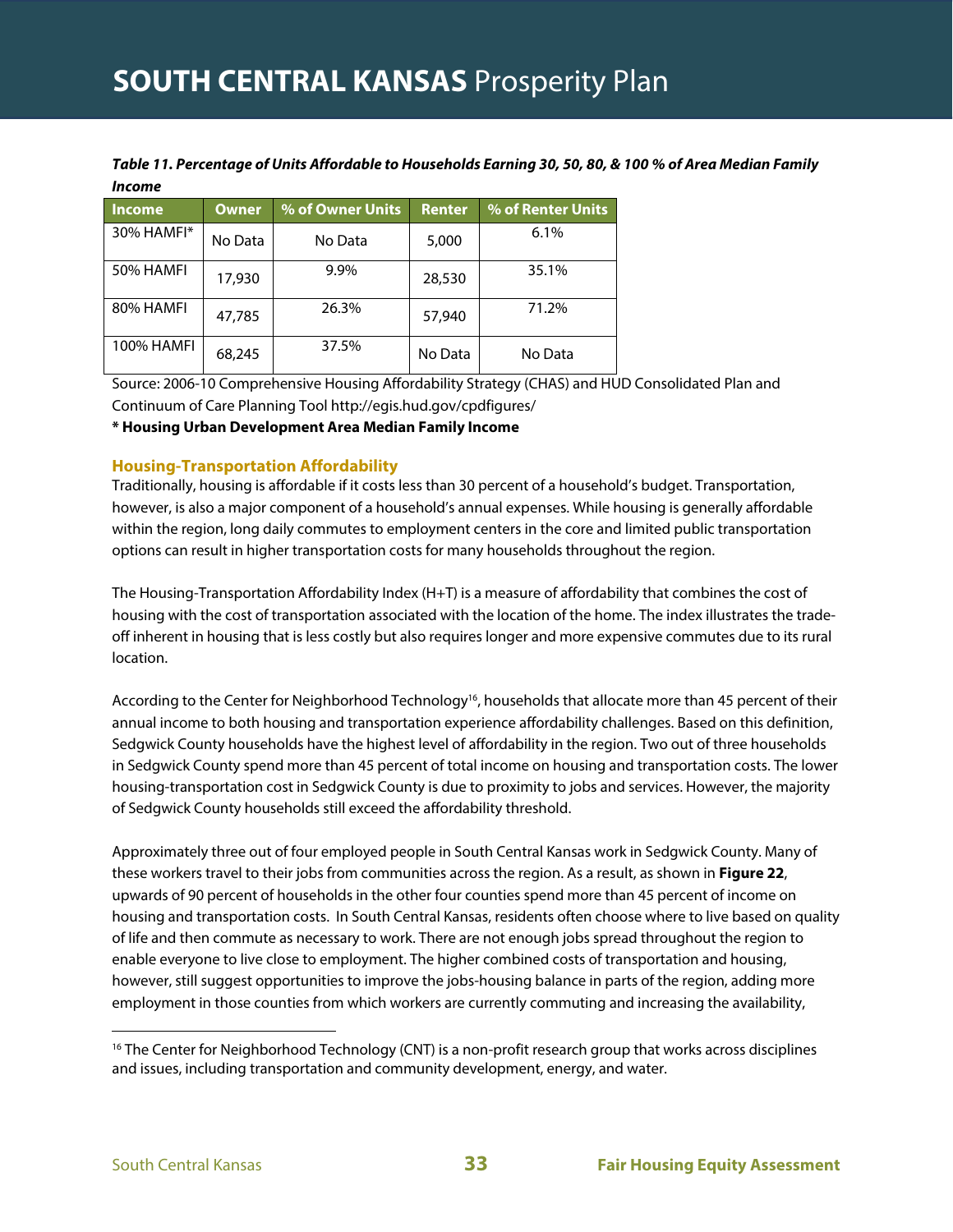***Table 11. Percentage of Units Affordable to Households Earning 30, 50, 80, & 100 % of Area Median Family Income***

| Income | Owner | % of Owner Units | Renter | % of Renter Units |
|---|---|---|---|---|
| 30% HAMFI* | No Data | No Data | 5,000 | 6.1% |
| 50% HAMFI | 17,930 | 9.9% | 28,530 | 35.1% |
| 80% HAMFI | 47,785 | 26.3% | 57,940 | 71.2% |
| 100% HAMFI | 68,245 | 37.5% | No Data | No Data |

Source: 2006-10 Comprehensive Housing Affordability Strategy (CHAS) and HUD Consolidated Plan and Continuum of Care Planning Tool http://egis.hud.gov/cpdfigures/

**\* Housing Urban Development Area Median Family Income**

### Housing-Transportation Affordability

Traditionally, housing is affordable if it costs less than 30 percent of a household's budget. Transportation, however, is also a major component of a household's annual expenses. While housing is generally affordable within the region, long daily commutes to employment centers in the core and limited public transportation options can result in higher transportation costs for many households throughout the region.

The Housing-Transportation Affordability Index (H+T) is a measure of affordability that combines the cost of housing with the cost of transportation associated with the location of the home. The index illustrates the trade-off inherent in housing that is less costly but also requires longer and more expensive commutes due to its rural location.

According to the Center for Neighborhood Technology[16], households that allocate more than 45 percent of their annual income to both housing and transportation experience affordability challenges. Based on this definition, Sedgwick County households have the highest level of affordability in the region. Two out of three households in Sedgwick County spend more than 45 percent of total income on housing and transportation costs. The lower housing-transportation cost in Sedgwick County is due to proximity to jobs and services. However, the majority of Sedgwick County households still exceed the affordability threshold.

Approximately three out of four employed people in South Central Kansas work in Sedgwick County. Many of these workers travel to their jobs from communities across the region. As a result, as shown in **Figure 22**, upwards of 90 percent of households in the other four counties spend more than 45 percent of income on housing and transportation costs. In South Central Kansas, residents often choose where to live based on quality of life and then commute as necessary to work. There are not enough jobs spread throughout the region to enable everyone to live close to employment. The higher combined costs of transportation and housing, however, still suggest opportunities to improve the jobs-housing balance in parts of the region, adding more employment in those counties from which workers are currently commuting and increasing the availability,

---

[16] The Center for Neighborhood Technology (CNT) is a non-profit research group that works across disciplines and issues, including transportation and community development, energy, and water.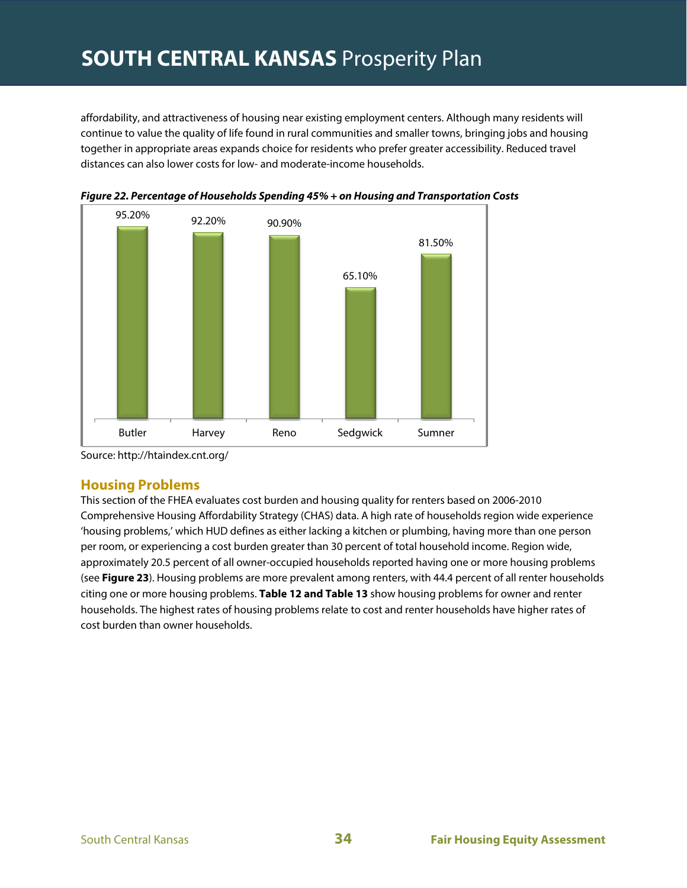affordability, and attractiveness of housing near existing employment centers. Although many residents will continue to value the quality of life found in rural communities and smaller towns, bringing jobs and housing together in appropriate areas expands choice for residents who prefer greater accessibility. Reduced travel distances can also lower costs for low- and moderate-income households.

***Figure 22. Percentage of Households Spending 45% + on Housing and Transportation Costs***

95.20%
92.20%
90.90%
65.10%
81.50%

Butler
Harvey
Reno
Sedgwick
Sumner

Source: http://htaindex.cnt.org/

## Housing Problems

This section of the FHEA evaluates cost burden and housing quality for renters based on 2006-2010 Comprehensive Housing Affordability Strategy (CHAS) data. A high rate of households region wide experience 'housing problems,' which HUD defines as either lacking a kitchen or plumbing, having more than one person per room, or experiencing a cost burden greater than 30 percent of total household income. Region wide, approximately 20.5 percent of all owner-occupied households reported having one or more housing problems (see **Figure 23**). Housing problems are more prevalent among renters, with 44.4 percent of all renter households citing one or more housing problems. **Table 12 and Table 13** show housing problems for owner and renter households. The highest rates of housing problems relate to cost and renter households have higher rates of cost burden than owner households.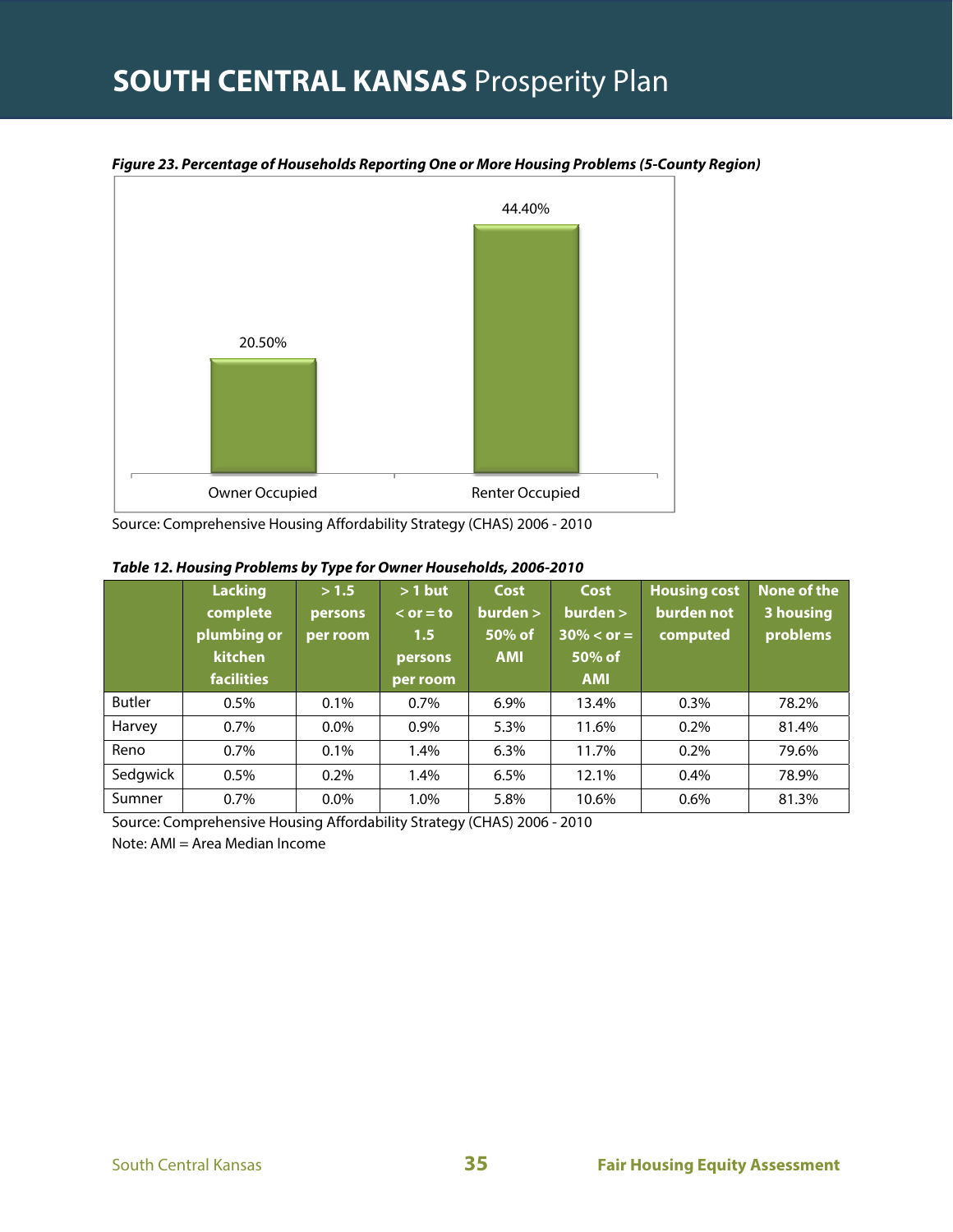*Figure 23. Percentage of Households Reporting One or More Housing Problems (5-County Region)*

44.40%

20.50%

Owner Occupied

Renter Occupied

Source: Comprehensive Housing Affordability Strategy (CHAS) 2006 - 2010

*Table 12. Housing Problems by Type for Owner Households, 2006-2010*

| | Lacking complete plumbing or kitchen facilities | > 1.5 persons per room | > 1 but < or = to 1.5 persons per room | Cost burden > 50% of AMI | Cost burden > 30% < or = 50% of AMI | Housing cost burden not computed | None of the 3 housing problems |
|---|---|---|---|---|---|---|---|
| Butler | 0.5% | 0.1% | 0.7% | 6.9% | 13.4% | 0.3% | 78.2% |
| Harvey | 0.7% | 0.0% | 0.9% | 5.3% | 11.6% | 0.2% | 81.4% |
| Reno | 0.7% | 0.1% | 1.4% | 6.3% | 11.7% | 0.2% | 79.6% |
| Sedgwick | 0.5% | 0.2% | 1.4% | 6.5% | 12.1% | 0.4% | 78.9% |
| Sumner | 0.7% | 0.0% | 1.0% | 5.8% | 10.6% | 0.6% | 81.3% |

Source: Comprehensive Housing Affordability Strategy (CHAS) 2006 - 2010

Note: AMI = Area Median Income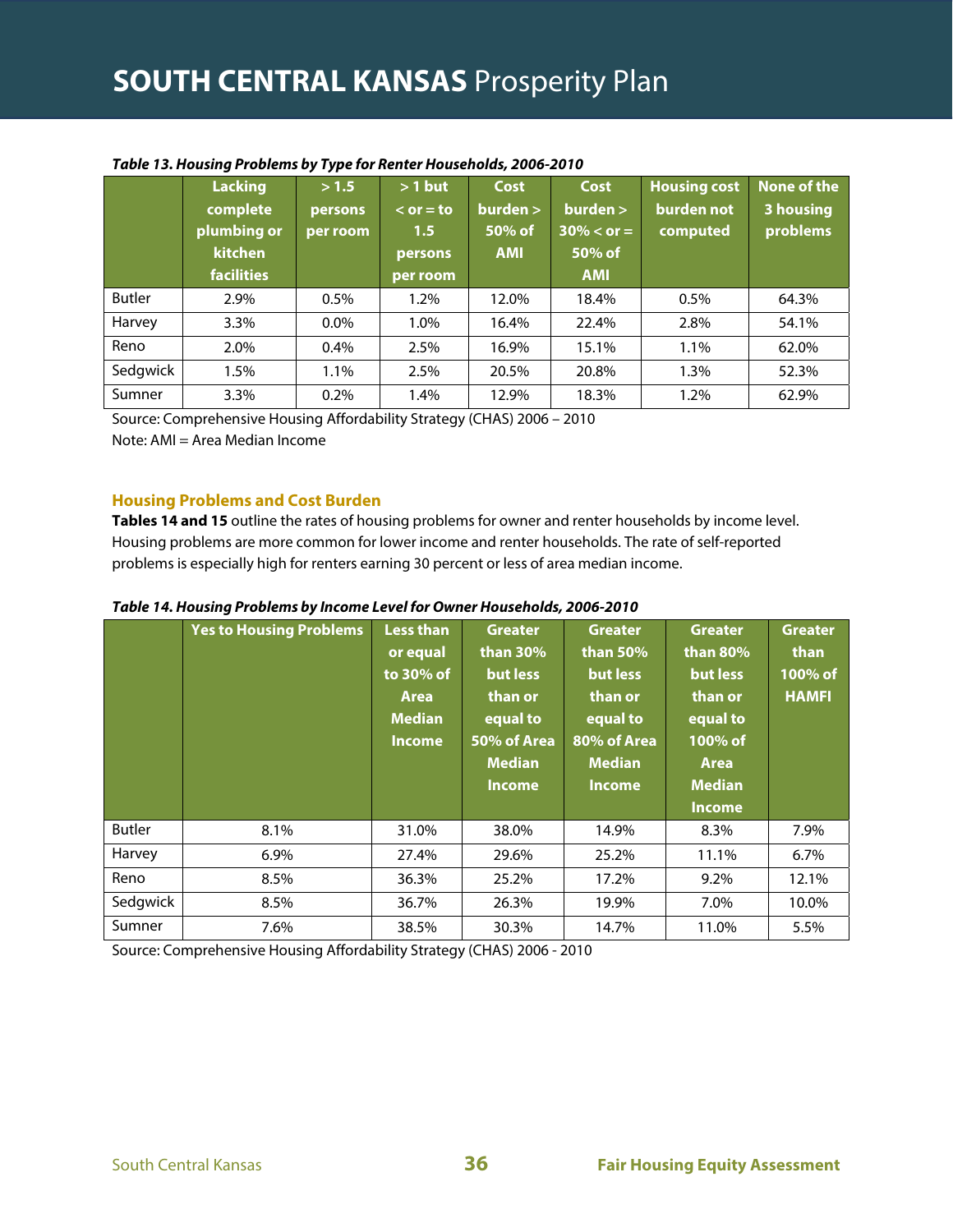***Table 13. Housing Problems by Type for Renter Households, 2006-2010***

| | Lacking complete plumbing or kitchen facilities | > 1.5 persons per room | > 1 but < or = to 1.5 persons per room | Cost burden > 50% of AMI | Cost burden > 30% < or = 50% of AMI | Housing cost burden not computed | None of the 3 housing problems |
|---|---|---|---|---|---|---|---|
| Butler | 2.9% | 0.5% | 1.2% | 12.0% | 18.4% | 0.5% | 64.3% |
| Harvey | 3.3% | 0.0% | 1.0% | 16.4% | 22.4% | 2.8% | 54.1% |
| Reno | 2.0% | 0.4% | 2.5% | 16.9% | 15.1% | 1.1% | 62.0% |
| Sedgwick | 1.5% | 1.1% | 2.5% | 20.5% | 20.8% | 1.3% | 52.3% |
| Sumner | 3.3% | 0.2% | 1.4% | 12.9% | 18.3% | 1.2% | 62.9% |

Source: Comprehensive Housing Affordability Strategy (CHAS) 2006 – 2010

Note: AMI = Area Median Income

### Housing Problems and Cost Burden

**Tables 14 and 15** outline the rates of housing problems for owner and renter households by income level. Housing problems are more common for lower income and renter households. The rate of self-reported problems is especially high for renters earning 30 percent or less of area median income.

***Table 14. Housing Problems by Income Level for Owner Households, 2006-2010***

| | Yes to Housing Problems | Less than or equal to 30% of Area Median Income | Greater than 30% but less than or equal to 50% of Area Median Income | Greater than 50% but less than or equal to 80% of Area Median Income | Greater than 80% but less than or equal to 100% of Area Median Income | Greater than 100% of HAMFI |
|---|---|---|---|---|---|---|
| Butler | 8.1% | 31.0% | 38.0% | 14.9% | 8.3% | 7.9% |
| Harvey | 6.9% | 27.4% | 29.6% | 25.2% | 11.1% | 6.7% |
| Reno | 8.5% | 36.3% | 25.2% | 17.2% | 9.2% | 12.1% |
| Sedgwick | 8.5% | 36.7% | 26.3% | 19.9% | 7.0% | 10.0% |
| Sumner | 7.6% | 38.5% | 30.3% | 14.7% | 11.0% | 5.5% |

Source: Comprehensive Housing Affordability Strategy (CHAS) 2006 - 2010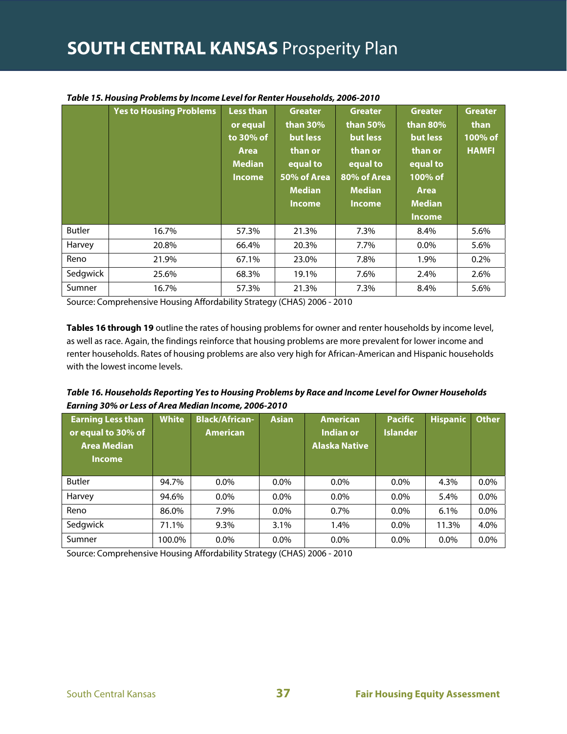*Table 15. Housing Problems by Income Level for Renter Households, 2006-2010*

| | Yes to Housing Problems | Less than or equal to 30% of Area Median Income | Greater than 30% but less than or equal to 50% of Area Median Income | Greater than 50% but less than or equal to 80% of Area Median Income | Greater than 80% but less than or equal to 100% of Area Median Income | Greater than 100% of HAMFI |
|---|---|---|---|---|---|---|
| Butler | 16.7% | 57.3% | 21.3% | 7.3% | 8.4% | 5.6% |
| Harvey | 20.8% | 66.4% | 20.3% | 7.7% | 0.0% | 5.6% |
| Reno | 21.9% | 67.1% | 23.0% | 7.8% | 1.9% | 0.2% |
| Sedgwick | 25.6% | 68.3% | 19.1% | 7.6% | 2.4% | 2.6% |
| Sumner | 16.7% | 57.3% | 21.3% | 7.3% | 8.4% | 5.6% |

Source: Comprehensive Housing Affordability Strategy (CHAS) 2006 - 2010

**Tables 16 through 19** outline the rates of housing problems for owner and renter households by income level, as well as race. Again, the findings reinforce that housing problems are more prevalent for lower income and renter households. Rates of housing problems are also very high for African-American and Hispanic households with the lowest income levels.

*Table 16. Households Reporting Yes to Housing Problems by Race and Income Level for Owner Households Earning 30% or Less of Area Median Income, 2006-2010*

| Earning Less than or equal to 30% of Area Median Income | White | Black/African-American | Asian | American Indian or Alaska Native | Pacific Islander | Hispanic | Other |
|---|---|---|---|---|---|---|---|
| Butler | 94.7% | 0.0% | 0.0% | 0.0% | 0.0% | 4.3% | 0.0% |
| Harvey | 94.6% | 0.0% | 0.0% | 0.0% | 0.0% | 5.4% | 0.0% |
| Reno | 86.0% | 7.9% | 0.0% | 0.7% | 0.0% | 6.1% | 0.0% |
| Sedgwick | 71.1% | 9.3% | 3.1% | 1.4% | 0.0% | 11.3% | 4.0% |
| Sumner | 100.0% | 0.0% | 0.0% | 0.0% | 0.0% | 0.0% | 0.0% |

Source: Comprehensive Housing Affordability Strategy (CHAS) 2006 - 2010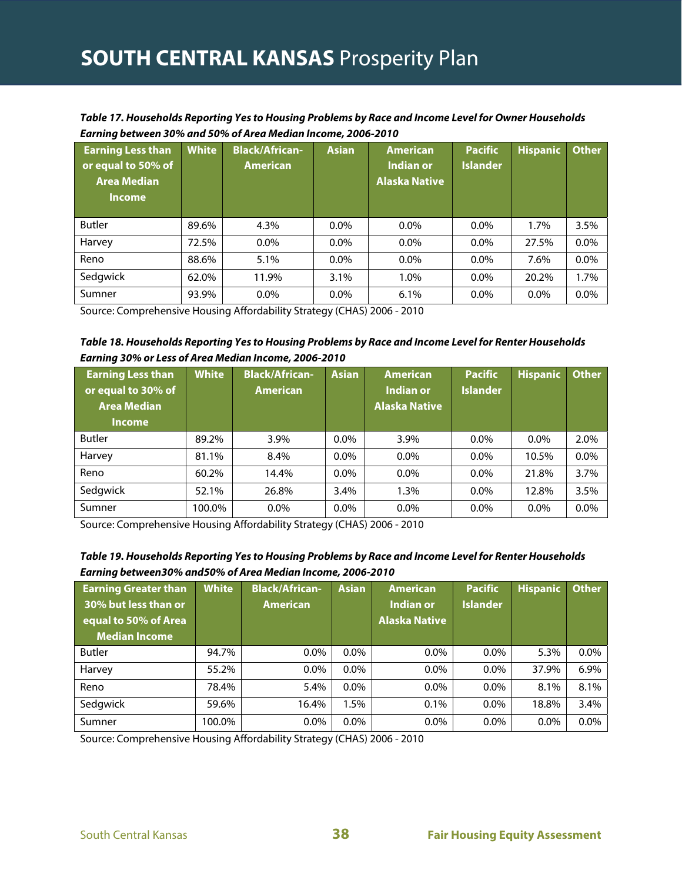***Table 17. Households Reporting Yes to Housing Problems by Race and Income Level for Owner Households Earning between 30% and 50% of Area Median Income, 2006-2010***

| Earning Less than or equal to 50% of Area Median Income | White | Black/African-American | Asian | American Indian or Alaska Native | Pacific Islander | Hispanic | Other |
|---|---|---|---|---|---|---|---|
| Butler | 89.6% | 4.3% | 0.0% | 0.0% | 0.0% | 1.7% | 3.5% |
| Harvey | 72.5% | 0.0% | 0.0% | 0.0% | 0.0% | 27.5% | 0.0% |
| Reno | 88.6% | 5.1% | 0.0% | 0.0% | 0.0% | 7.6% | 0.0% |
| Sedgwick | 62.0% | 11.9% | 3.1% | 1.0% | 0.0% | 20.2% | 1.7% |
| Sumner | 93.9% | 0.0% | 0.0% | 6.1% | 0.0% | 0.0% | 0.0% |

Source: Comprehensive Housing Affordability Strategy (CHAS) 2006 - 2010

***Table 18. Households Reporting Yes to Housing Problems by Race and Income Level for Renter Households Earning 30% or Less of Area Median Income, 2006-2010***

| Earning Less than or equal to 30% of Area Median Income | White | Black/African-American | Asian | American Indian or Alaska Native | Pacific Islander | Hispanic | Other |
|---|---|---|---|---|---|---|---|
| Butler | 89.2% | 3.9% | 0.0% | 3.9% | 0.0% | 0.0% | 2.0% |
| Harvey | 81.1% | 8.4% | 0.0% | 0.0% | 0.0% | 10.5% | 0.0% |
| Reno | 60.2% | 14.4% | 0.0% | 0.0% | 0.0% | 21.8% | 3.7% |
| Sedgwick | 52.1% | 26.8% | 3.4% | 1.3% | 0.0% | 12.8% | 3.5% |
| Sumner | 100.0% | 0.0% | 0.0% | 0.0% | 0.0% | 0.0% | 0.0% |

Source: Comprehensive Housing Affordability Strategy (CHAS) 2006 - 2010

***Table 19. Households Reporting Yes to Housing Problems by Race and Income Level for Renter Households Earning between30% and50% of Area Median Income, 2006-2010***

| Earning Greater than 30% but less than or equal to 50% of Area Median Income | White | Black/African-American | Asian | American Indian or Alaska Native | Pacific Islander | Hispanic | Other |
|---|---|---|---|---|---|---|---|
| Butler | 94.7% | 0.0% | 0.0% | 0.0% | 0.0% | 5.3% | 0.0% |
| Harvey | 55.2% | 0.0% | 0.0% | 0.0% | 0.0% | 37.9% | 6.9% |
| Reno | 78.4% | 5.4% | 0.0% | 0.0% | 0.0% | 8.1% | 8.1% |
| Sedgwick | 59.6% | 16.4% | 1.5% | 0.1% | 0.0% | 18.8% | 3.4% |
| Sumner | 100.0% | 0.0% | 0.0% | 0.0% | 0.0% | 0.0% | 0.0% |

Source: Comprehensive Housing Affordability Strategy (CHAS) 2006 - 2010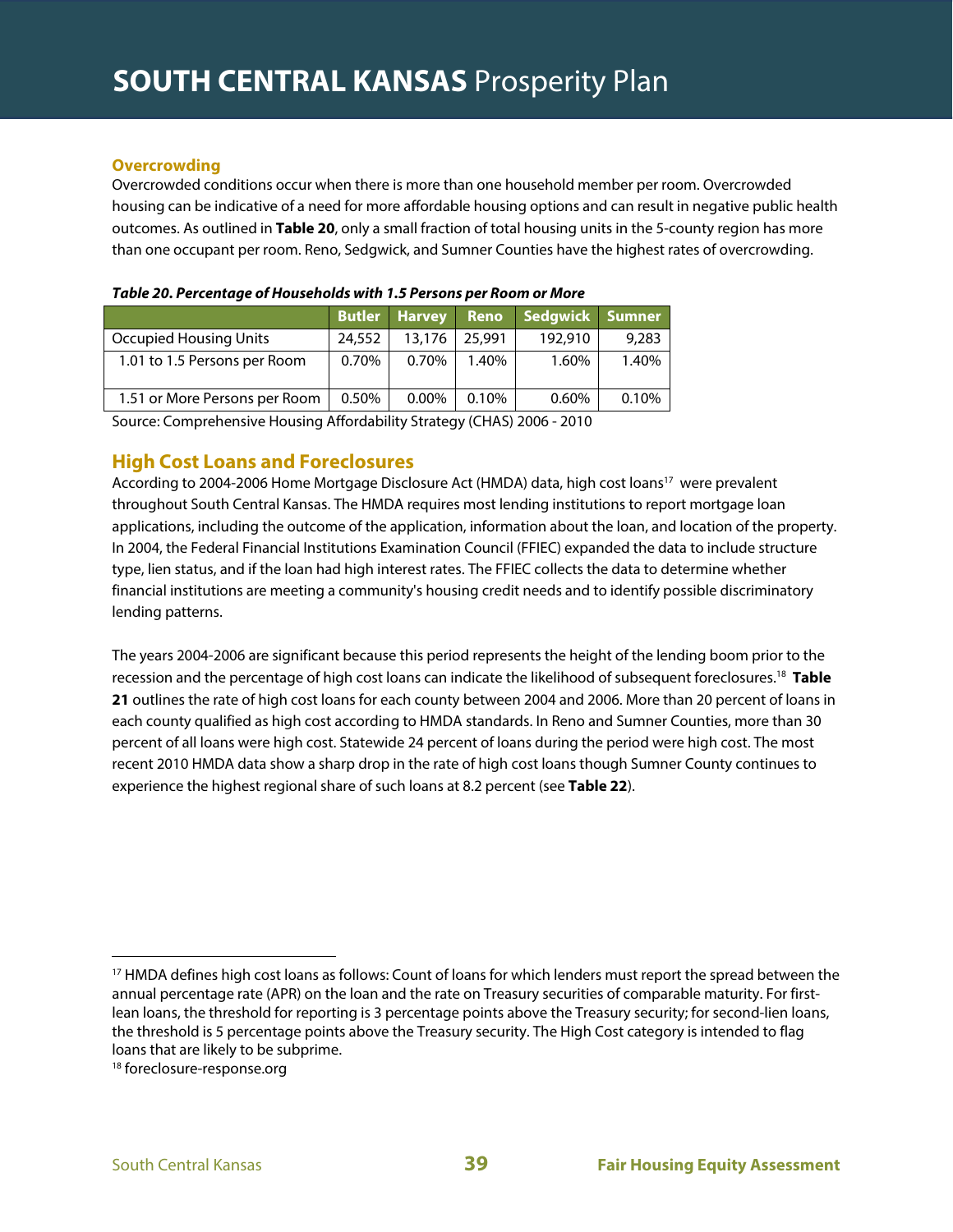### Overcrowding

Overcrowded conditions occur when there is more than one household member per room. Overcrowded housing can be indicative of a need for more affordable housing options and can result in negative public health outcomes. As outlined in **Table 20**, only a small fraction of total housing units in the 5-county region has more than one occupant per room. Reno, Sedgwick, and Sumner Counties have the highest rates of overcrowding.

***Table 20. Percentage of Households with 1.5 Persons per Room or More***

| | Butler | Harvey | Reno | Sedgwick | Sumner |
|---|---|---|---|---|---|
| Occupied Housing Units | 24,552 | 13,176 | 25,991 | 192,910 | 9,283 |
| 1.01 to 1.5 Persons per Room | 0.70% | 0.70% | 1.40% | 1.60% | 1.40% |
| 1.51 or More Persons per Room | 0.50% | 0.00% | 0.10% | 0.60% | 0.10% |

Source: Comprehensive Housing Affordability Strategy (CHAS) 2006 - 2010

## High Cost Loans and Foreclosures

According to 2004-2006 Home Mortgage Disclosure Act (HMDA) data, high cost loans[17] were prevalent throughout South Central Kansas. The HMDA requires most lending institutions to report mortgage loan applications, including the outcome of the application, information about the loan, and location of the property. In 2004, the Federal Financial Institutions Examination Council (FFIEC) expanded the data to include structure type, lien status, and if the loan had high interest rates. The FFIEC collects the data to determine whether financial institutions are meeting a community's housing credit needs and to identify possible discriminatory lending patterns.

The years 2004-2006 are significant because this period represents the height of the lending boom prior to the recession and the percentage of high cost loans can indicate the likelihood of subsequent foreclosures.[18] **Table 21** outlines the rate of high cost loans for each county between 2004 and 2006. More than 20 percent of loans in each county qualified as high cost according to HMDA standards. In Reno and Sumner Counties, more than 30 percent of all loans were high cost. Statewide 24 percent of loans during the period were high cost. The most recent 2010 HMDA data show a sharp drop in the rate of high cost loans though Sumner County continues to experience the highest regional share of such loans at 8.2 percent (see **Table 22**).

---

[17] HMDA defines high cost loans as follows: Count of loans for which lenders must report the spread between the annual percentage rate (APR) on the loan and the rate on Treasury securities of comparable maturity. For first-lean loans, the threshold for reporting is 3 percentage points above the Treasury security; for second-lien loans, the threshold is 5 percentage points above the Treasury security. The High Cost category is intended to flag loans that are likely to be subprime.

[18] foreclosure-response.org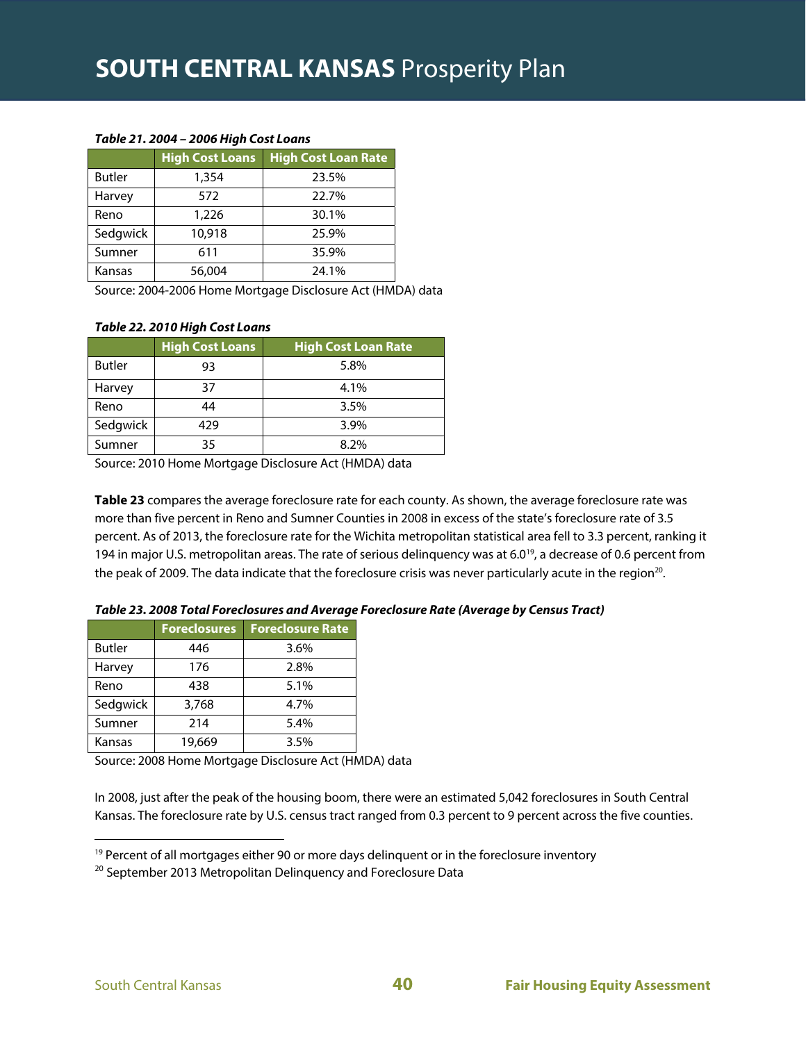***Table 21. 2004 – 2006 High Cost Loans***

| | High Cost Loans | High Cost Loan Rate |
|---|---|---|
| Butler | 1,354 | 23.5% |
| Harvey | 572 | 22.7% |
| Reno | 1,226 | 30.1% |
| Sedgwick | 10,918 | 25.9% |
| Sumner | 611 | 35.9% |
| Kansas | 56,004 | 24.1% |

Source: 2004-2006 Home Mortgage Disclosure Act (HMDA) data

***Table 22. 2010 High Cost Loans***

| | High Cost Loans | High Cost Loan Rate |
|---|---|---|
| Butler | 93 | 5.8% |
| Harvey | 37 | 4.1% |
| Reno | 44 | 3.5% |
| Sedgwick | 429 | 3.9% |
| Sumner | 35 | 8.2% |

Source: 2010 Home Mortgage Disclosure Act (HMDA) data

**Table 23** compares the average foreclosure rate for each county. As shown, the average foreclosure rate was more than five percent in Reno and Sumner Counties in 2008 in excess of the state's foreclosure rate of 3.5 percent. As of 2013, the foreclosure rate for the Wichita metropolitan statistical area fell to 3.3 percent, ranking it 194 in major U.S. metropolitan areas. The rate of serious delinquency was at 6.0[19], a decrease of 0.6 percent from the peak of 2009. The data indicate that the foreclosure crisis was never particularly acute in the region[20].

***Table 23. 2008 Total Foreclosures and Average Foreclosure Rate (Average by Census Tract)***

| | Foreclosures | Foreclosure Rate |
|---|---|---|
| Butler | 446 | 3.6% |
| Harvey | 176 | 2.8% |
| Reno | 438 | 5.1% |
| Sedgwick | 3,768 | 4.7% |
| Sumner | 214 | 5.4% |
| Kansas | 19,669 | 3.5% |

Source: 2008 Home Mortgage Disclosure Act (HMDA) data

In 2008, just after the peak of the housing boom, there were an estimated 5,042 foreclosures in South Central Kansas. The foreclosure rate by U.S. census tract ranged from 0.3 percent to 9 percent across the five counties.

[19] Percent of all mortgages either 90 or more days delinquent or in the foreclosure inventory

[20] September 2013 Metropolitan Delinquency and Foreclosure Data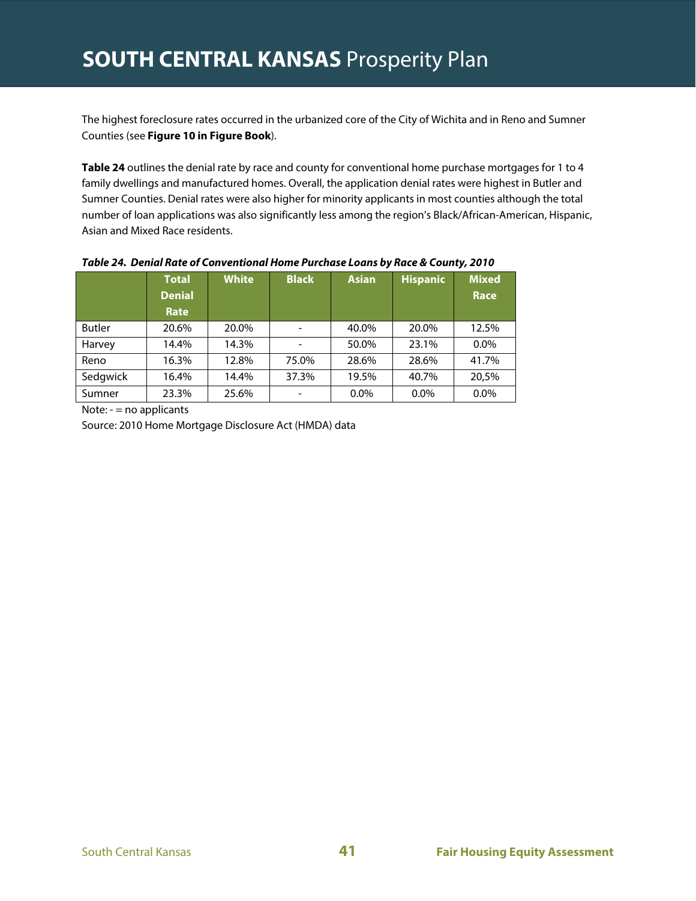The highest foreclosure rates occurred in the urbanized core of the City of Wichita and in Reno and Sumner Counties (see **Figure 10 in Figure Book**).

**Table 24** outlines the denial rate by race and county for conventional home purchase mortgages for 1 to 4 family dwellings and manufactured homes. Overall, the application denial rates were highest in Butler and Sumner Counties. Denial rates were also higher for minority applicants in most counties although the total number of loan applications was also significantly less among the region's Black/African-American, Hispanic, Asian and Mixed Race residents.

***Table 24. Denial Rate of Conventional Home Purchase Loans by Race & County, 2010***

| | Total Denial Rate | White | Black | Asian | Hispanic | Mixed Race |
|---|---|---|---|---|---|---|
| Butler | 20.6% | 20.0% | - | 40.0% | 20.0% | 12.5% |
| Harvey | 14.4% | 14.3% | - | 50.0% | 23.1% | 0.0% |
| Reno | 16.3% | 12.8% | 75.0% | 28.6% | 28.6% | 41.7% |
| Sedgwick | 16.4% | 14.4% | 37.3% | 19.5% | 40.7% | 20,5% |
| Sumner | 23.3% | 25.6% | - | 0.0% | 0.0% | 0.0% |

Note: - = no applicants

Source: 2010 Home Mortgage Disclosure Act (HMDA) data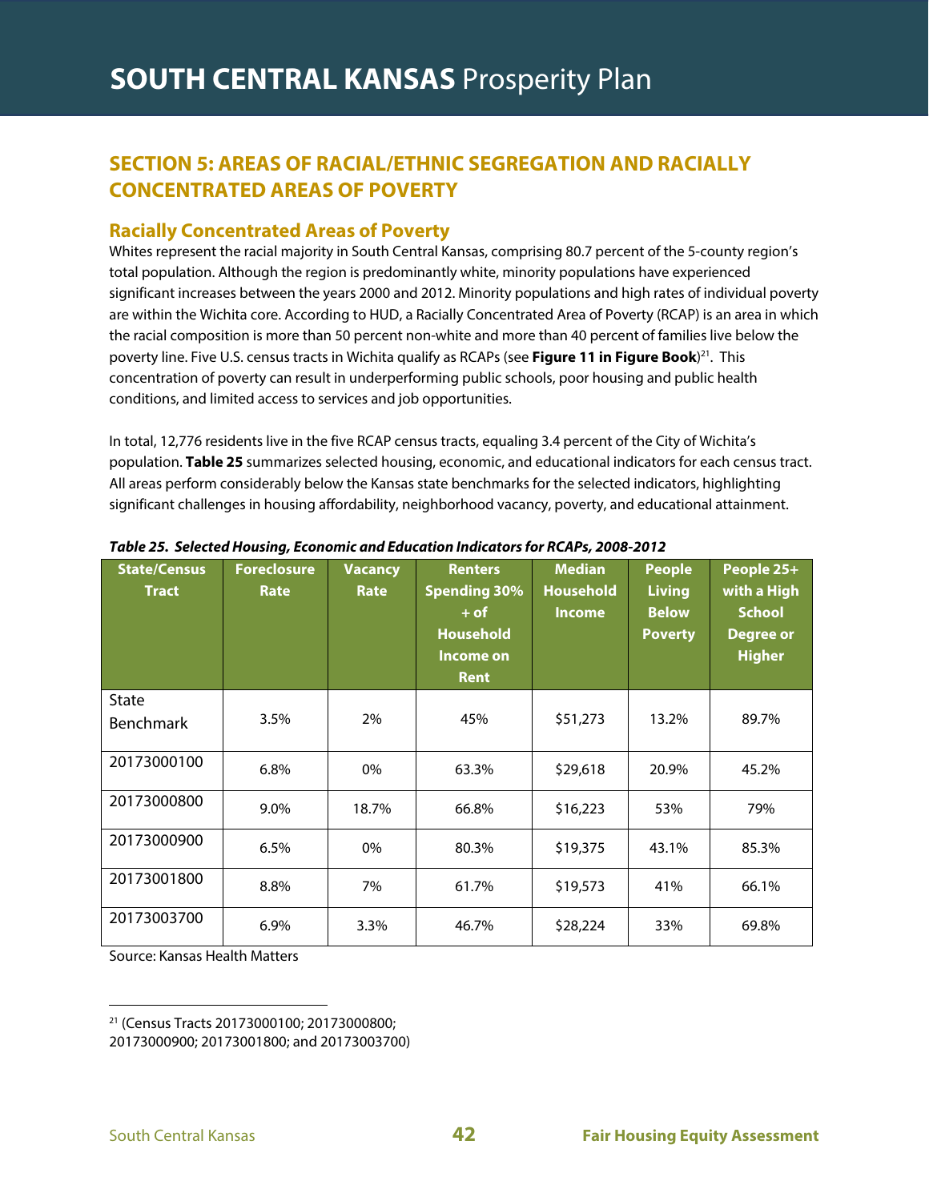## SECTION 5: AREAS OF RACIAL/ETHNIC SEGREGATION AND RACIALLY CONCENTRATED AREAS OF POVERTY

### Racially Concentrated Areas of Poverty

Whites represent the racial majority in South Central Kansas, comprising 80.7 percent of the 5-county region's total population. Although the region is predominantly white, minority populations have experienced significant increases between the years 2000 and 2012. Minority populations and high rates of individual poverty are within the Wichita core. According to HUD, a Racially Concentrated Area of Poverty (RCAP) is an area in which the racial composition is more than 50 percent non-white and more than 40 percent of families live below the poverty line. Five U.S. census tracts in Wichita qualify as RCAPs (see **Figure 11 in Figure Book**)[21]. This concentration of poverty can result in underperforming public schools, poor housing and public health conditions, and limited access to services and job opportunities.

In total, 12,776 residents live in the five RCAP census tracts, equaling 3.4 percent of the City of Wichita's population. **Table 25** summarizes selected housing, economic, and educational indicators for each census tract. All areas perform considerably below the Kansas state benchmarks for the selected indicators, highlighting significant challenges in housing affordability, neighborhood vacancy, poverty, and educational attainment.

***Table 25. Selected Housing, Economic and Education Indicators for RCAPs, 2008-2012***

| State/Census Tract | Foreclosure Rate | Vacancy Rate | Renters Spending 30% + of Household Income on Rent | Median Household Income | People Living Below Poverty | People 25+ with a High School Degree or Higher |
|---|---|---|---|---|---|---|
| State Benchmark | 3.5% | 2% | 45% | $51,273 | 13.2% | 89.7% |
| 20173000100 | 6.8% | 0% | 63.3% | $29,618 | 20.9% | 45.2% |
| 20173000800 | 9.0% | 18.7% | 66.8% | $16,223 | 53% | 79% |
| 20173000900 | 6.5% | 0% | 80.3% | $19,375 | 43.1% | 85.3% |
| 20173001800 | 8.8% | 7% | 61.7% | $19,573 | 41% | 66.1% |
| 20173003700 | 6.9% | 3.3% | 46.7% | $28,224 | 33% | 69.8% |

Source: Kansas Health Matters

[21] (Census Tracts 20173000100; 20173000800; 20173000900; 20173001800; and 20173003700)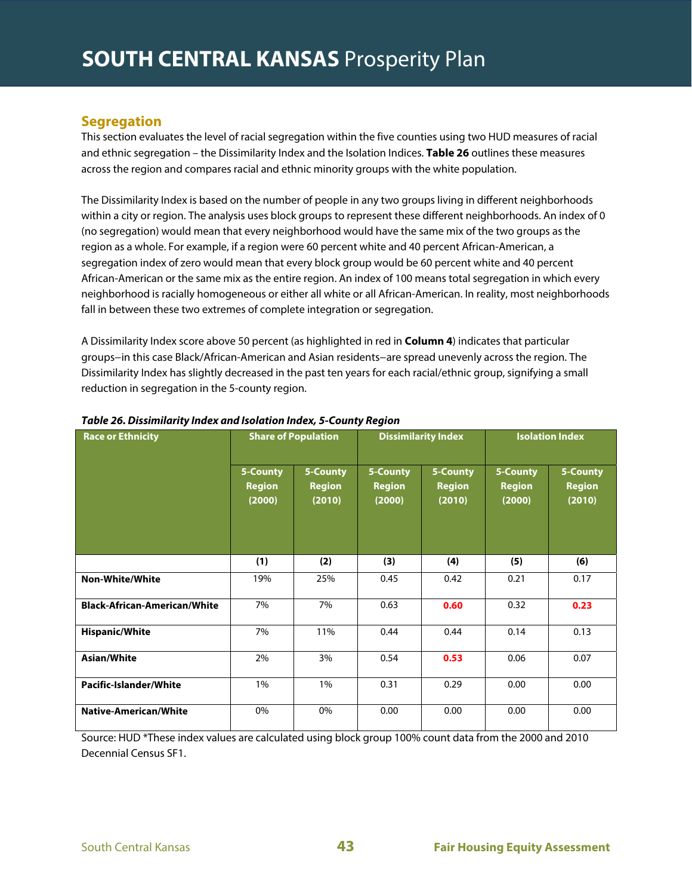## Segregation

This section evaluates the level of racial segregation within the five counties using two HUD measures of racial and ethnic segregation – the Dissimilarity Index and the Isolation Indices. **Table 26** outlines these measures across the region and compares racial and ethnic minority groups with the white population.

The Dissimilarity Index is based on the number of people in any two groups living in different neighborhoods within a city or region. The analysis uses block groups to represent these different neighborhoods. An index of 0 (no segregation) would mean that every neighborhood would have the same mix of the two groups as the region as a whole. For example, if a region were 60 percent white and 40 percent African-American, a segregation index of zero would mean that every block group would be 60 percent white and 40 percent African-American or the same mix as the entire region. An index of 100 means total segregation in which every neighborhood is racially homogeneous or either all white or all African-American. In reality, most neighborhoods fall in between these two extremes of complete integration or segregation.

A Dissimilarity Index score above 50 percent (as highlighted in red in **Column 4**) indicates that particular groups–in this case Black/African-American and Asian residents–are spread unevenly across the region. The Dissimilarity Index has slightly decreased in the past ten years for each racial/ethnic group, signifying a small reduction in segregation in the 5-county region.

***Table 26. Dissimilarity Index and Isolation Index, 5-County Region***

| Race or Ethnicity | Share of Population | | Dissimilarity Index | | Isolation Index | |
|---|---|---|---|---|---|---|
| | 5-County Region (2000) | 5-County Region (2010) | 5-County Region (2000) | 5-County Region (2010) | 5-County Region (2000) | 5-County Region (2010) |
| | (1) | (2) | (3) | (4) | (5) | (6) |
| **Non-White/White** | 19% | 25% | 0.45 | 0.42 | 0.21 | 0.17 |
| **Black-African-American/White** | 7% | 7% | 0.63 | **0.60** | 0.32 | **0.23** |
| **Hispanic/White** | 7% | 11% | 0.44 | 0.44 | 0.14 | 0.13 |
| **Asian/White** | 2% | 3% | 0.54 | **0.53** | 0.06 | 0.07 |
| **Pacific-Islander/White** | 1% | 1% | 0.31 | 0.29 | 0.00 | 0.00 |
| **Native-American/White** | 0% | 0% | 0.00 | 0.00 | 0.00 | 0.00 |

Source: HUD *These index values are calculated using block group 100% count data from the 2000 and 2010 Decennial Census SF1.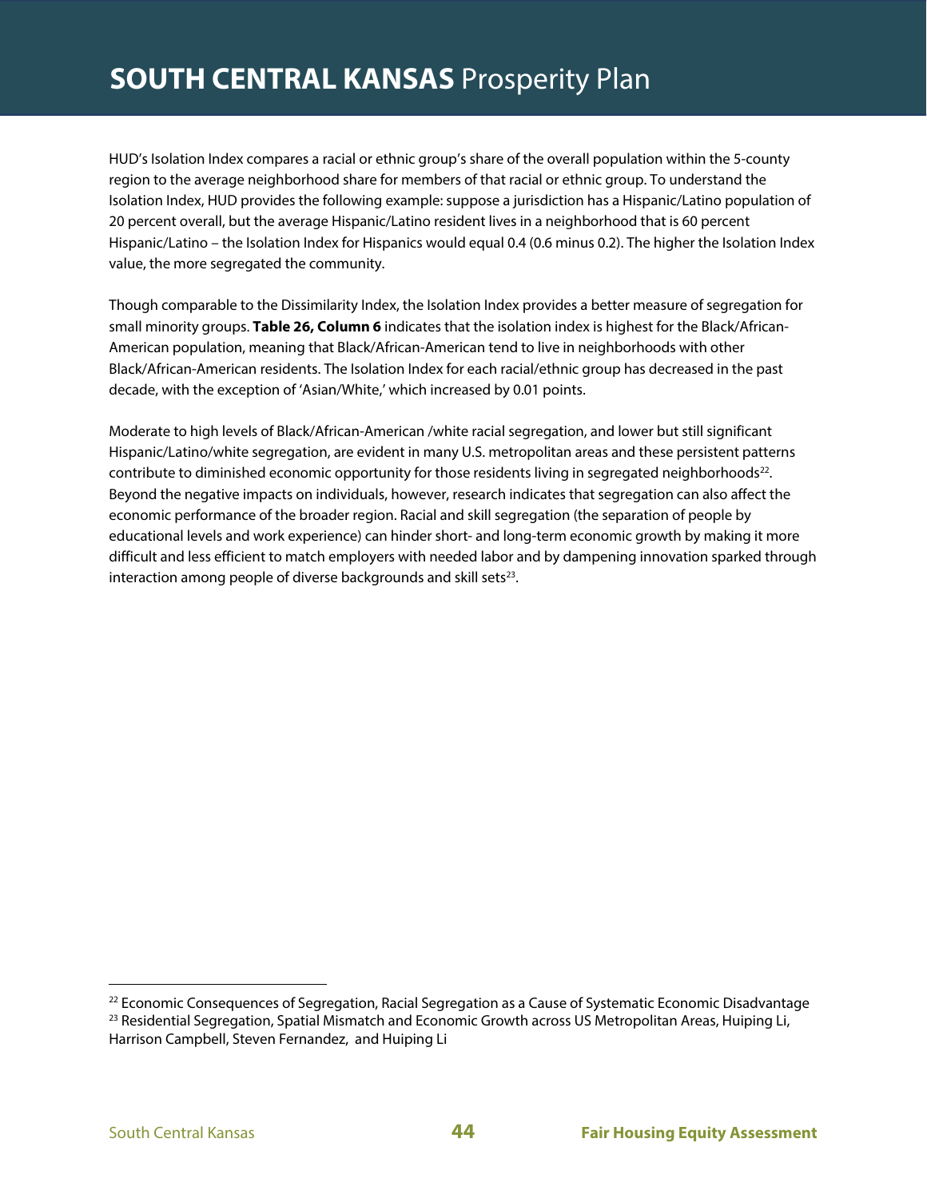HUD's Isolation Index compares a racial or ethnic group's share of the overall population within the 5-county region to the average neighborhood share for members of that racial or ethnic group. To understand the Isolation Index, HUD provides the following example: suppose a jurisdiction has a Hispanic/Latino population of 20 percent overall, but the average Hispanic/Latino resident lives in a neighborhood that is 60 percent Hispanic/Latino – the Isolation Index for Hispanics would equal 0.4 (0.6 minus 0.2). The higher the Isolation Index value, the more segregated the community.

Though comparable to the Dissimilarity Index, the Isolation Index provides a better measure of segregation for small minority groups. **Table 26, Column 6** indicates that the isolation index is highest for the Black/African-American population, meaning that Black/African-American tend to live in neighborhoods with other Black/African-American residents. The Isolation Index for each racial/ethnic group has decreased in the past decade, with the exception of 'Asian/White,' which increased by 0.01 points.

Moderate to high levels of Black/African-American /white racial segregation, and lower but still significant Hispanic/Latino/white segregation, are evident in many U.S. metropolitan areas and these persistent patterns contribute to diminished economic opportunity for those residents living in segregated neighborhoods[22]. Beyond the negative impacts on individuals, however, research indicates that segregation can also affect the economic performance of the broader region. Racial and skill segregation (the separation of people by educational levels and work experience) can hinder short- and long-term economic growth by making it more difficult and less efficient to match employers with needed labor and by dampening innovation sparked through interaction among people of diverse backgrounds and skill sets[23].

[22] Economic Consequences of Segregation, Racial Segregation as a Cause of Systematic Economic Disadvantage

[23] Residential Segregation, Spatial Mismatch and Economic Growth across US Metropolitan Areas, Huiping Li, Harrison Campbell, Steven Fernandez, and Huiping Li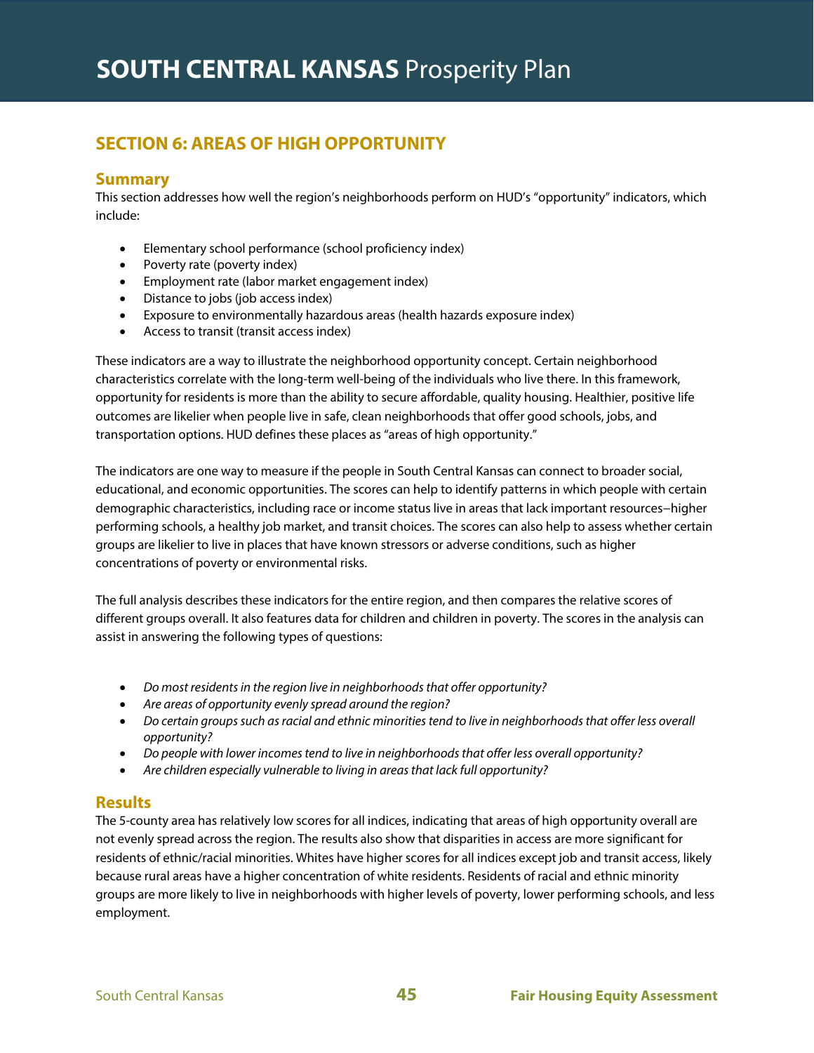## SECTION 6: AREAS OF HIGH OPPORTUNITY

### Summary

This section addresses how well the region's neighborhoods perform on HUD's "opportunity" indicators, which include:

- Elementary school performance (school proficiency index)
- Poverty rate (poverty index)
- Employment rate (labor market engagement index)
- Distance to jobs (job access index)
- Exposure to environmentally hazardous areas (health hazards exposure index)
- Access to transit (transit access index)

These indicators are a way to illustrate the neighborhood opportunity concept. Certain neighborhood characteristics correlate with the long-term well-being of the individuals who live there. In this framework, opportunity for residents is more than the ability to secure affordable, quality housing. Healthier, positive life outcomes are likelier when people live in safe, clean neighborhoods that offer good schools, jobs, and transportation options. HUD defines these places as "areas of high opportunity."

The indicators are one way to measure if the people in South Central Kansas can connect to broader social, educational, and economic opportunities. The scores can help to identify patterns in which people with certain demographic characteristics, including race or income status live in areas that lack important resources−higher performing schools, a healthy job market, and transit choices. The scores can also help to assess whether certain groups are likelier to live in places that have known stressors or adverse conditions, such as higher concentrations of poverty or environmental risks.

The full analysis describes these indicators for the entire region, and then compares the relative scores of different groups overall. It also features data for children and children in poverty. The scores in the analysis can assist in answering the following types of questions:

- *Do most residents in the region live in neighborhoods that offer opportunity?*
- *Are areas of opportunity evenly spread around the region?*
- *Do certain groups such as racial and ethnic minorities tend to live in neighborhoods that offer less overall opportunity?*
- *Do people with lower incomes tend to live in neighborhoods that offer less overall opportunity?*
- *Are children especially vulnerable to living in areas that lack full opportunity?*

### Results

The 5-county area has relatively low scores for all indices, indicating that areas of high opportunity overall are not evenly spread across the region. The results also show that disparities in access are more significant for residents of ethnic/racial minorities. Whites have higher scores for all indices except job and transit access, likely because rural areas have a higher concentration of white residents. Residents of racial and ethnic minority groups are more likely to live in neighborhoods with higher levels of poverty, lower performing schools, and less employment.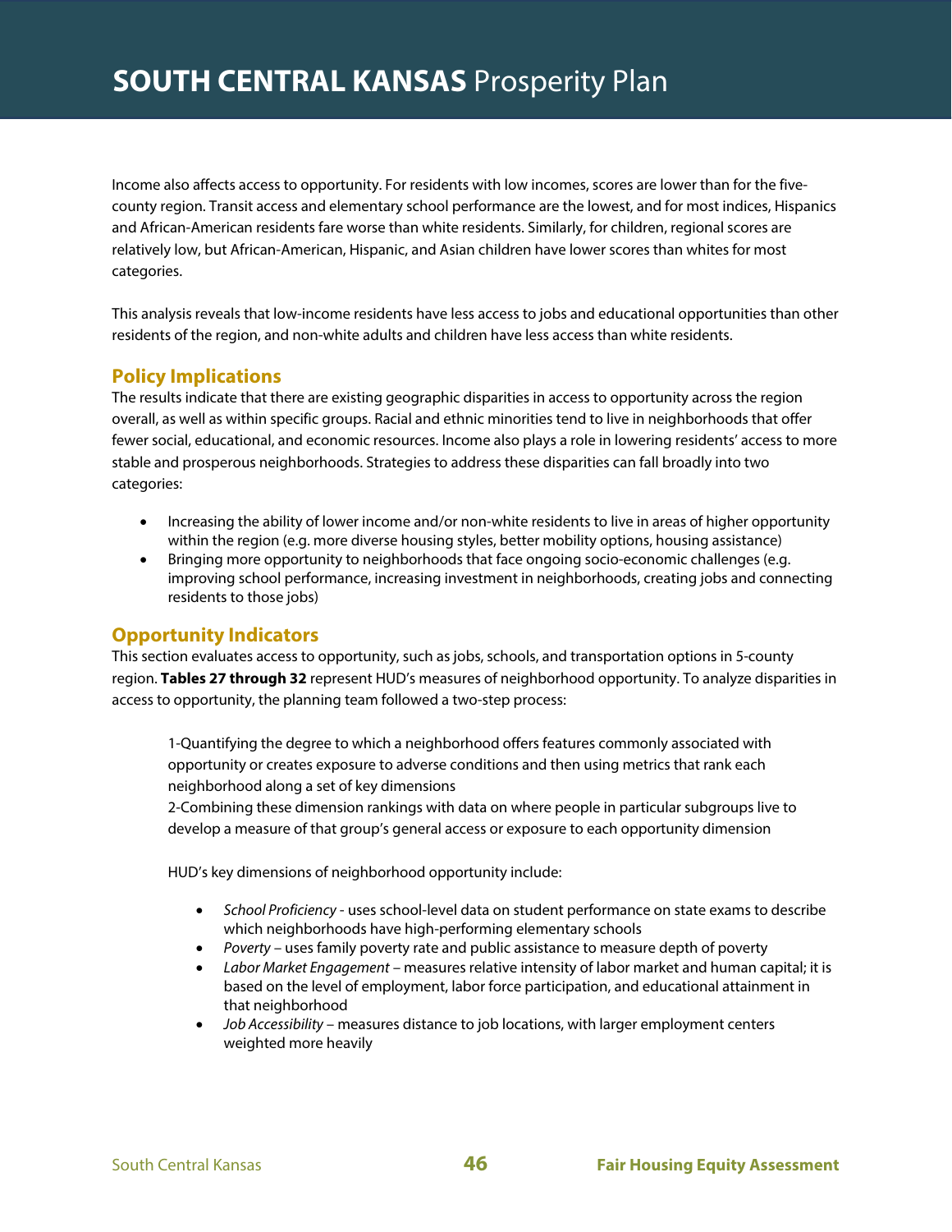Income also affects access to opportunity. For residents with low incomes, scores are lower than for the five-county region. Transit access and elementary school performance are the lowest, and for most indices, Hispanics and African-American residents fare worse than white residents. Similarly, for children, regional scores are relatively low, but African-American, Hispanic, and Asian children have lower scores than whites for most categories.

This analysis reveals that low-income residents have less access to jobs and educational opportunities than other residents of the region, and non-white adults and children have less access than white residents.

## Policy Implications

The results indicate that there are existing geographic disparities in access to opportunity across the region overall, as well as within specific groups. Racial and ethnic minorities tend to live in neighborhoods that offer fewer social, educational, and economic resources. Income also plays a role in lowering residents' access to more stable and prosperous neighborhoods. Strategies to address these disparities can fall broadly into two categories:

- Increasing the ability of lower income and/or non-white residents to live in areas of higher opportunity within the region (e.g. more diverse housing styles, better mobility options, housing assistance)
- Bringing more opportunity to neighborhoods that face ongoing socio-economic challenges (e.g. improving school performance, increasing investment in neighborhoods, creating jobs and connecting residents to those jobs)

## Opportunity Indicators

This section evaluates access to opportunity, such as jobs, schools, and transportation options in 5-county region. **Tables 27 through 32** represent HUD's measures of neighborhood opportunity. To analyze disparities in access to opportunity, the planning team followed a two-step process:

1-Quantifying the degree to which a neighborhood offers features commonly associated with opportunity or creates exposure to adverse conditions and then using metrics that rank each neighborhood along a set of key dimensions
2-Combining these dimension rankings with data on where people in particular subgroups live to develop a measure of that group's general access or exposure to each opportunity dimension

HUD's key dimensions of neighborhood opportunity include:

- *School Proficiency* - uses school-level data on student performance on state exams to describe which neighborhoods have high-performing elementary schools
- *Poverty* – uses family poverty rate and public assistance to measure depth of poverty
- *Labor Market Engagement* – measures relative intensity of labor market and human capital; it is based on the level of employment, labor force participation, and educational attainment in that neighborhood
- *Job Accessibility* – measures distance to job locations, with larger employment centers weighted more heavily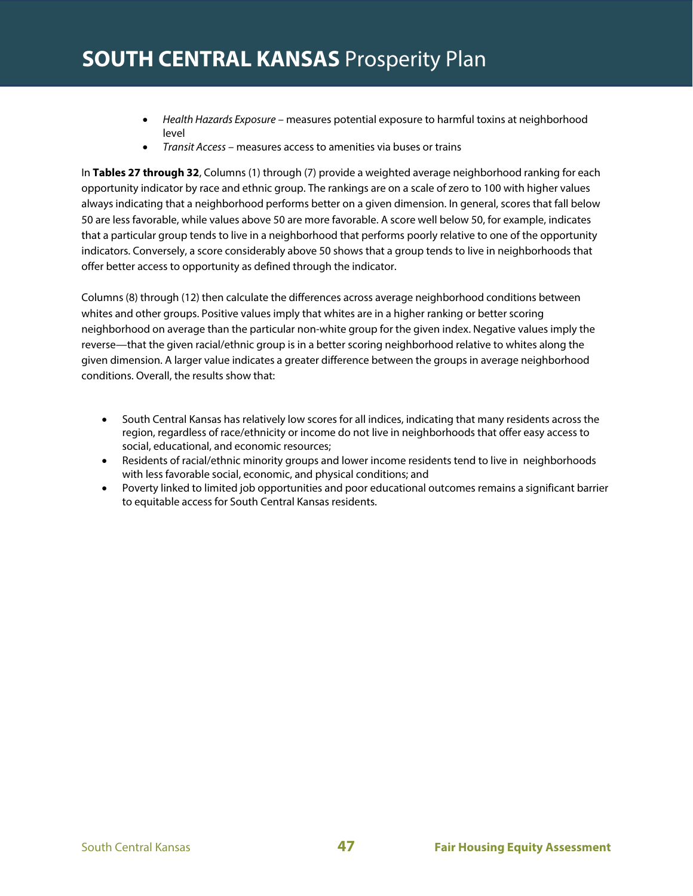- *Health Hazards Exposure* – measures potential exposure to harmful toxins at neighborhood level
- *Transit Access* – measures access to amenities via buses or trains

In **Tables 27 through 32**, Columns (1) through (7) provide a weighted average neighborhood ranking for each opportunity indicator by race and ethnic group. The rankings are on a scale of zero to 100 with higher values always indicating that a neighborhood performs better on a given dimension. In general, scores that fall below 50 are less favorable, while values above 50 are more favorable. A score well below 50, for example, indicates that a particular group tends to live in a neighborhood that performs poorly relative to one of the opportunity indicators. Conversely, a score considerably above 50 shows that a group tends to live in neighborhoods that offer better access to opportunity as defined through the indicator.

Columns (8) through (12) then calculate the differences across average neighborhood conditions between whites and other groups. Positive values imply that whites are in a higher ranking or better scoring neighborhood on average than the particular non-white group for the given index. Negative values imply the reverse—that the given racial/ethnic group is in a better scoring neighborhood relative to whites along the given dimension. A larger value indicates a greater difference between the groups in average neighborhood conditions. Overall, the results show that:

- South Central Kansas has relatively low scores for all indices, indicating that many residents across the region, regardless of race/ethnicity or income do not live in neighborhoods that offer easy access to social, educational, and economic resources;
- Residents of racial/ethnic minority groups and lower income residents tend to live in neighborhoods with less favorable social, economic, and physical conditions; and
- Poverty linked to limited job opportunities and poor educational outcomes remains a significant barrier to equitable access for South Central Kansas residents.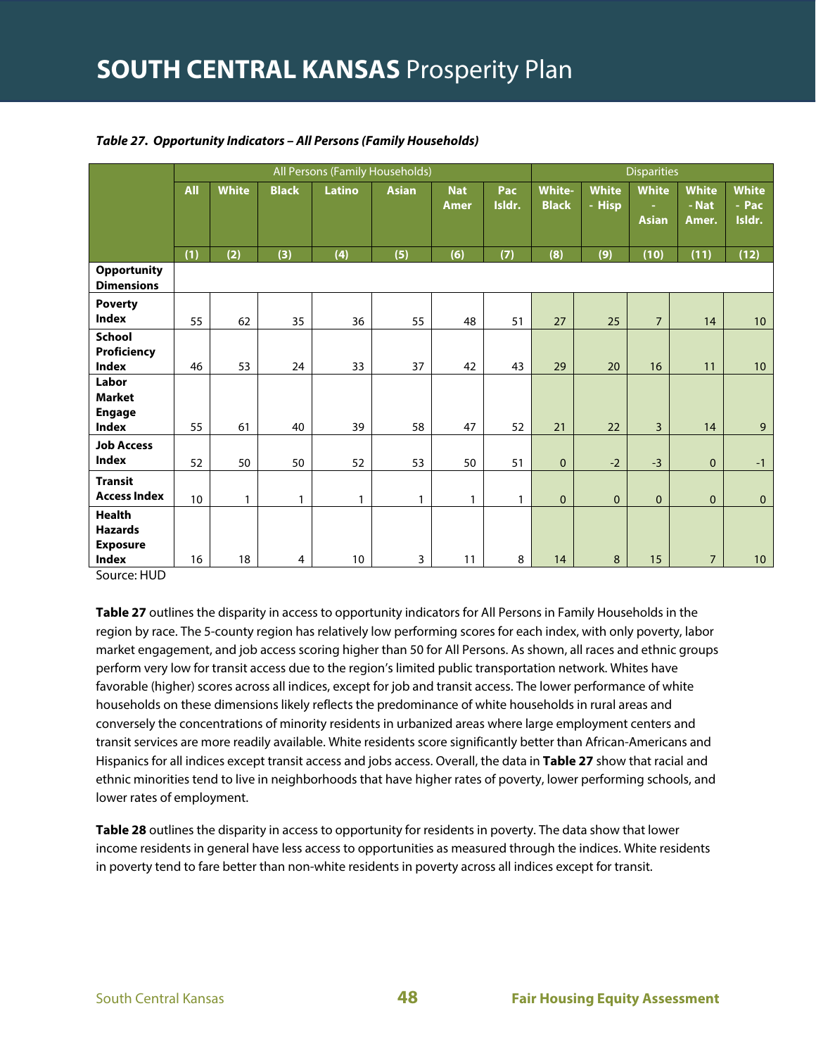***Table 27. Opportunity Indicators – All Persons (Family Households)***

| | All Persons (Family Households) | | | | | | | Disparities | | | | |
|---|---|---|---|---|---|---|---|---|---|---|---|---|
| | All | White | Black | Latino | Asian | Nat Amer | Pac Isldr. | White-Black | White - Hisp | White - Asian | White - Nat Amer. | White - Pac Isldr. |
| | (1) | (2) | (3) | (4) | (5) | (6) | (7) | (8) | (9) | (10) | (11) | (12) |
| **Opportunity Dimensions** | | | | | | | | | | | | |
| **Poverty Index** | 55 | 62 | 35 | 36 | 55 | 48 | 51 | 27 | 25 | 7 | 14 | 10 |
| **School Proficiency Index** | 46 | 53 | 24 | 33 | 37 | 42 | 43 | 29 | 20 | 16 | 11 | 10 |
| **Labor Market Engage Index** | 55 | 61 | 40 | 39 | 58 | 47 | 52 | 21 | 22 | 3 | 14 | 9 |
| **Job Access Index** | 52 | 50 | 50 | 52 | 53 | 50 | 51 | 0 | -2 | -3 | 0 | -1 |
| **Transit Access Index** | 10 | 1 | 1 | 1 | 1 | 1 | 1 | 0 | 0 | 0 | 0 | 0 |
| **Health Hazards Exposure Index** | 16 | 18 | 4 | 10 | 3 | 11 | 8 | 14 | 8 | 15 | 7 | 10 |

Source: HUD

**Table 27** outlines the disparity in access to opportunity indicators for All Persons in Family Households in the region by race. The 5-county region has relatively low performing scores for each index, with only poverty, labor market engagement, and job access scoring higher than 50 for All Persons. As shown, all races and ethnic groups perform very low for transit access due to the region's limited public transportation network. Whites have favorable (higher) scores across all indices, except for job and transit access. The lower performance of white households on these dimensions likely reflects the predominance of white households in rural areas and conversely the concentrations of minority residents in urbanized areas where large employment centers and transit services are more readily available. White residents score significantly better than African-Americans and Hispanics for all indices except transit access and jobs access. Overall, the data in **Table 27** show that racial and ethnic minorities tend to live in neighborhoods that have higher rates of poverty, lower performing schools, and lower rates of employment.

**Table 28** outlines the disparity in access to opportunity for residents in poverty. The data show that lower income residents in general have less access to opportunities as measured through the indices. White residents in poverty tend to fare better than non-white residents in poverty across all indices except for transit.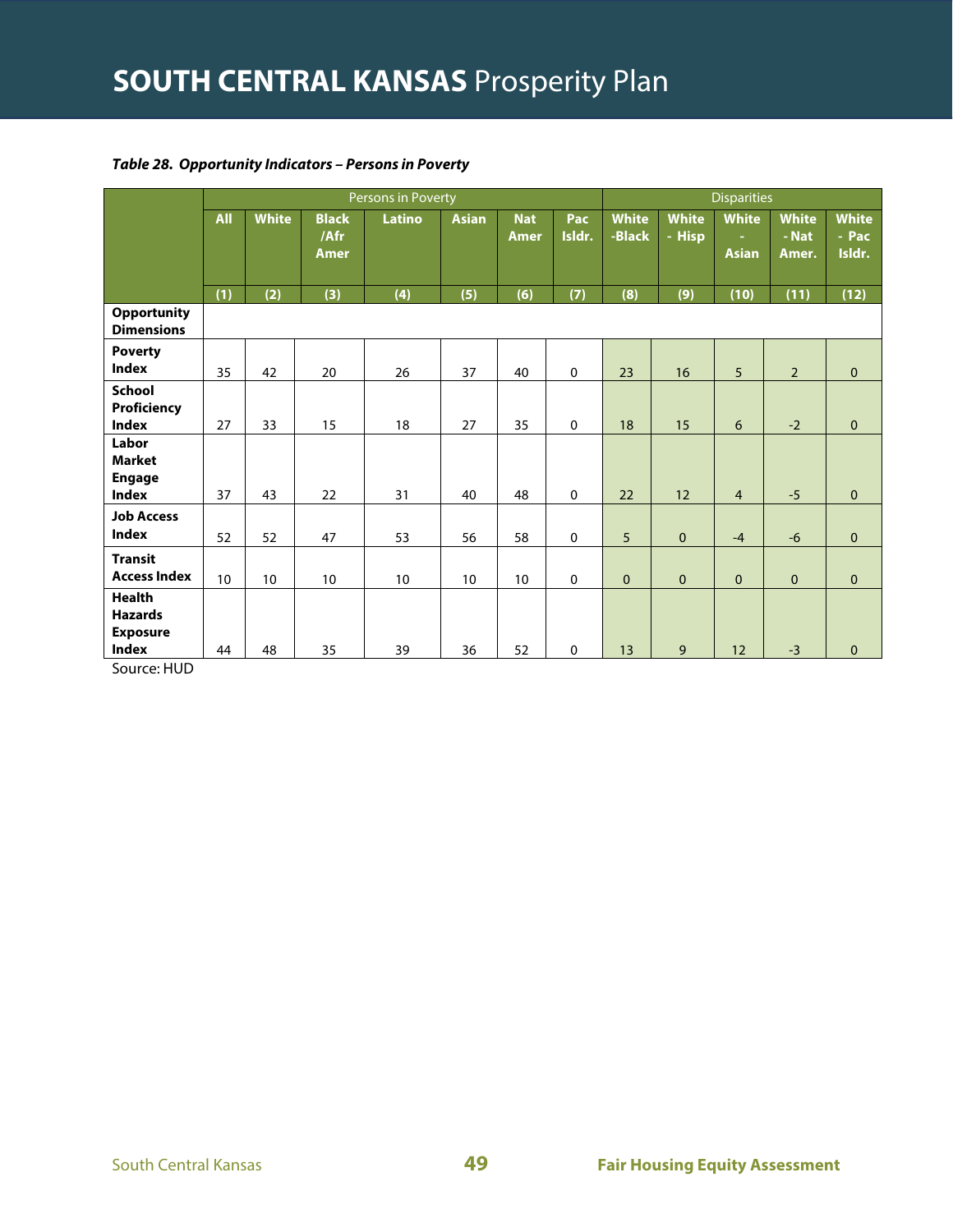***Table 28. Opportunity Indicators – Persons in Poverty***

| | Persons in Poverty | | | | | | | Disparities | | | | |
|---|---|---|---|---|---|---|---|---|---|---|---|---|
| | All | White | Black /Afr Amer | Latino | Asian | Nat Amer | Pac Isldr. | White -Black | White - Hisp | White - Asian | White - Nat Amer. | White - Pac Isldr. |
| | (1) | (2) | (3) | (4) | (5) | (6) | (7) | (8) | (9) | (10) | (11) | (12) |
| **Opportunity Dimensions** | | | | | | | | | | | | |
| **Poverty Index** | 35 | 42 | 20 | 26 | 37 | 40 | 0 | 23 | 16 | 5 | 2 | 0 |
| **School Proficiency Index** | 27 | 33 | 15 | 18 | 27 | 35 | 0 | 18 | 15 | 6 | -2 | 0 |
| **Labor Market Engage Index** | 37 | 43 | 22 | 31 | 40 | 48 | 0 | 22 | 12 | 4 | -5 | 0 |
| **Job Access Index** | 52 | 52 | 47 | 53 | 56 | 58 | 0 | 5 | 0 | -4 | -6 | 0 |
| **Transit Access Index** | 10 | 10 | 10 | 10 | 10 | 10 | 0 | 0 | 0 | 0 | 0 | 0 |
| **Health Hazards Exposure Index** | 44 | 48 | 35 | 39 | 36 | 52 | 0 | 13 | 9 | 12 | -3 | 0 |

Source: HUD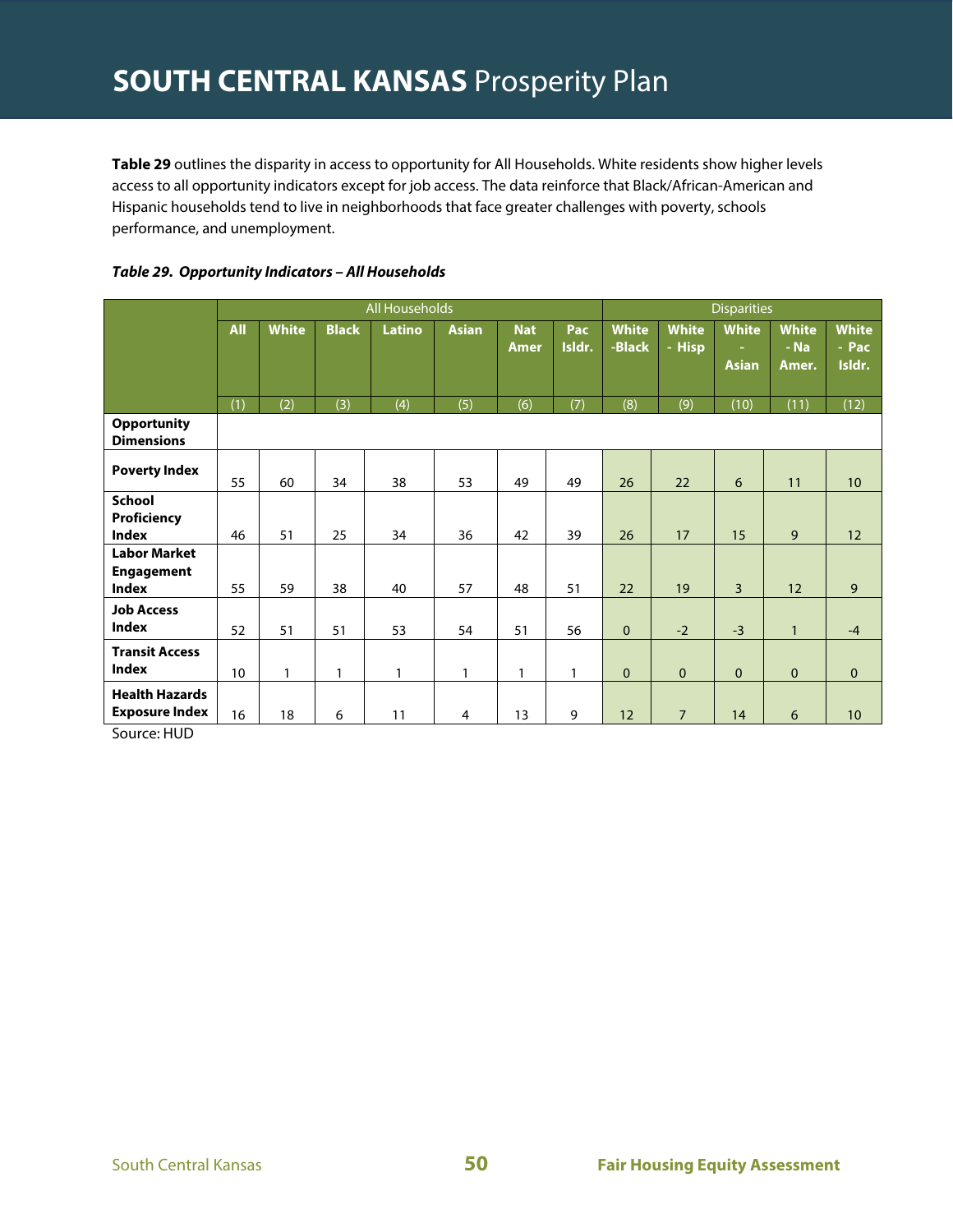**Table 29** outlines the disparity in access to opportunity for All Households. White residents show higher levels access to all opportunity indicators except for job access. The data reinforce that Black/African-American and Hispanic households tend to live in neighborhoods that face greater challenges with poverty, schools performance, and unemployment.

***Table 29. Opportunity Indicators – All Households***

| | All Households | | | | | | | Disparities | | | | |
|---|---|---|---|---|---|---|---|---|---|---|---|---|
| | **All** | **White** | **Black** | **Latino** | **Asian** | **Nat Amer** | **Pac Isldr.** | **White -Black** | **White - Hisp** | **White - Asian** | **White - Na Amer.** | **White - Pac Isldr.** |
| | (1) | (2) | (3) | (4) | (5) | (6) | (7) | (8) | (9) | (10) | (11) | (12) |
| **Opportunity Dimensions** | | | | | | | | | | | | |
| **Poverty Index** | 55 | 60 | 34 | 38 | 53 | 49 | 49 | 26 | 22 | 6 | 11 | 10 |
| **School Proficiency Index** | 46 | 51 | 25 | 34 | 36 | 42 | 39 | 26 | 17 | 15 | 9 | 12 |
| **Labor Market Engagement Index** | 55 | 59 | 38 | 40 | 57 | 48 | 51 | 22 | 19 | 3 | 12 | 9 |
| **Job Access Index** | 52 | 51 | 51 | 53 | 54 | 51 | 56 | 0 | -2 | -3 | 1 | -4 |
| **Transit Access Index** | 10 | 1 | 1 | 1 | 1 | 1 | 1 | 0 | 0 | 0 | 0 | 0 |
| **Health Hazards Exposure Index** | 16 | 18 | 6 | 11 | 4 | 13 | 9 | 12 | 7 | 14 | 6 | 10 |

Source: HUD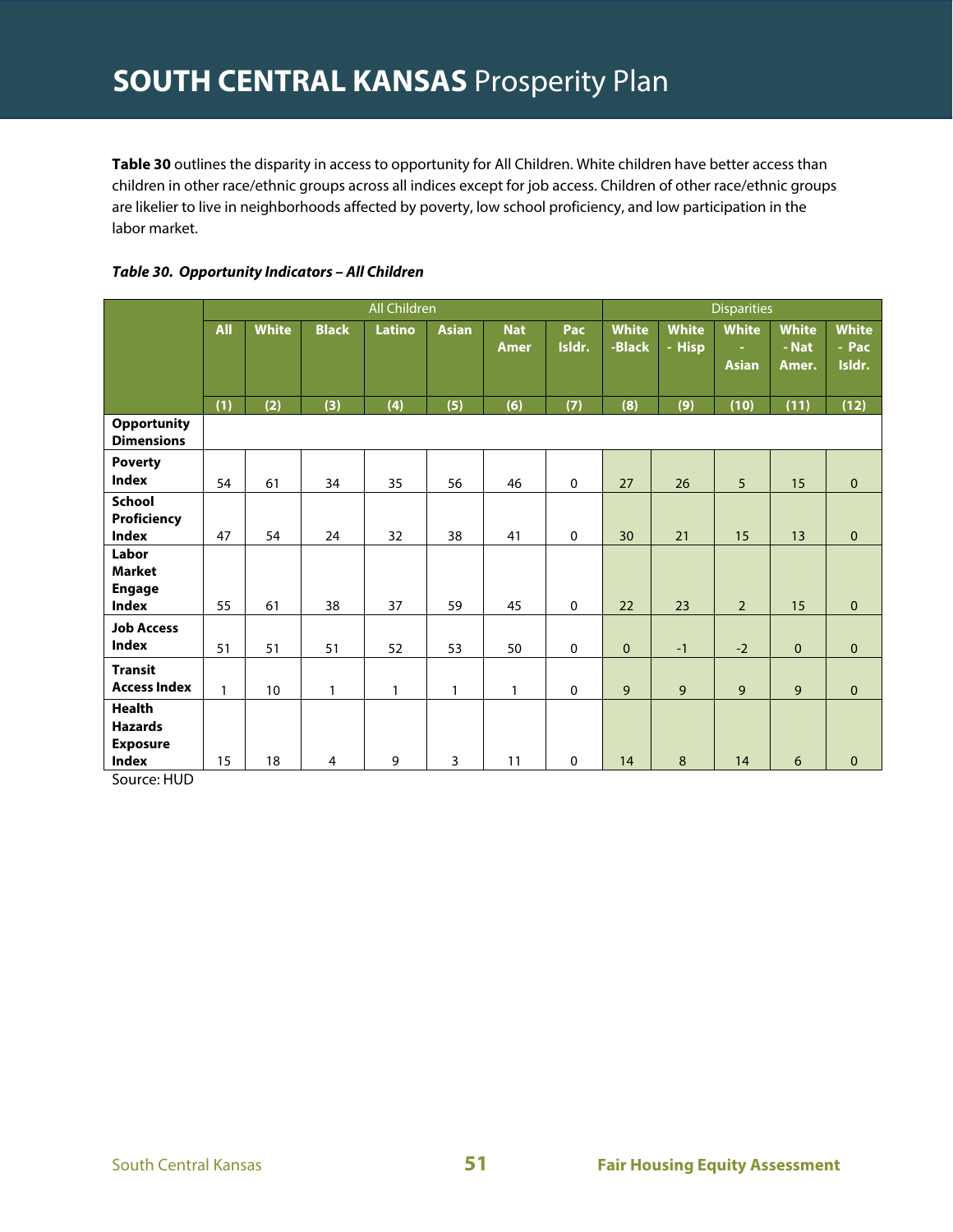**Table 30** outlines the disparity in access to opportunity for All Children. White children have better access than children in other race/ethnic groups across all indices except for job access. Children of other race/ethnic groups are likelier to live in neighborhoods affected by poverty, low school proficiency, and low participation in the labor market.

***Table 30. Opportunity Indicators – All Children***

| | All Children | | | | | | | Disparities | | | | |
|---|---|---|---|---|---|---|---|---|---|---|---|---|
| | All | White | Black | Latino | Asian | Nat Amer | Pac Isldr. | White -Black | White - Hisp | White - Asian | White - Nat Amer. | White - Pac Isldr. |
| | (1) | (2) | (3) | (4) | (5) | (6) | (7) | (8) | (9) | (10) | (11) | (12) |
| **Opportunity Dimensions** | | | | | | | | | | | | |
| **Poverty Index** | 54 | 61 | 34 | 35 | 56 | 46 | 0 | 27 | 26 | 5 | 15 | 0 |
| **School Proficiency Index** | 47 | 54 | 24 | 32 | 38 | 41 | 0 | 30 | 21 | 15 | 13 | 0 |
| **Labor Market Engage Index** | 55 | 61 | 38 | 37 | 59 | 45 | 0 | 22 | 23 | 2 | 15 | 0 |
| **Job Access Index** | 51 | 51 | 51 | 52 | 53 | 50 | 0 | 0 | -1 | -2 | 0 | 0 |
| **Transit Access Index** | 1 | 10 | 1 | 1 | 1 | 1 | 0 | 9 | 9 | 9 | 9 | 0 |
| **Health Hazards Exposure Index** | 15 | 18 | 4 | 9 | 3 | 11 | 0 | 14 | 8 | 14 | 6 | 0 |

Source: HUD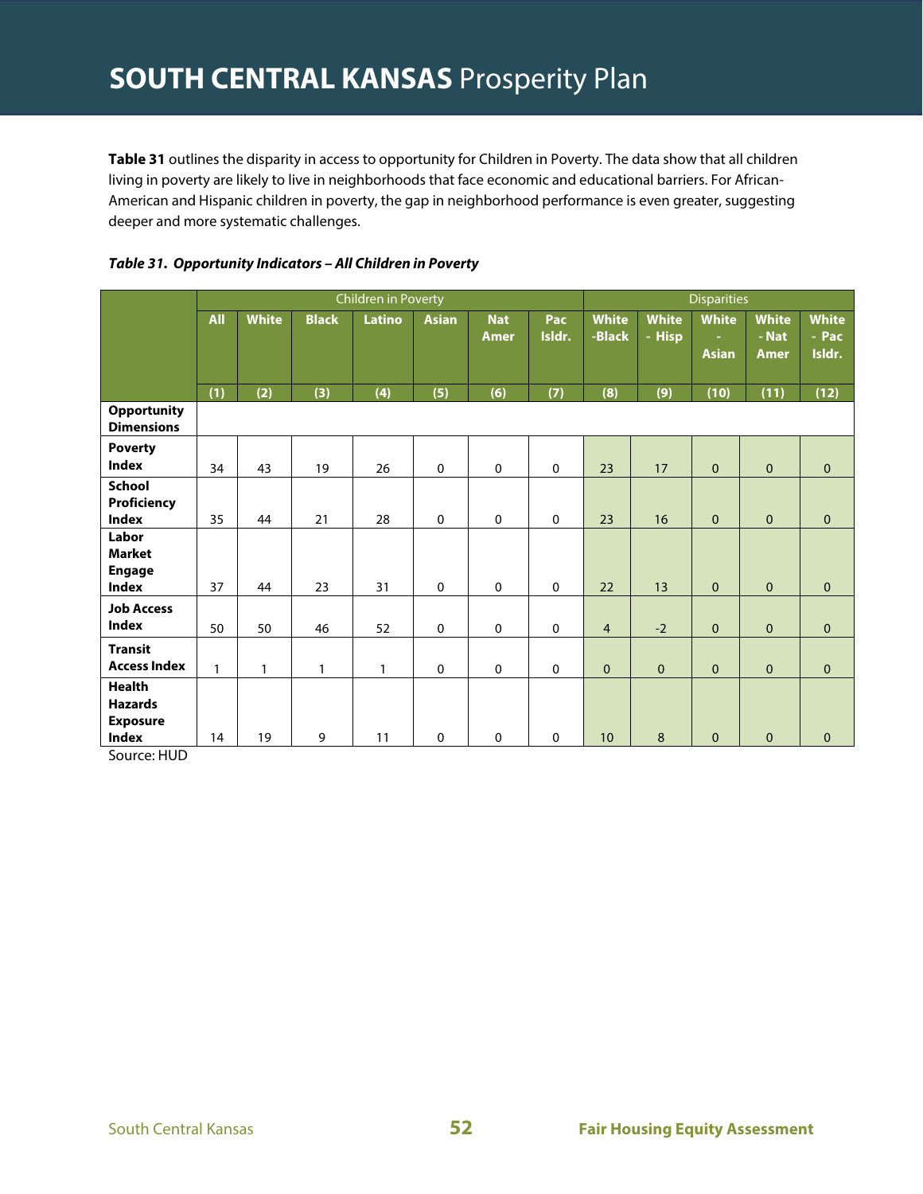**Table 31** outlines the disparity in access to opportunity for Children in Poverty. The data show that all children living in poverty are likely to live in neighborhoods that face economic and educational barriers. For African-American and Hispanic children in poverty, the gap in neighborhood performance is even greater, suggesting deeper and more systematic challenges.

***Table 31. Opportunity Indicators – All Children in Poverty***

| | Children in Poverty | | | | | | | Disparities | | | | |
|---|---|---|---|---|---|---|---|---|---|---|---|---|
| | All | White | Black | Latino | Asian | Nat Amer | Pac Isldr. | White -Black | White - Hisp | White - Asian | White - Nat Amer | White - Pac Isldr. |
| | (1) | (2) | (3) | (4) | (5) | (6) | (7) | (8) | (9) | (10) | (11) | (12) |
| **Opportunity Dimensions** | | | | | | | | | | | | |
| **Poverty Index** | 34 | 43 | 19 | 26 | 0 | 0 | 0 | 23 | 17 | 0 | 0 | 0 |
| **School Proficiency Index** | 35 | 44 | 21 | 28 | 0 | 0 | 0 | 23 | 16 | 0 | 0 | 0 |
| **Labor Market Engage Index** | 37 | 44 | 23 | 31 | 0 | 0 | 0 | 22 | 13 | 0 | 0 | 0 |
| **Job Access Index** | 50 | 50 | 46 | 52 | 0 | 0 | 0 | 4 | -2 | 0 | 0 | 0 |
| **Transit Access Index** | 1 | 1 | 1 | 1 | 0 | 0 | 0 | 0 | 0 | 0 | 0 | 0 |
| **Health Hazards Exposure Index** | 14 | 19 | 9 | 11 | 0 | 0 | 0 | 10 | 8 | 0 | 0 | 0 |

Source: HUD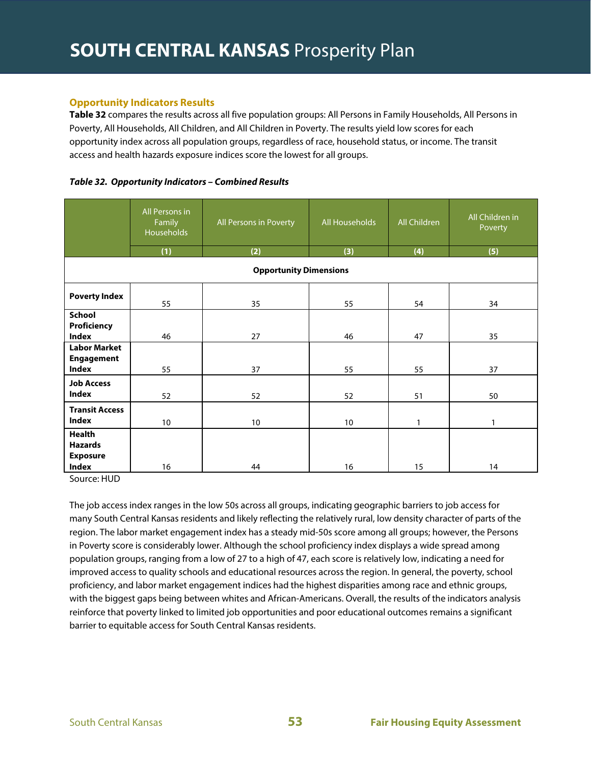### Opportunity Indicators Results

**Table 32** compares the results across all five population groups: All Persons in Family Households, All Persons in Poverty, All Households, All Children, and All Children in Poverty. The results yield low scores for each opportunity index across all population groups, regardless of race, household status, or income. The transit access and health hazards exposure indices score the lowest for all groups.

***Table 32. Opportunity Indicators – Combined Results***

| | All Persons in Family Households | All Persons in Poverty | All Households | All Children | All Children in Poverty |
|---|---|---|---|---|---|
| | (1) | (2) | (3) | (4) | (5) |
| **Opportunity Dimensions** | | | | | |
| **Poverty Index** | 55 | 35 | 55 | 54 | 34 |
| **School Proficiency Index** | 46 | 27 | 46 | 47 | 35 |
| **Labor Market Engagement Index** | 55 | 37 | 55 | 55 | 37 |
| **Job Access Index** | 52 | 52 | 52 | 51 | 50 |
| **Transit Access Index** | 10 | 10 | 10 | 1 | 1 |
| **Health Hazards Exposure Index** | 16 | 44 | 16 | 15 | 14 |

Source: HUD

The job access index ranges in the low 50s across all groups, indicating geographic barriers to job access for many South Central Kansas residents and likely reflecting the relatively rural, low density character of parts of the region. The labor market engagement index has a steady mid-50s score among all groups; however, the Persons in Poverty score is considerably lower. Although the school proficiency index displays a wide spread among population groups, ranging from a low of 27 to a high of 47, each score is relatively low, indicating a need for improved access to quality schools and educational resources across the region. In general, the poverty, school proficiency, and labor market engagement indices had the highest disparities among race and ethnic groups, with the biggest gaps being between whites and African-Americans. Overall, the results of the indicators analysis reinforce that poverty linked to limited job opportunities and poor educational outcomes remains a significant barrier to equitable access for South Central Kansas residents.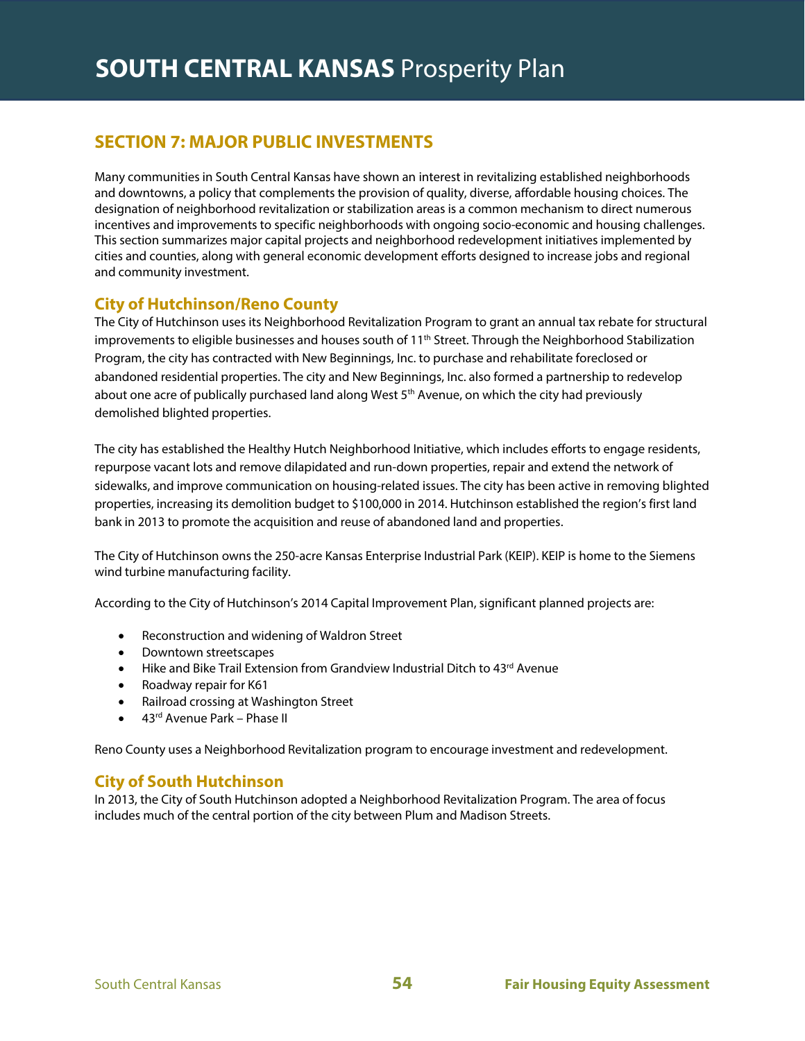## SECTION 7: MAJOR PUBLIC INVESTMENTS

Many communities in South Central Kansas have shown an interest in revitalizing established neighborhoods and downtowns, a policy that complements the provision of quality, diverse, affordable housing choices. The designation of neighborhood revitalization or stabilization areas is a common mechanism to direct numerous incentives and improvements to specific neighborhoods with ongoing socio-economic and housing challenges. This section summarizes major capital projects and neighborhood redevelopment initiatives implemented by cities and counties, along with general economic development efforts designed to increase jobs and regional and community investment.

### City of Hutchinson/Reno County

The City of Hutchinson uses its Neighborhood Revitalization Program to grant an annual tax rebate for structural improvements to eligible businesses and houses south of 11th Street. Through the Neighborhood Stabilization Program, the city has contracted with New Beginnings, Inc. to purchase and rehabilitate foreclosed or abandoned residential properties. The city and New Beginnings, Inc. also formed a partnership to redevelop about one acre of publically purchased land along West 5th Avenue, on which the city had previously demolished blighted properties.

The city has established the Healthy Hutch Neighborhood Initiative, which includes efforts to engage residents, repurpose vacant lots and remove dilapidated and run-down properties, repair and extend the network of sidewalks, and improve communication on housing-related issues. The city has been active in removing blighted properties, increasing its demolition budget to $100,000 in 2014. Hutchinson established the region's first land bank in 2013 to promote the acquisition and reuse of abandoned land and properties.

The City of Hutchinson owns the 250-acre Kansas Enterprise Industrial Park (KEIP). KEIP is home to the Siemens wind turbine manufacturing facility.

According to the City of Hutchinson's 2014 Capital Improvement Plan, significant planned projects are:

- Reconstruction and widening of Waldron Street
- Downtown streetscapes
- Hike and Bike Trail Extension from Grandview Industrial Ditch to 43rd Avenue
- Roadway repair for K61
- Railroad crossing at Washington Street
- 43rd Avenue Park – Phase II

Reno County uses a Neighborhood Revitalization program to encourage investment and redevelopment.

### City of South Hutchinson

In 2013, the City of South Hutchinson adopted a Neighborhood Revitalization Program. The area of focus includes much of the central portion of the city between Plum and Madison Streets.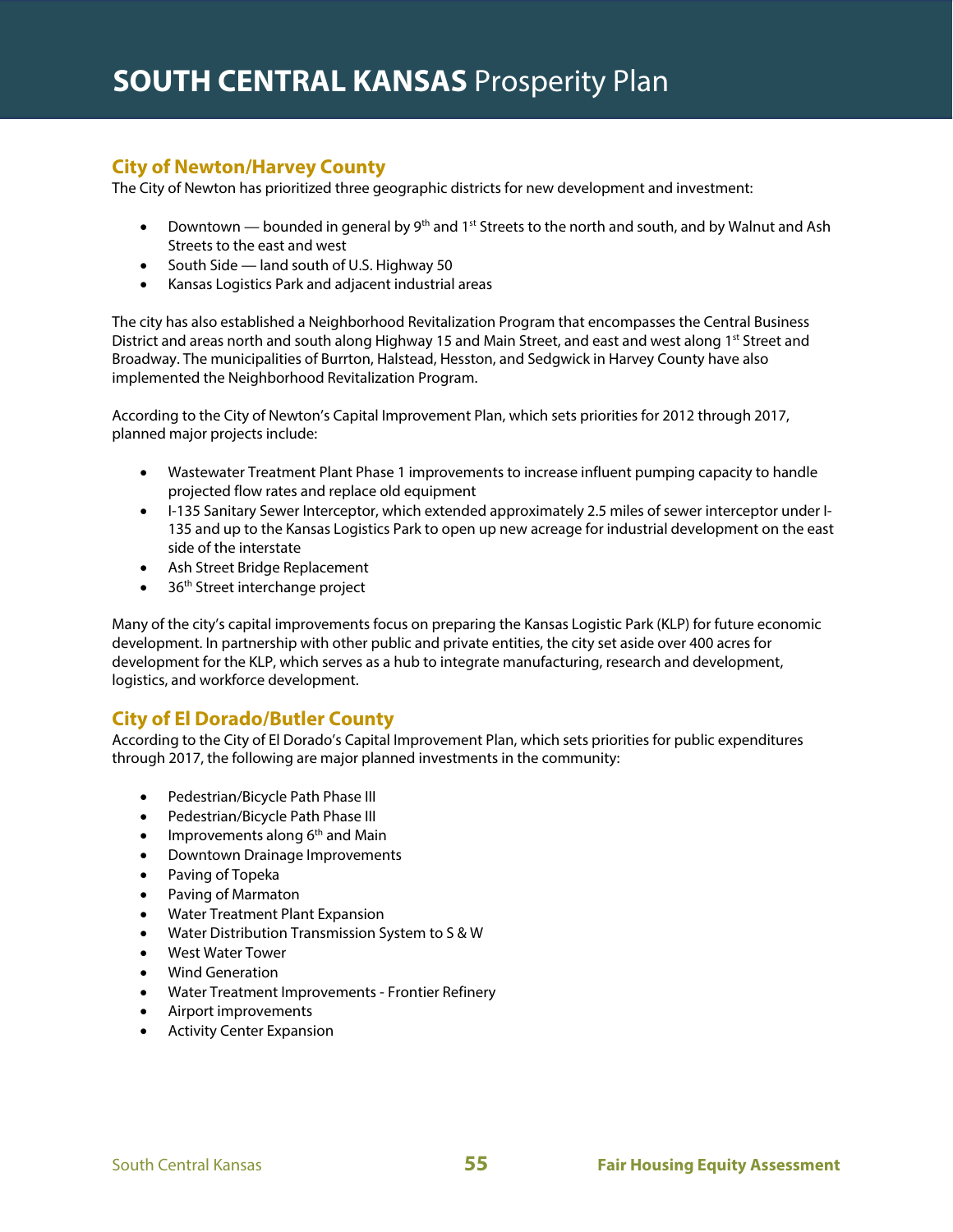## City of Newton/Harvey County

The City of Newton has prioritized three geographic districts for new development and investment:

- Downtown — bounded in general by 9th and 1st Streets to the north and south, and by Walnut and Ash Streets to the east and west
- South Side — land south of U.S. Highway 50
- Kansas Logistics Park and adjacent industrial areas

The city has also established a Neighborhood Revitalization Program that encompasses the Central Business District and areas north and south along Highway 15 and Main Street, and east and west along 1st Street and Broadway. The municipalities of Burrton, Halstead, Hesston, and Sedgwick in Harvey County have also implemented the Neighborhood Revitalization Program.

According to the City of Newton's Capital Improvement Plan, which sets priorities for 2012 through 2017, planned major projects include:

- Wastewater Treatment Plant Phase 1 improvements to increase influent pumping capacity to handle projected flow rates and replace old equipment
- I-135 Sanitary Sewer Interceptor, which extended approximately 2.5 miles of sewer interceptor under I-135 and up to the Kansas Logistics Park to open up new acreage for industrial development on the east side of the interstate
- Ash Street Bridge Replacement
- 36th Street interchange project

Many of the city's capital improvements focus on preparing the Kansas Logistic Park (KLP) for future economic development. In partnership with other public and private entities, the city set aside over 400 acres for development for the KLP, which serves as a hub to integrate manufacturing, research and development, logistics, and workforce development.

## City of El Dorado/Butler County

According to the City of El Dorado's Capital Improvement Plan, which sets priorities for public expenditures through 2017, the following are major planned investments in the community:

- Pedestrian/Bicycle Path Phase III
- Pedestrian/Bicycle Path Phase III
- Improvements along 6th and Main
- Downtown Drainage Improvements
- Paving of Topeka
- Paving of Marmaton
- Water Treatment Plant Expansion
- Water Distribution Transmission System to S & W
- West Water Tower
- Wind Generation
- Water Treatment Improvements - Frontier Refinery
- Airport improvements
- Activity Center Expansion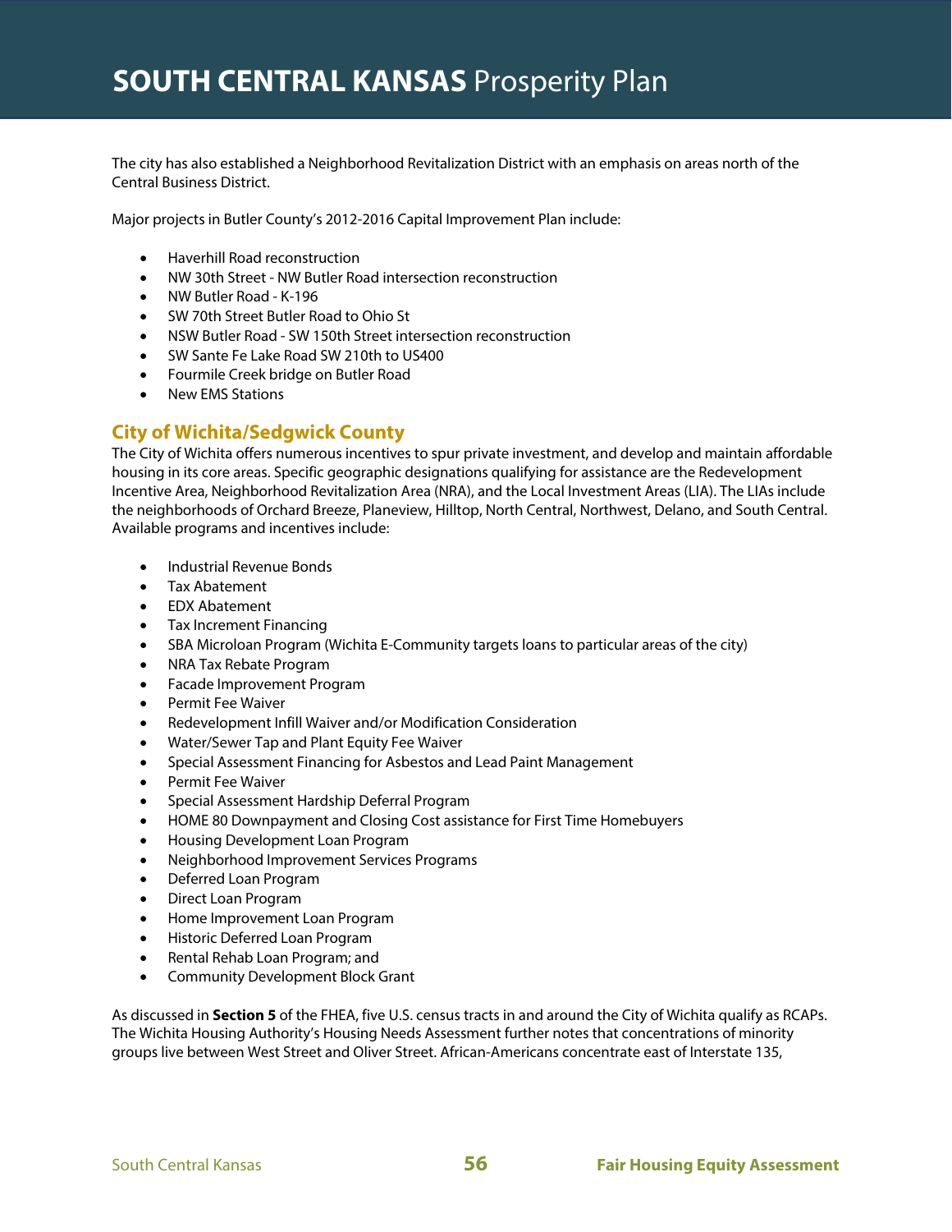The city has also established a Neighborhood Revitalization District with an emphasis on areas north of the Central Business District.

Major projects in Butler County's 2012-2016 Capital Improvement Plan include:

- Haverhill Road reconstruction
- NW 30th Street - NW Butler Road intersection reconstruction
- NW Butler Road - K-196
- SW 70th Street Butler Road to Ohio St
- NSW Butler Road - SW 150th Street intersection reconstruction
- SW Sante Fe Lake Road SW 210th to US400
- Fourmile Creek bridge on Butler Road
- New EMS Stations

## City of Wichita/Sedgwick County

The City of Wichita offers numerous incentives to spur private investment, and develop and maintain affordable housing in its core areas. Specific geographic designations qualifying for assistance are the Redevelopment Incentive Area, Neighborhood Revitalization Area (NRA), and the Local Investment Areas (LIA). The LIAs include the neighborhoods of Orchard Breeze, Planeview, Hilltop, North Central, Northwest, Delano, and South Central. Available programs and incentives include:

- Industrial Revenue Bonds
- Tax Abatement
- EDX Abatement
- Tax Increment Financing
- SBA Microloan Program (Wichita E-Community targets loans to particular areas of the city)
- NRA Tax Rebate Program
- Facade Improvement Program
- Permit Fee Waiver
- Redevelopment Infill Waiver and/or Modification Consideration
- Water/Sewer Tap and Plant Equity Fee Waiver
- Special Assessment Financing for Asbestos and Lead Paint Management
- Permit Fee Waiver
- Special Assessment Hardship Deferral Program
- HOME 80 Downpayment and Closing Cost assistance for First Time Homebuyers
- Housing Development Loan Program
- Neighborhood Improvement Services Programs
- Deferred Loan Program
- Direct Loan Program
- Home Improvement Loan Program
- Historic Deferred Loan Program
- Rental Rehab Loan Program; and
- Community Development Block Grant

As discussed in **Section 5** of the FHEA, five U.S. census tracts in and around the City of Wichita qualify as RCAPs. The Wichita Housing Authority's Housing Needs Assessment further notes that concentrations of minority groups live between West Street and Oliver Street. African-Americans concentrate east of Interstate 135,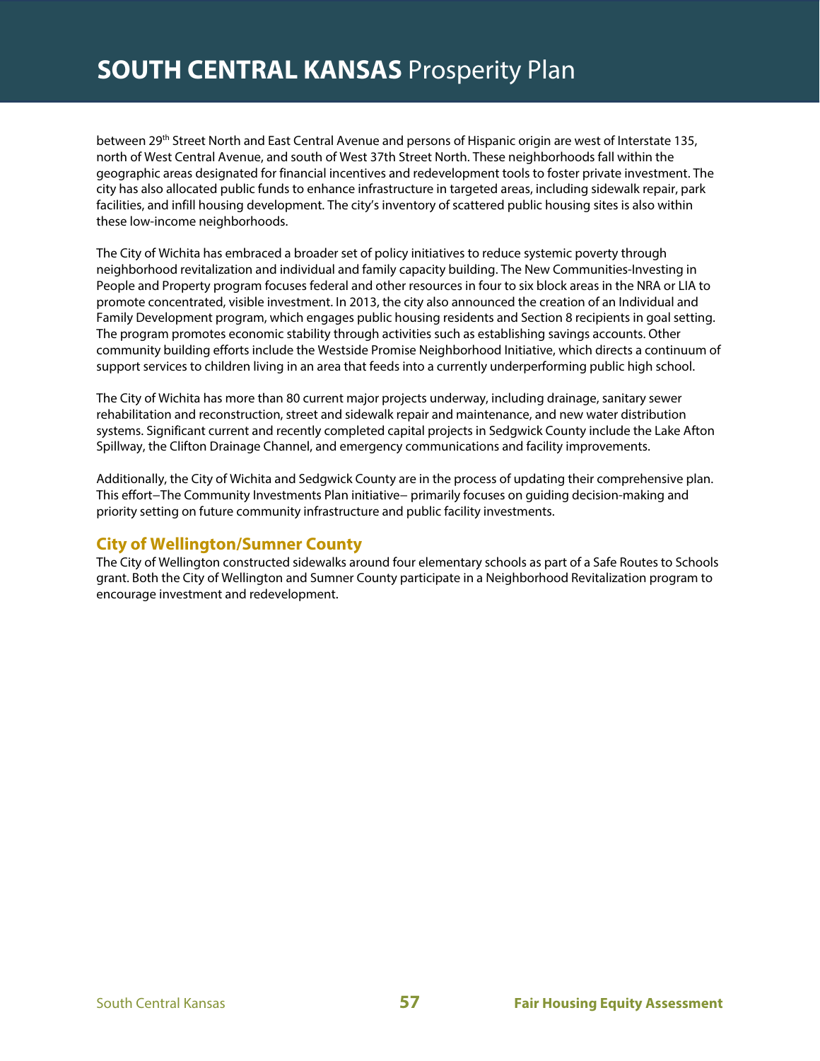between 29th Street North and East Central Avenue and persons of Hispanic origin are west of Interstate 135, north of West Central Avenue, and south of West 37th Street North. These neighborhoods fall within the geographic areas designated for financial incentives and redevelopment tools to foster private investment. The city has also allocated public funds to enhance infrastructure in targeted areas, including sidewalk repair, park facilities, and infill housing development. The city's inventory of scattered public housing sites is also within these low-income neighborhoods.

The City of Wichita has embraced a broader set of policy initiatives to reduce systemic poverty through neighborhood revitalization and individual and family capacity building. The New Communities-Investing in People and Property program focuses federal and other resources in four to six block areas in the NRA or LIA to promote concentrated, visible investment. In 2013, the city also announced the creation of an Individual and Family Development program, which engages public housing residents and Section 8 recipients in goal setting. The program promotes economic stability through activities such as establishing savings accounts. Other community building efforts include the Westside Promise Neighborhood Initiative, which directs a continuum of support services to children living in an area that feeds into a currently underperforming public high school.

The City of Wichita has more than 80 current major projects underway, including drainage, sanitary sewer rehabilitation and reconstruction, street and sidewalk repair and maintenance, and new water distribution systems. Significant current and recently completed capital projects in Sedgwick County include the Lake Afton Spillway, the Clifton Drainage Channel, and emergency communications and facility improvements.

Additionally, the City of Wichita and Sedgwick County are in the process of updating their comprehensive plan. This effort–The Community Investments Plan initiative– primarily focuses on guiding decision-making and priority setting on future community infrastructure and public facility investments.

## City of Wellington/Sumner County

The City of Wellington constructed sidewalks around four elementary schools as part of a Safe Routes to Schools grant. Both the City of Wellington and Sumner County participate in a Neighborhood Revitalization program to encourage investment and redevelopment.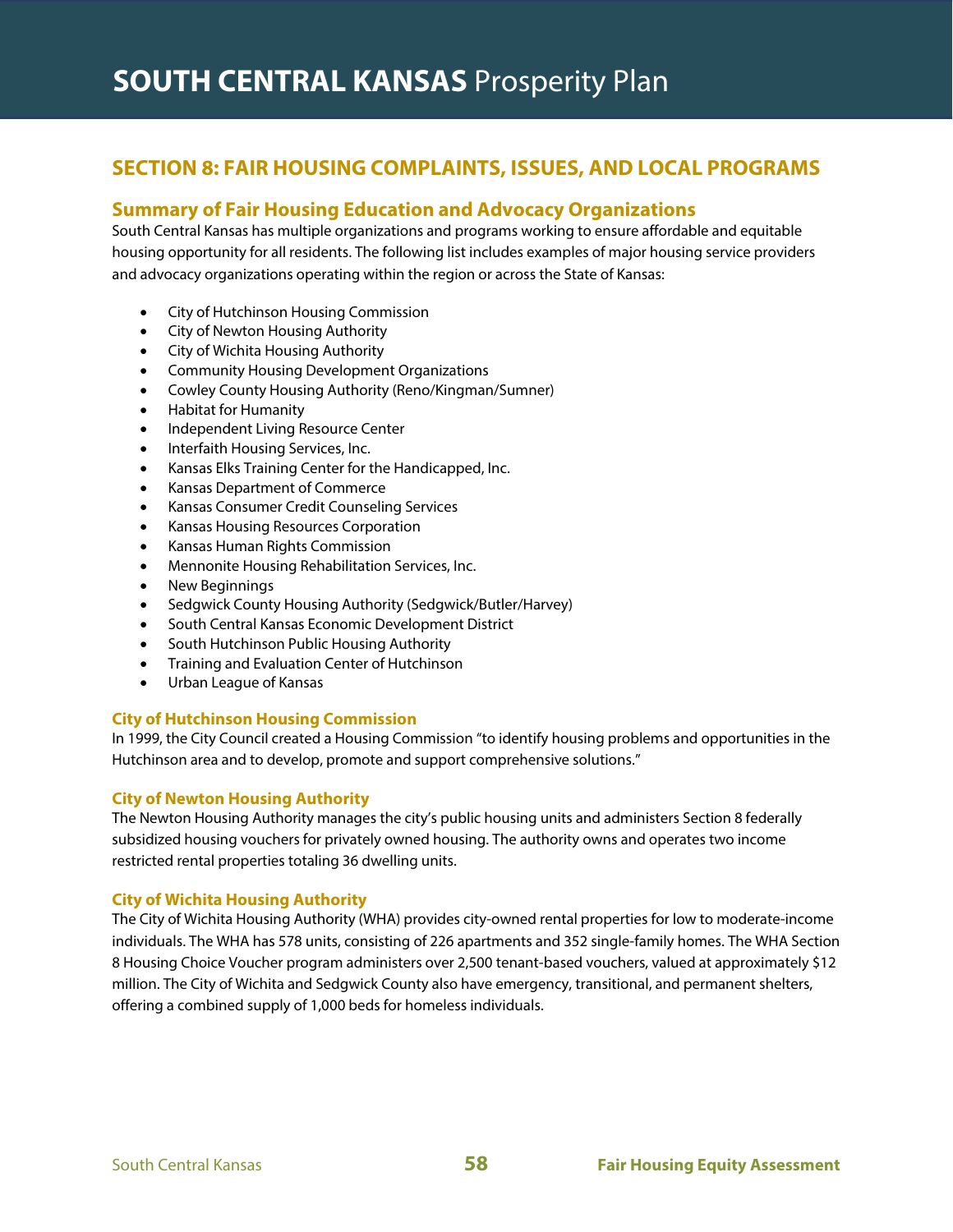## SECTION 8: FAIR HOUSING COMPLAINTS, ISSUES, AND LOCAL PROGRAMS

### Summary of Fair Housing Education and Advocacy Organizations

South Central Kansas has multiple organizations and programs working to ensure affordable and equitable housing opportunity for all residents. The following list includes examples of major housing service providers and advocacy organizations operating within the region or across the State of Kansas:

- City of Hutchinson Housing Commission
- City of Newton Housing Authority
- City of Wichita Housing Authority
- Community Housing Development Organizations
- Cowley County Housing Authority (Reno/Kingman/Sumner)
- Habitat for Humanity
- Independent Living Resource Center
- Interfaith Housing Services, Inc.
- Kansas Elks Training Center for the Handicapped, Inc.
- Kansas Department of Commerce
- Kansas Consumer Credit Counseling Services
- Kansas Housing Resources Corporation
- Kansas Human Rights Commission
- Mennonite Housing Rehabilitation Services, Inc.
- New Beginnings
- Sedgwick County Housing Authority (Sedgwick/Butler/Harvey)
- South Central Kansas Economic Development District
- South Hutchinson Public Housing Authority
- Training and Evaluation Center of Hutchinson
- Urban League of Kansas

#### City of Hutchinson Housing Commission

In 1999, the City Council created a Housing Commission "to identify housing problems and opportunities in the Hutchinson area and to develop, promote and support comprehensive solutions."

#### City of Newton Housing Authority

The Newton Housing Authority manages the city's public housing units and administers Section 8 federally subsidized housing vouchers for privately owned housing. The authority owns and operates two income restricted rental properties totaling 36 dwelling units.

#### City of Wichita Housing Authority

The City of Wichita Housing Authority (WHA) provides city-owned rental properties for low to moderate-income individuals. The WHA has 578 units, consisting of 226 apartments and 352 single-family homes. The WHA Section 8 Housing Choice Voucher program administers over 2,500 tenant-based vouchers, valued at approximately $12 million. The City of Wichita and Sedgwick County also have emergency, transitional, and permanent shelters, offering a combined supply of 1,000 beds for homeless individuals.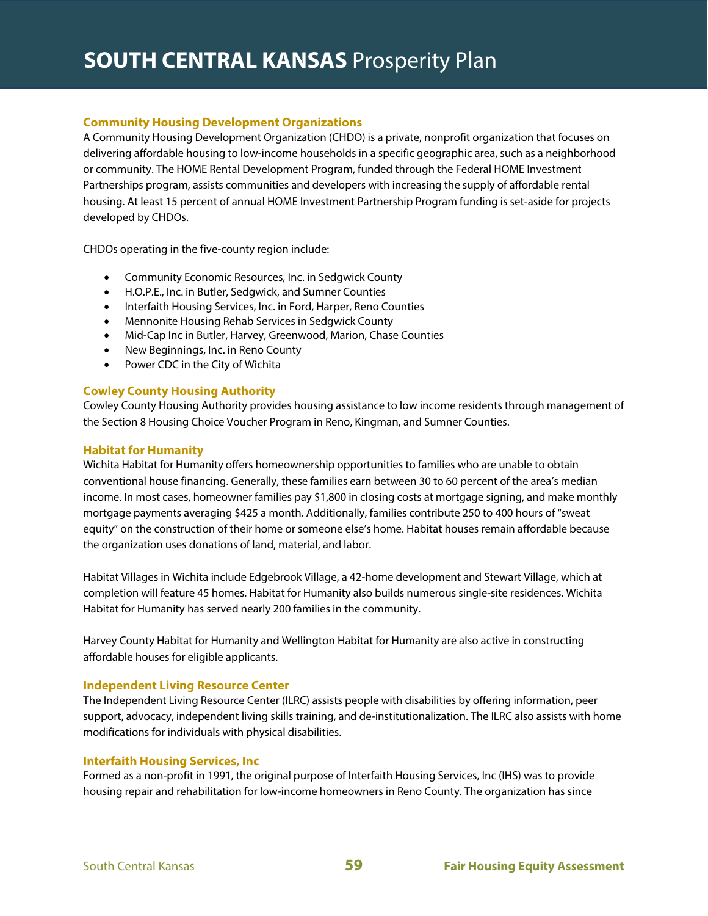### Community Housing Development Organizations

A Community Housing Development Organization (CHDO) is a private, nonprofit organization that focuses on delivering affordable housing to low-income households in a specific geographic area, such as a neighborhood or community. The HOME Rental Development Program, funded through the Federal HOME Investment Partnerships program, assists communities and developers with increasing the supply of affordable rental housing. At least 15 percent of annual HOME Investment Partnership Program funding is set-aside for projects developed by CHDOs.

CHDOs operating in the five-county region include:

- Community Economic Resources, Inc. in Sedgwick County
- H.O.P.E., Inc. in Butler, Sedgwick, and Sumner Counties
- Interfaith Housing Services, Inc. in Ford, Harper, Reno Counties
- Mennonite Housing Rehab Services in Sedgwick County
- Mid-Cap Inc in Butler, Harvey, Greenwood, Marion, Chase Counties
- New Beginnings, Inc. in Reno County
- Power CDC in the City of Wichita

### Cowley County Housing Authority

Cowley County Housing Authority provides housing assistance to low income residents through management of the Section 8 Housing Choice Voucher Program in Reno, Kingman, and Sumner Counties.

### Habitat for Humanity

Wichita Habitat for Humanity offers homeownership opportunities to families who are unable to obtain conventional house financing. Generally, these families earn between 30 to 60 percent of the area's median income. In most cases, homeowner families pay $1,800 in closing costs at mortgage signing, and make monthly mortgage payments averaging $425 a month. Additionally, families contribute 250 to 400 hours of "sweat equity" on the construction of their home or someone else's home. Habitat houses remain affordable because the organization uses donations of land, material, and labor.

Habitat Villages in Wichita include Edgebrook Village, a 42-home development and Stewart Village, which at completion will feature 45 homes. Habitat for Humanity also builds numerous single-site residences. Wichita Habitat for Humanity has served nearly 200 families in the community.

Harvey County Habitat for Humanity and Wellington Habitat for Humanity are also active in constructing affordable houses for eligible applicants.

### Independent Living Resource Center

The Independent Living Resource Center (ILRC) assists people with disabilities by offering information, peer support, advocacy, independent living skills training, and de-institutionalization. The ILRC also assists with home modifications for individuals with physical disabilities.

### Interfaith Housing Services, Inc

Formed as a non-profit in 1991, the original purpose of Interfaith Housing Services, Inc (IHS) was to provide housing repair and rehabilitation for low-income homeowners in Reno County. The organization has since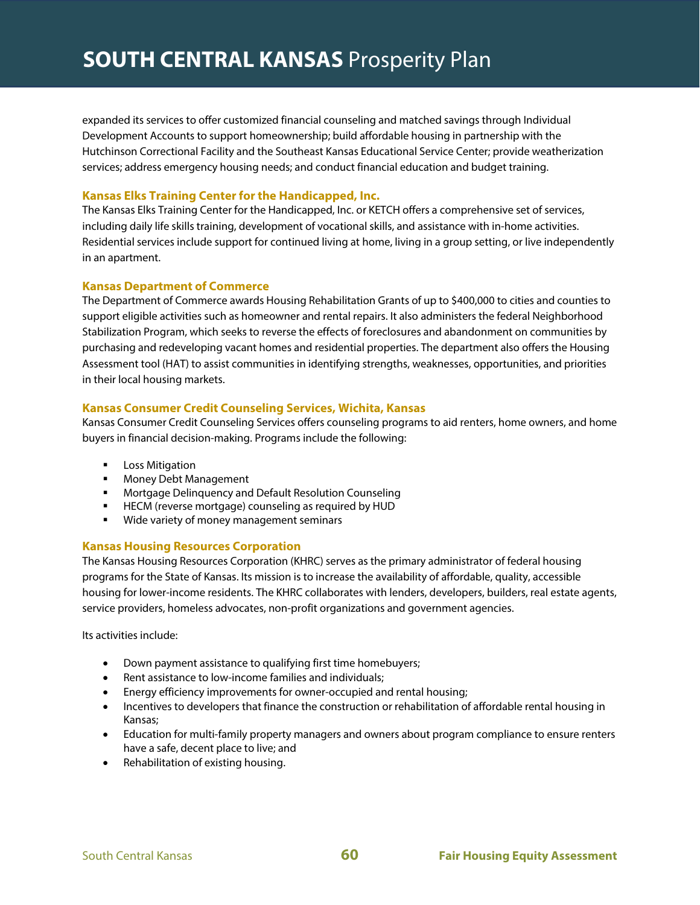expanded its services to offer customized financial counseling and matched savings through Individual Development Accounts to support homeownership; build affordable housing in partnership with the Hutchinson Correctional Facility and the Southeast Kansas Educational Service Center; provide weatherization services; address emergency housing needs; and conduct financial education and budget training.

### Kansas Elks Training Center for the Handicapped, Inc.

The Kansas Elks Training Center for the Handicapped, Inc. or KETCH offers a comprehensive set of services, including daily life skills training, development of vocational skills, and assistance with in-home activities. Residential services include support for continued living at home, living in a group setting, or live independently in an apartment.

### Kansas Department of Commerce

The Department of Commerce awards Housing Rehabilitation Grants of up to $400,000 to cities and counties to support eligible activities such as homeowner and rental repairs. It also administers the federal Neighborhood Stabilization Program, which seeks to reverse the effects of foreclosures and abandonment on communities by purchasing and redeveloping vacant homes and residential properties. The department also offers the Housing Assessment tool (HAT) to assist communities in identifying strengths, weaknesses, opportunities, and priorities in their local housing markets.

### Kansas Consumer Credit Counseling Services, Wichita, Kansas

Kansas Consumer Credit Counseling Services offers counseling programs to aid renters, home owners, and home buyers in financial decision-making. Programs include the following:

- Loss Mitigation
- Money Debt Management
- Mortgage Delinquency and Default Resolution Counseling
- HECM (reverse mortgage) counseling as required by HUD
- Wide variety of money management seminars

### Kansas Housing Resources Corporation

The Kansas Housing Resources Corporation (KHRC) serves as the primary administrator of federal housing programs for the State of Kansas. Its mission is to increase the availability of affordable, quality, accessible housing for lower-income residents. The KHRC collaborates with lenders, developers, builders, real estate agents, service providers, homeless advocates, non-profit organizations and government agencies.

Its activities include:

- Down payment assistance to qualifying first time homebuyers;
- Rent assistance to low-income families and individuals;
- Energy efficiency improvements for owner-occupied and rental housing;
- Incentives to developers that finance the construction or rehabilitation of affordable rental housing in Kansas;
- Education for multi-family property managers and owners about program compliance to ensure renters have a safe, decent place to live; and
- Rehabilitation of existing housing.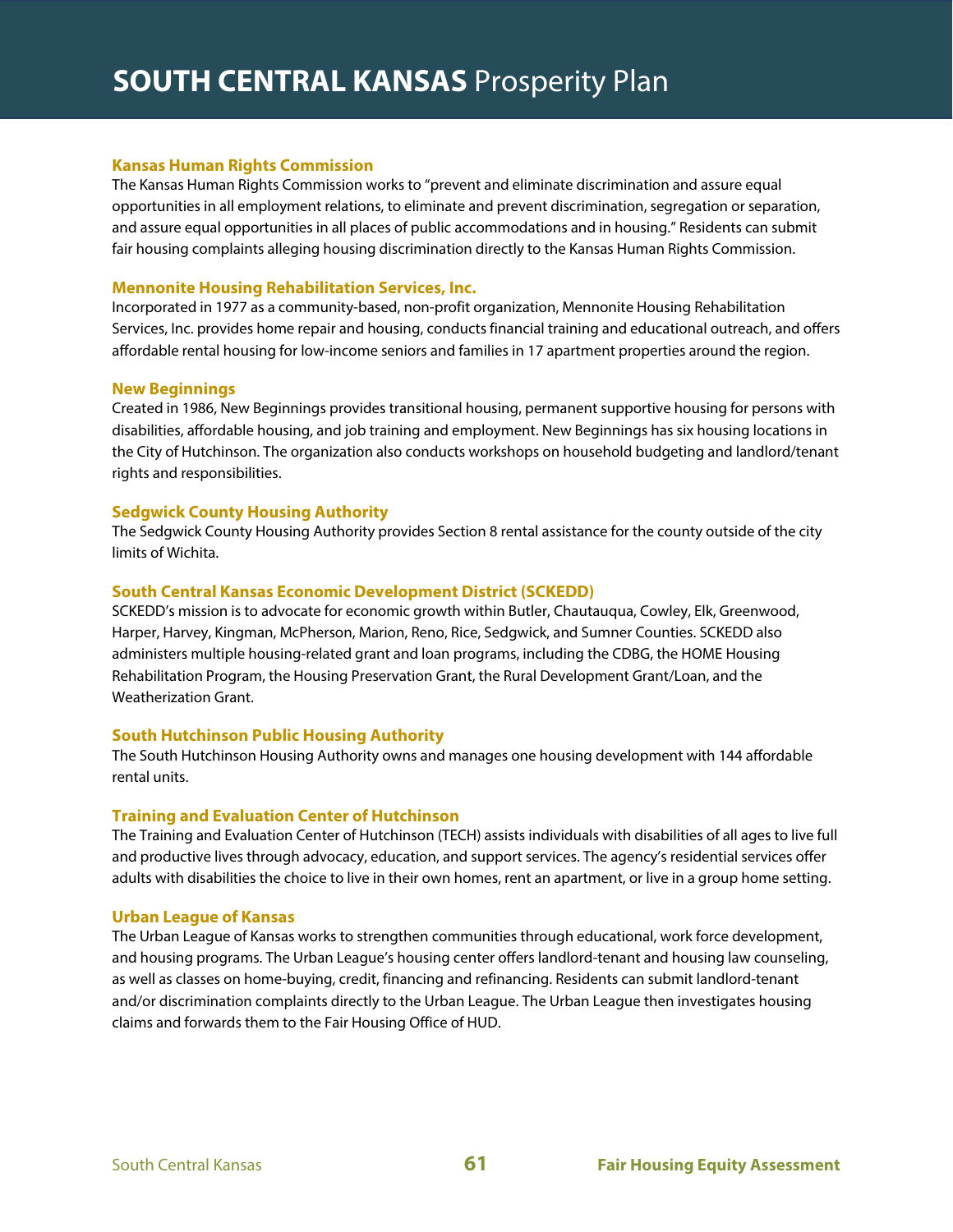### Kansas Human Rights Commission

The Kansas Human Rights Commission works to "prevent and eliminate discrimination and assure equal opportunities in all employment relations, to eliminate and prevent discrimination, segregation or separation, and assure equal opportunities in all places of public accommodations and in housing." Residents can submit fair housing complaints alleging housing discrimination directly to the Kansas Human Rights Commission.

### Mennonite Housing Rehabilitation Services, Inc.

Incorporated in 1977 as a community-based, non-profit organization, Mennonite Housing Rehabilitation Services, Inc. provides home repair and housing, conducts financial training and educational outreach, and offers affordable rental housing for low-income seniors and families in 17 apartment properties around the region.

### New Beginnings

Created in 1986, New Beginnings provides transitional housing, permanent supportive housing for persons with disabilities, affordable housing, and job training and employment. New Beginnings has six housing locations in the City of Hutchinson. The organization also conducts workshops on household budgeting and landlord/tenant rights and responsibilities.

### Sedgwick County Housing Authority

The Sedgwick County Housing Authority provides Section 8 rental assistance for the county outside of the city limits of Wichita.

### South Central Kansas Economic Development District (SCKEDD)

SCKEDD's mission is to advocate for economic growth within Butler, Chautauqua, Cowley, Elk, Greenwood, Harper, Harvey, Kingman, McPherson, Marion, Reno, Rice, Sedgwick, and Sumner Counties. SCKEDD also administers multiple housing-related grant and loan programs, including the CDBG, the HOME Housing Rehabilitation Program, the Housing Preservation Grant, the Rural Development Grant/Loan, and the Weatherization Grant.

### South Hutchinson Public Housing Authority

The South Hutchinson Housing Authority owns and manages one housing development with 144 affordable rental units.

### Training and Evaluation Center of Hutchinson

The Training and Evaluation Center of Hutchinson (TECH) assists individuals with disabilities of all ages to live full and productive lives through advocacy, education, and support services. The agency's residential services offer adults with disabilities the choice to live in their own homes, rent an apartment, or live in a group home setting.

### Urban League of Kansas

The Urban League of Kansas works to strengthen communities through educational, work force development, and housing programs. The Urban League's housing center offers landlord-tenant and housing law counseling, as well as classes on home-buying, credit, financing and refinancing. Residents can submit landlord-tenant and/or discrimination complaints directly to the Urban League. The Urban League then investigates housing claims and forwards them to the Fair Housing Office of HUD.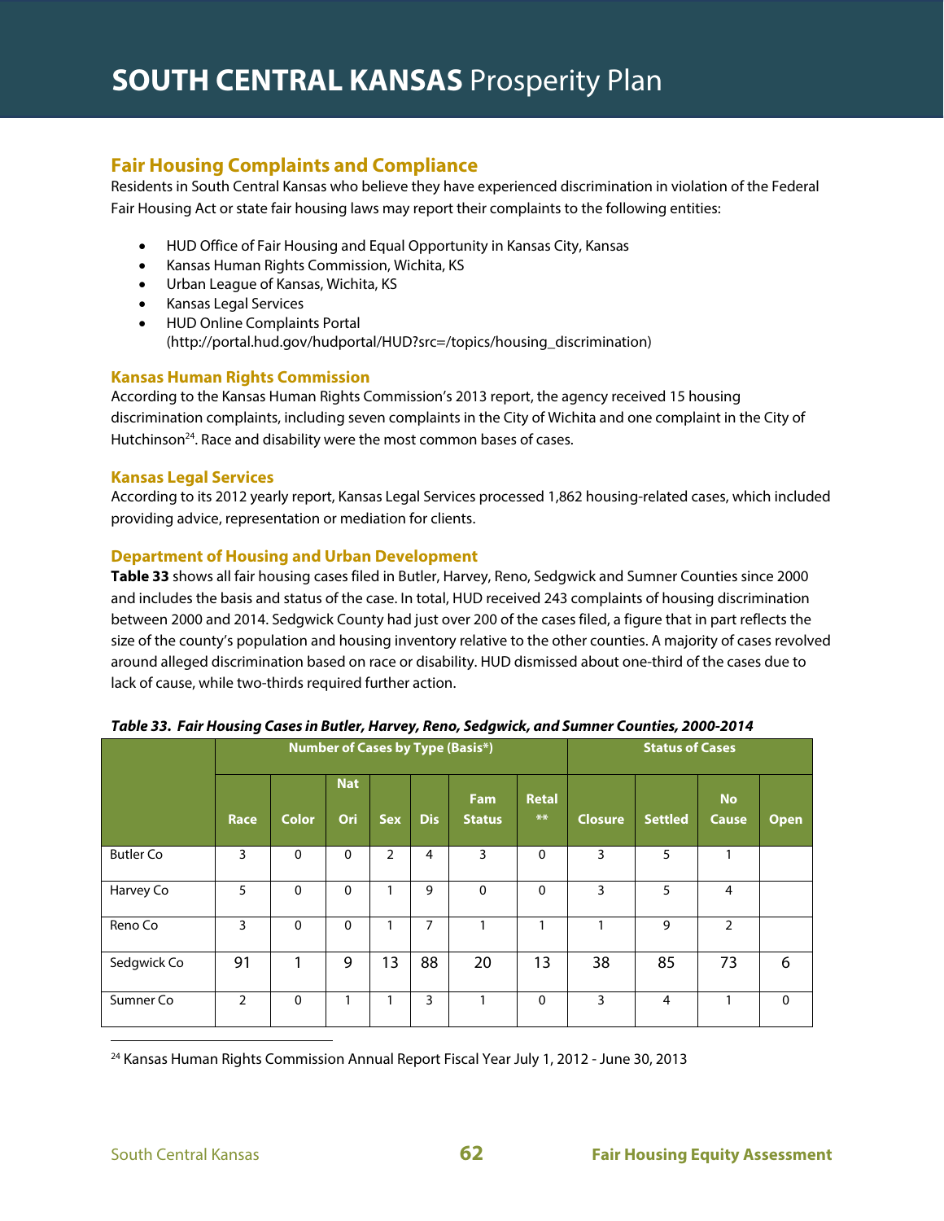## Fair Housing Complaints and Compliance

Residents in South Central Kansas who believe they have experienced discrimination in violation of the Federal Fair Housing Act or state fair housing laws may report their complaints to the following entities:

- HUD Office of Fair Housing and Equal Opportunity in Kansas City, Kansas
- Kansas Human Rights Commission, Wichita, KS
- Urban League of Kansas, Wichita, KS
- Kansas Legal Services
- HUD Online Complaints Portal (http://portal.hud.gov/hudportal/HUD?src=/topics/housing_discrimination)

### Kansas Human Rights Commission

According to the Kansas Human Rights Commission's 2013 report, the agency received 15 housing discrimination complaints, including seven complaints in the City of Wichita and one complaint in the City of Hutchinson[24]. Race and disability were the most common bases of cases.

### Kansas Legal Services

According to its 2012 yearly report, Kansas Legal Services processed 1,862 housing-related cases, which included providing advice, representation or mediation for clients.

### Department of Housing and Urban Development

**Table 33** shows all fair housing cases filed in Butler, Harvey, Reno, Sedgwick and Sumner Counties since 2000 and includes the basis and status of the case. In total, HUD received 243 complaints of housing discrimination between 2000 and 2014. Sedgwick County had just over 200 of the cases filed, a figure that in part reflects the size of the county's population and housing inventory relative to the other counties. A majority of cases revolved around alleged discrimination based on race or disability. HUD dismissed about one-third of the cases due to lack of cause, while two-thirds required further action.

***Table 33. Fair Housing Cases in Butler, Harvey, Reno, Sedgwick, and Sumner Counties, 2000-2014***

| | Number of Cases by Type (Basis*) | | | | | | | Status of Cases | | | |
|---|---|---|---|---|---|---|---|---|---|---|---|
| | Race | Color | Nat Ori | Sex | Dis | Fam Status | Retal ** | Closure | Settled | No Cause | Open |
| Butler Co | 3 | 0 | 0 | 2 | 4 | 3 | 0 | 3 | 5 | 1 | |
| Harvey Co | 5 | 0 | 0 | 1 | 9 | 0 | 0 | 3 | 5 | 4 | |
| Reno Co | 3 | 0 | 0 | 1 | 7 | 1 | 1 | 1 | 9 | 2 | |
| Sedgwick Co | 91 | 1 | 9 | 13 | 88 | 20 | 13 | 38 | 85 | 73 | 6 |
| Sumner Co | 2 | 0 | 1 | 1 | 3 | 1 | 0 | 3 | 4 | 1 | 0 |

[24] Kansas Human Rights Commission Annual Report Fiscal Year July 1, 2012 - June 30, 2013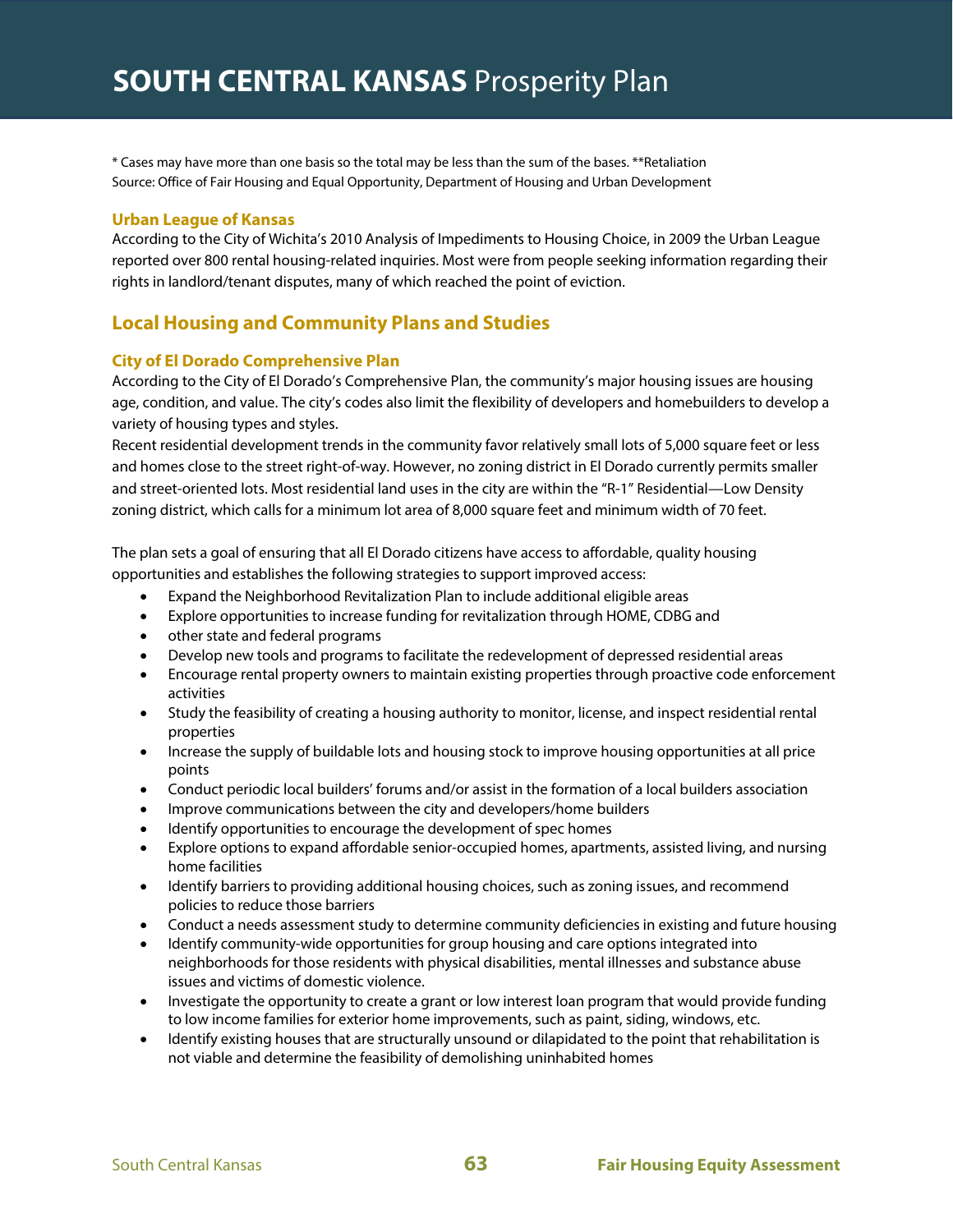\* Cases may have more than one basis so the total may be less than the sum of the bases. \*\*Retaliation
Source: Office of Fair Housing and Equal Opportunity, Department of Housing and Urban Development

### Urban League of Kansas

According to the City of Wichita's 2010 Analysis of Impediments to Housing Choice, in 2009 the Urban League reported over 800 rental housing-related inquiries. Most were from people seeking information regarding their rights in landlord/tenant disputes, many of which reached the point of eviction.

## Local Housing and Community Plans and Studies

### City of El Dorado Comprehensive Plan

According to the City of El Dorado's Comprehensive Plan, the community's major housing issues are housing age, condition, and value. The city's codes also limit the flexibility of developers and homebuilders to develop a variety of housing types and styles.

Recent residential development trends in the community favor relatively small lots of 5,000 square feet or less and homes close to the street right-of-way. However, no zoning district in El Dorado currently permits smaller and street-oriented lots. Most residential land uses in the city are within the "R-1" Residential—Low Density zoning district, which calls for a minimum lot area of 8,000 square feet and minimum width of 70 feet.

The plan sets a goal of ensuring that all El Dorado citizens have access to affordable, quality housing opportunities and establishes the following strategies to support improved access:

- Expand the Neighborhood Revitalization Plan to include additional eligible areas
- Explore opportunities to increase funding for revitalization through HOME, CDBG and
- other state and federal programs
- Develop new tools and programs to facilitate the redevelopment of depressed residential areas
- Encourage rental property owners to maintain existing properties through proactive code enforcement activities
- Study the feasibility of creating a housing authority to monitor, license, and inspect residential rental properties
- Increase the supply of buildable lots and housing stock to improve housing opportunities at all price points
- Conduct periodic local builders' forums and/or assist in the formation of a local builders association
- Improve communications between the city and developers/home builders
- Identify opportunities to encourage the development of spec homes
- Explore options to expand affordable senior-occupied homes, apartments, assisted living, and nursing home facilities
- Identify barriers to providing additional housing choices, such as zoning issues, and recommend policies to reduce those barriers
- Conduct a needs assessment study to determine community deficiencies in existing and future housing
- Identify community-wide opportunities for group housing and care options integrated into neighborhoods for those residents with physical disabilities, mental illnesses and substance abuse issues and victims of domestic violence.
- Investigate the opportunity to create a grant or low interest loan program that would provide funding to low income families for exterior home improvements, such as paint, siding, windows, etc.
- Identify existing houses that are structurally unsound or dilapidated to the point that rehabilitation is not viable and determine the feasibility of demolishing uninhabited homes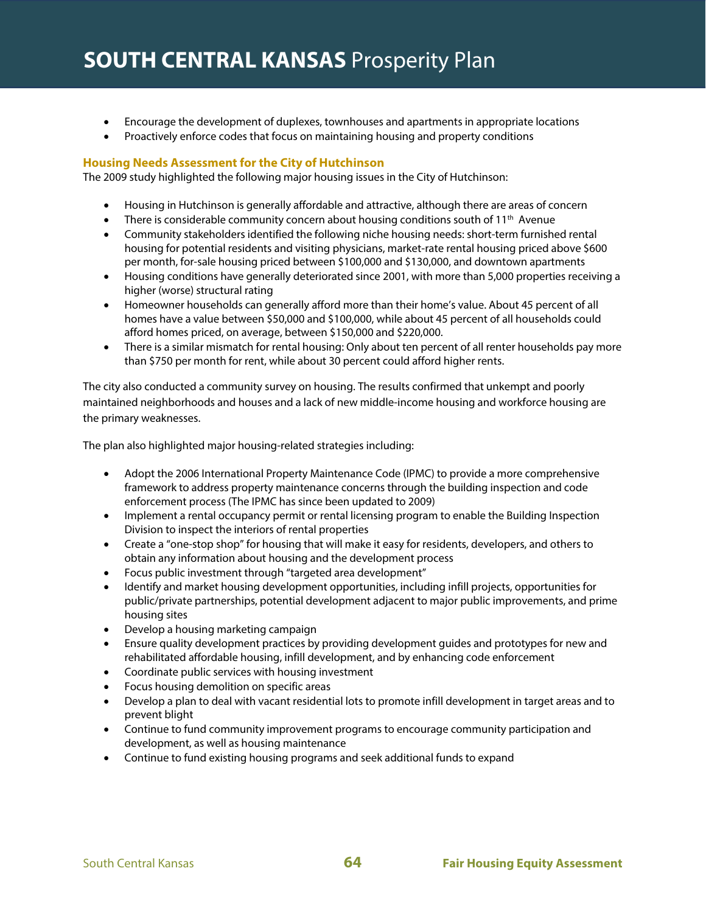- Encourage the development of duplexes, townhouses and apartments in appropriate locations
- Proactively enforce codes that focus on maintaining housing and property conditions

### Housing Needs Assessment for the City of Hutchinson

The 2009 study highlighted the following major housing issues in the City of Hutchinson:

- Housing in Hutchinson is generally affordable and attractive, although there are areas of concern
- There is considerable community concern about housing conditions south of 11th Avenue
- Community stakeholders identified the following niche housing needs: short-term furnished rental housing for potential residents and visiting physicians, market-rate rental housing priced above $600 per month, for-sale housing priced between $100,000 and $130,000, and downtown apartments
- Housing conditions have generally deteriorated since 2001, with more than 5,000 properties receiving a higher (worse) structural rating
- Homeowner households can generally afford more than their home's value. About 45 percent of all homes have a value between $50,000 and $100,000, while about 45 percent of all households could afford homes priced, on average, between $150,000 and $220,000.
- There is a similar mismatch for rental housing: Only about ten percent of all renter households pay more than $750 per month for rent, while about 30 percent could afford higher rents.

The city also conducted a community survey on housing. The results confirmed that unkempt and poorly maintained neighborhoods and houses and a lack of new middle-income housing and workforce housing are the primary weaknesses.

The plan also highlighted major housing-related strategies including:

- Adopt the 2006 International Property Maintenance Code (IPMC) to provide a more comprehensive framework to address property maintenance concerns through the building inspection and code enforcement process (The IPMC has since been updated to 2009)
- Implement a rental occupancy permit or rental licensing program to enable the Building Inspection Division to inspect the interiors of rental properties
- Create a "one-stop shop" for housing that will make it easy for residents, developers, and others to obtain any information about housing and the development process
- Focus public investment through "targeted area development"
- Identify and market housing development opportunities, including infill projects, opportunities for public/private partnerships, potential development adjacent to major public improvements, and prime housing sites
- Develop a housing marketing campaign
- Ensure quality development practices by providing development guides and prototypes for new and rehabilitated affordable housing, infill development, and by enhancing code enforcement
- Coordinate public services with housing investment
- Focus housing demolition on specific areas
- Develop a plan to deal with vacant residential lots to promote infill development in target areas and to prevent blight
- Continue to fund community improvement programs to encourage community participation and development, as well as housing maintenance
- Continue to fund existing housing programs and seek additional funds to expand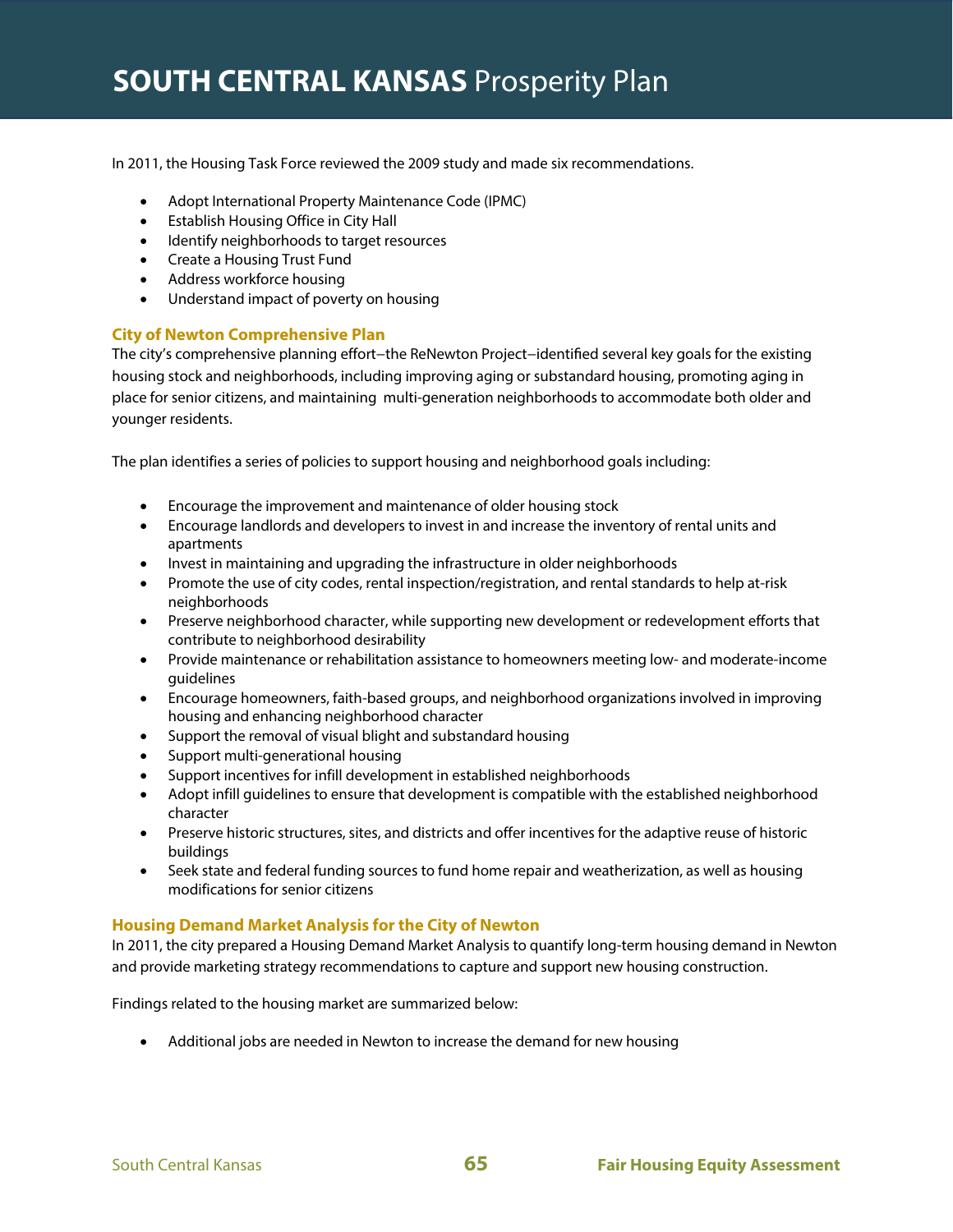In 2011, the Housing Task Force reviewed the 2009 study and made six recommendations.

- Adopt International Property Maintenance Code (IPMC)
- Establish Housing Office in City Hall
- Identify neighborhoods to target resources
- Create a Housing Trust Fund
- Address workforce housing
- Understand impact of poverty on housing

### City of Newton Comprehensive Plan

The city's comprehensive planning effort–the ReNewton Project–identified several key goals for the existing housing stock and neighborhoods, including improving aging or substandard housing, promoting aging in place for senior citizens, and maintaining multi-generation neighborhoods to accommodate both older and younger residents.

The plan identifies a series of policies to support housing and neighborhood goals including:

- Encourage the improvement and maintenance of older housing stock
- Encourage landlords and developers to invest in and increase the inventory of rental units and apartments
- Invest in maintaining and upgrading the infrastructure in older neighborhoods
- Promote the use of city codes, rental inspection/registration, and rental standards to help at-risk neighborhoods
- Preserve neighborhood character, while supporting new development or redevelopment efforts that contribute to neighborhood desirability
- Provide maintenance or rehabilitation assistance to homeowners meeting low- and moderate-income guidelines
- Encourage homeowners, faith-based groups, and neighborhood organizations involved in improving housing and enhancing neighborhood character
- Support the removal of visual blight and substandard housing
- Support multi-generational housing
- Support incentives for infill development in established neighborhoods
- Adopt infill guidelines to ensure that development is compatible with the established neighborhood character
- Preserve historic structures, sites, and districts and offer incentives for the adaptive reuse of historic buildings
- Seek state and federal funding sources to fund home repair and weatherization, as well as housing modifications for senior citizens

### Housing Demand Market Analysis for the City of Newton

In 2011, the city prepared a Housing Demand Market Analysis to quantify long-term housing demand in Newton and provide marketing strategy recommendations to capture and support new housing construction.

Findings related to the housing market are summarized below:

- Additional jobs are needed in Newton to increase the demand for new housing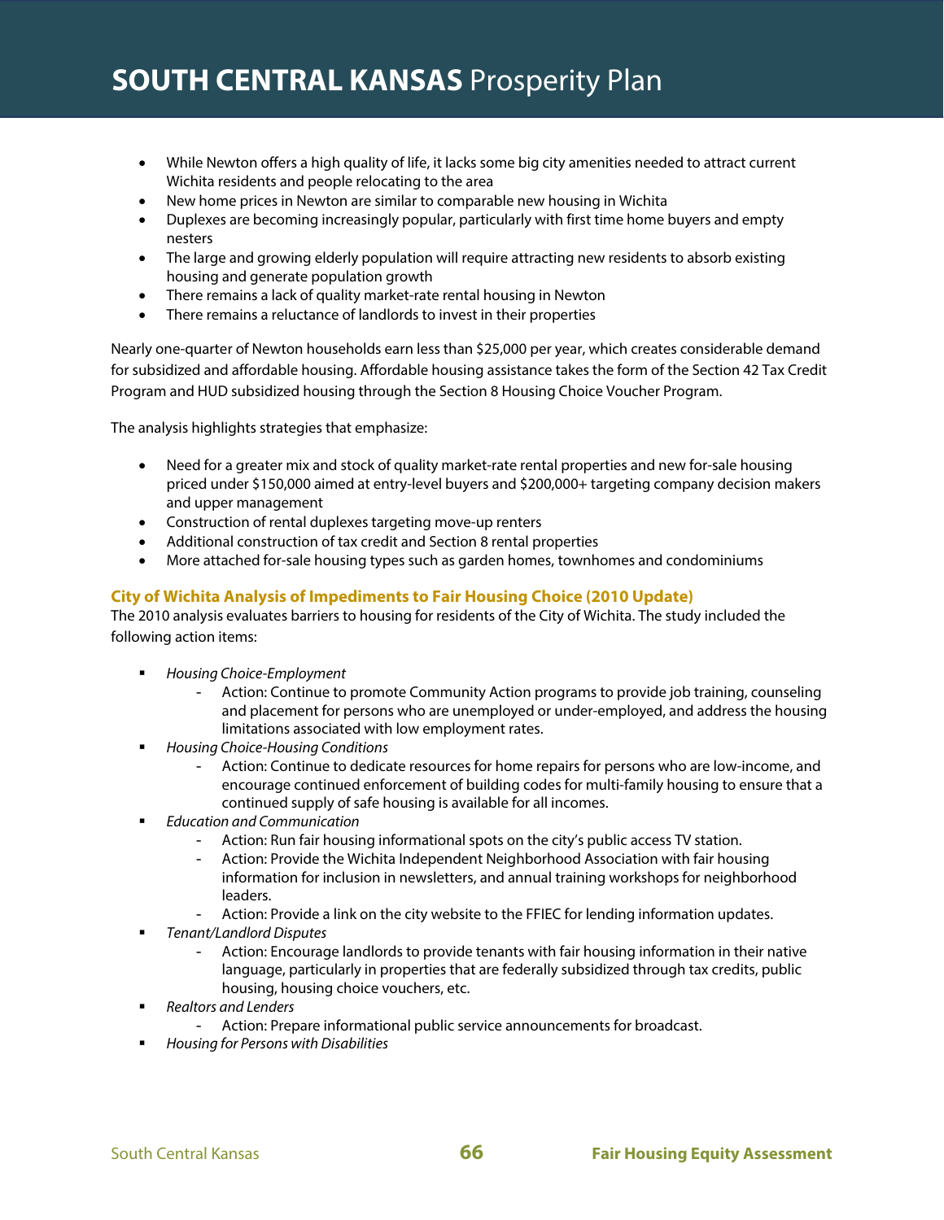- While Newton offers a high quality of life, it lacks some big city amenities needed to attract current Wichita residents and people relocating to the area
- New home prices in Newton are similar to comparable new housing in Wichita
- Duplexes are becoming increasingly popular, particularly with first time home buyers and empty nesters
- The large and growing elderly population will require attracting new residents to absorb existing housing and generate population growth
- There remains a lack of quality market-rate rental housing in Newton
- There remains a reluctance of landlords to invest in their properties

Nearly one-quarter of Newton households earn less than $25,000 per year, which creates considerable demand for subsidized and affordable housing. Affordable housing assistance takes the form of the Section 42 Tax Credit Program and HUD subsidized housing through the Section 8 Housing Choice Voucher Program.

The analysis highlights strategies that emphasize:

- Need for a greater mix and stock of quality market-rate rental properties and new for-sale housing priced under $150,000 aimed at entry-level buyers and $200,000+ targeting company decision makers and upper management
- Construction of rental duplexes targeting move-up renters
- Additional construction of tax credit and Section 8 rental properties
- More attached for-sale housing types such as garden homes, townhomes and condominiums

### City of Wichita Analysis of Impediments to Fair Housing Choice (2010 Update)

The 2010 analysis evaluates barriers to housing for residents of the City of Wichita. The study included the following action items:

- *Housing Choice-Employment*
  - Action: Continue to promote Community Action programs to provide job training, counseling and placement for persons who are unemployed or under-employed, and address the housing limitations associated with low employment rates.
- *Housing Choice-Housing Conditions*
  - Action: Continue to dedicate resources for home repairs for persons who are low-income, and encourage continued enforcement of building codes for multi-family housing to ensure that a continued supply of safe housing is available for all incomes.
- *Education and Communication*
  - Action: Run fair housing informational spots on the city's public access TV station.
  - Action: Provide the Wichita Independent Neighborhood Association with fair housing information for inclusion in newsletters, and annual training workshops for neighborhood leaders.
  - Action: Provide a link on the city website to the FFIEC for lending information updates.
- *Tenant/Landlord Disputes*
  - Action: Encourage landlords to provide tenants with fair housing information in their native language, particularly in properties that are federally subsidized through tax credits, public housing, housing choice vouchers, etc.
- *Realtors and Lenders*
  - Action: Prepare informational public service announcements for broadcast.
- *Housing for Persons with Disabilities*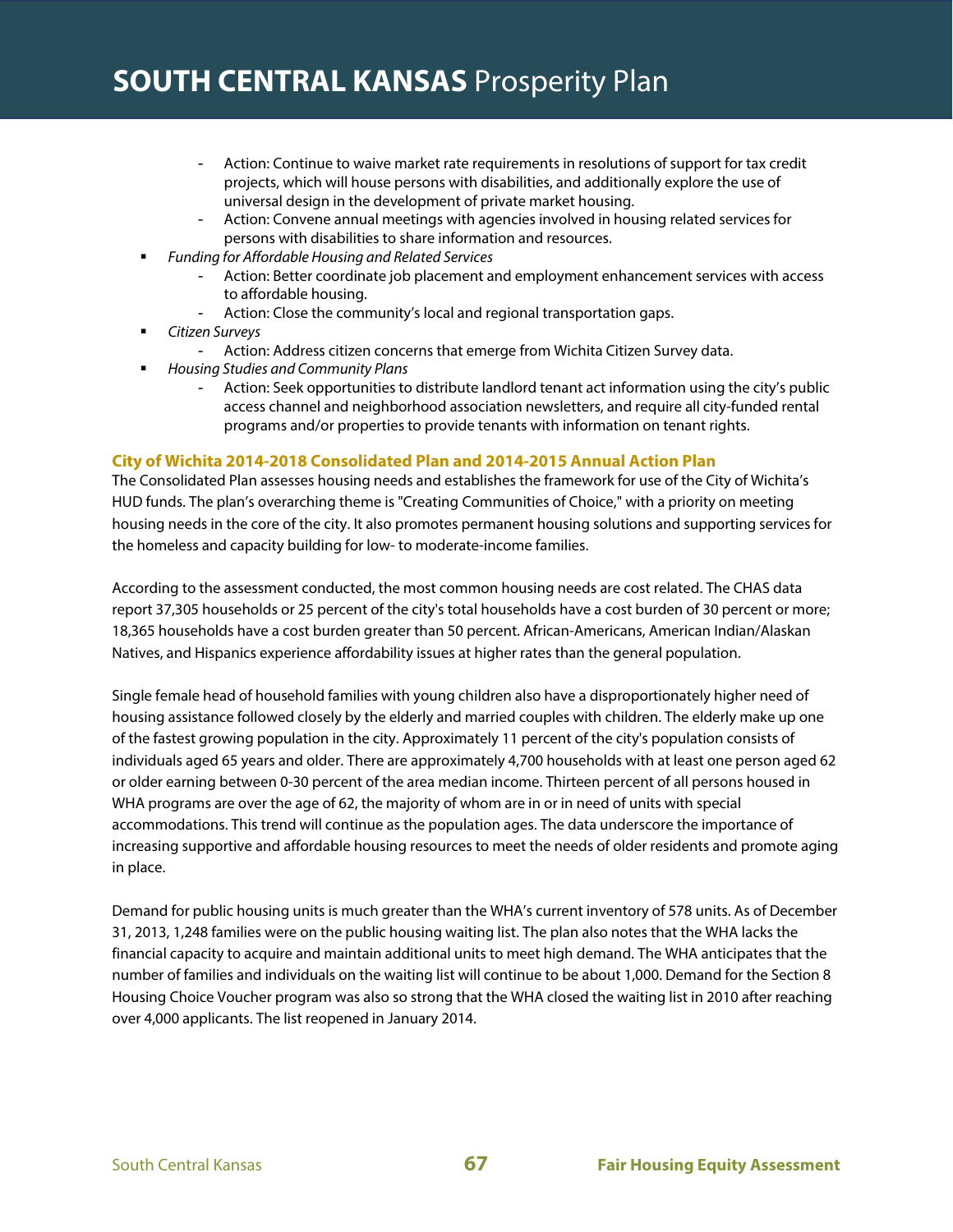- Action: Continue to waive market rate requirements in resolutions of support for tax credit projects, which will house persons with disabilities, and additionally explore the use of universal design in the development of private market housing.
  - Action: Convene annual meetings with agencies involved in housing related services for persons with disabilities to share information and resources.
- *Funding for Affordable Housing and Related Services*
  - Action: Better coordinate job placement and employment enhancement services with access to affordable housing.
  - Action: Close the community's local and regional transportation gaps.
- *Citizen Surveys*
  - Action: Address citizen concerns that emerge from Wichita Citizen Survey data.
- *Housing Studies and Community Plans*
  - Action: Seek opportunities to distribute landlord tenant act information using the city's public access channel and neighborhood association newsletters, and require all city-funded rental programs and/or properties to provide tenants with information on tenant rights.

### City of Wichita 2014-2018 Consolidated Plan and 2014-2015 Annual Action Plan

The Consolidated Plan assesses housing needs and establishes the framework for use of the City of Wichita's HUD funds. The plan's overarching theme is "Creating Communities of Choice," with a priority on meeting housing needs in the core of the city. It also promotes permanent housing solutions and supporting services for the homeless and capacity building for low- to moderate-income families.

According to the assessment conducted, the most common housing needs are cost related. The CHAS data report 37,305 households or 25 percent of the city's total households have a cost burden of 30 percent or more; 18,365 households have a cost burden greater than 50 percent. African-Americans, American Indian/Alaskan Natives, and Hispanics experience affordability issues at higher rates than the general population.

Single female head of household families with young children also have a disproportionately higher need of housing assistance followed closely by the elderly and married couples with children. The elderly make up one of the fastest growing population in the city. Approximately 11 percent of the city's population consists of individuals aged 65 years and older. There are approximately 4,700 households with at least one person aged 62 or older earning between 0-30 percent of the area median income. Thirteen percent of all persons housed in WHA programs are over the age of 62, the majority of whom are in or in need of units with special accommodations. This trend will continue as the population ages. The data underscore the importance of increasing supportive and affordable housing resources to meet the needs of older residents and promote aging in place.

Demand for public housing units is much greater than the WHA's current inventory of 578 units. As of December 31, 2013, 1,248 families were on the public housing waiting list. The plan also notes that the WHA lacks the financial capacity to acquire and maintain additional units to meet high demand. The WHA anticipates that the number of families and individuals on the waiting list will continue to be about 1,000. Demand for the Section 8 Housing Choice Voucher program was also so strong that the WHA closed the waiting list in 2010 after reaching over 4,000 applicants. The list reopened in January 2014.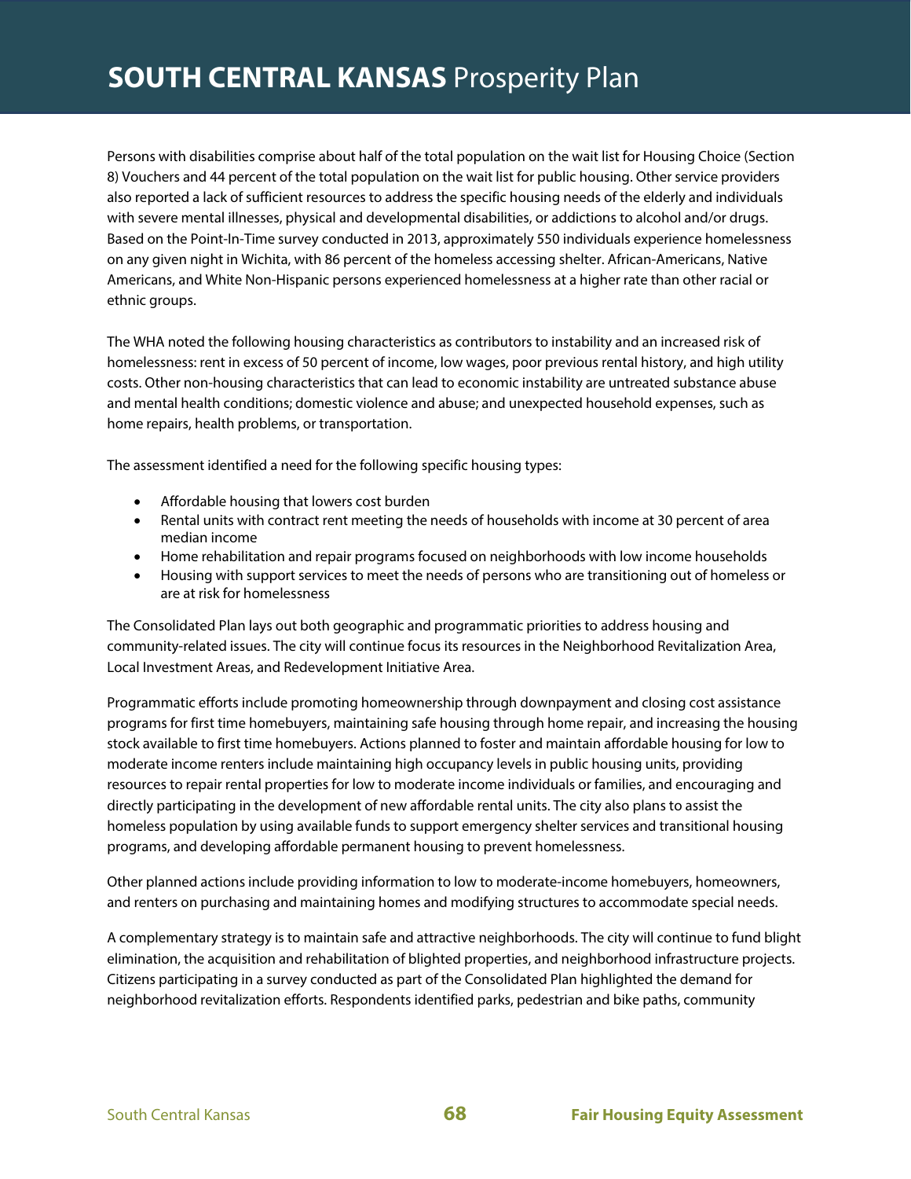Persons with disabilities comprise about half of the total population on the wait list for Housing Choice (Section 8) Vouchers and 44 percent of the total population on the wait list for public housing. Other service providers also reported a lack of sufficient resources to address the specific housing needs of the elderly and individuals with severe mental illnesses, physical and developmental disabilities, or addictions to alcohol and/or drugs. Based on the Point-In-Time survey conducted in 2013, approximately 550 individuals experience homelessness on any given night in Wichita, with 86 percent of the homeless accessing shelter. African-Americans, Native Americans, and White Non-Hispanic persons experienced homelessness at a higher rate than other racial or ethnic groups.

The WHA noted the following housing characteristics as contributors to instability and an increased risk of homelessness: rent in excess of 50 percent of income, low wages, poor previous rental history, and high utility costs. Other non-housing characteristics that can lead to economic instability are untreated substance abuse and mental health conditions; domestic violence and abuse; and unexpected household expenses, such as home repairs, health problems, or transportation.

The assessment identified a need for the following specific housing types:

- Affordable housing that lowers cost burden
- Rental units with contract rent meeting the needs of households with income at 30 percent of area median income
- Home rehabilitation and repair programs focused on neighborhoods with low income households
- Housing with support services to meet the needs of persons who are transitioning out of homeless or are at risk for homelessness

The Consolidated Plan lays out both geographic and programmatic priorities to address housing and community-related issues. The city will continue focus its resources in the Neighborhood Revitalization Area, Local Investment Areas, and Redevelopment Initiative Area.

Programmatic efforts include promoting homeownership through downpayment and closing cost assistance programs for first time homebuyers, maintaining safe housing through home repair, and increasing the housing stock available to first time homebuyers. Actions planned to foster and maintain affordable housing for low to moderate income renters include maintaining high occupancy levels in public housing units, providing resources to repair rental properties for low to moderate income individuals or families, and encouraging and directly participating in the development of new affordable rental units. The city also plans to assist the homeless population by using available funds to support emergency shelter services and transitional housing programs, and developing affordable permanent housing to prevent homelessness.

Other planned actions include providing information to low to moderate-income homebuyers, homeowners, and renters on purchasing and maintaining homes and modifying structures to accommodate special needs.

A complementary strategy is to maintain safe and attractive neighborhoods. The city will continue to fund blight elimination, the acquisition and rehabilitation of blighted properties, and neighborhood infrastructure projects. Citizens participating in a survey conducted as part of the Consolidated Plan highlighted the demand for neighborhood revitalization efforts. Respondents identified parks, pedestrian and bike paths, community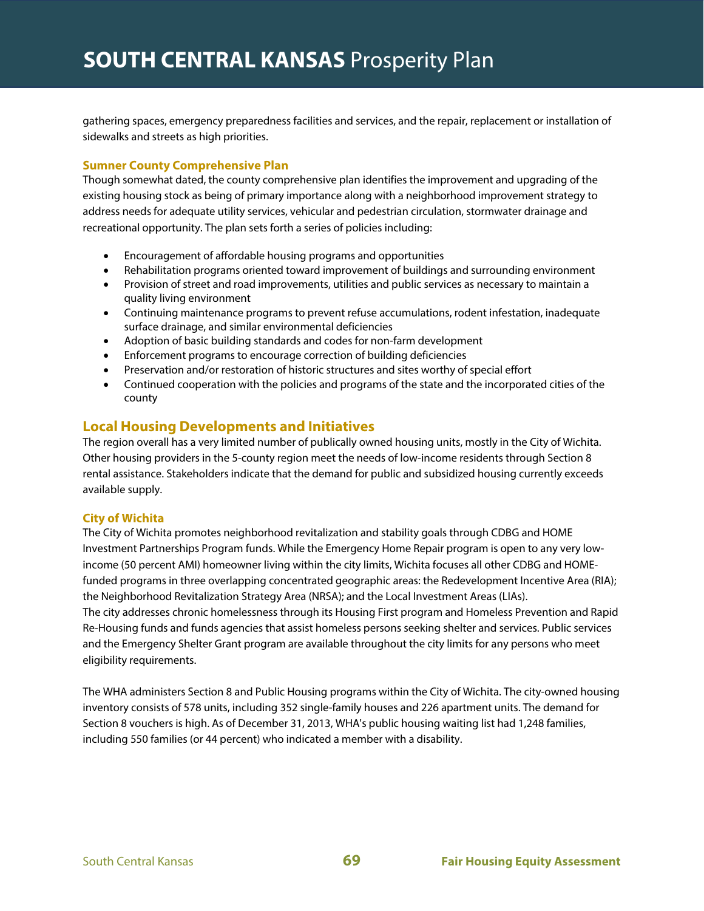gathering spaces, emergency preparedness facilities and services, and the repair, replacement or installation of sidewalks and streets as high priorities.

### Sumner County Comprehensive Plan

Though somewhat dated, the county comprehensive plan identifies the improvement and upgrading of the existing housing stock as being of primary importance along with a neighborhood improvement strategy to address needs for adequate utility services, vehicular and pedestrian circulation, stormwater drainage and recreational opportunity. The plan sets forth a series of policies including:

- Encouragement of affordable housing programs and opportunities
- Rehabilitation programs oriented toward improvement of buildings and surrounding environment
- Provision of street and road improvements, utilities and public services as necessary to maintain a quality living environment
- Continuing maintenance programs to prevent refuse accumulations, rodent infestation, inadequate surface drainage, and similar environmental deficiencies
- Adoption of basic building standards and codes for non-farm development
- Enforcement programs to encourage correction of building deficiencies
- Preservation and/or restoration of historic structures and sites worthy of special effort
- Continued cooperation with the policies and programs of the state and the incorporated cities of the county

## Local Housing Developments and Initiatives

The region overall has a very limited number of publically owned housing units, mostly in the City of Wichita. Other housing providers in the 5-county region meet the needs of low-income residents through Section 8 rental assistance. Stakeholders indicate that the demand for public and subsidized housing currently exceeds available supply.

### City of Wichita

The City of Wichita promotes neighborhood revitalization and stability goals through CDBG and HOME Investment Partnerships Program funds. While the Emergency Home Repair program is open to any very low-income (50 percent AMI) homeowner living within the city limits, Wichita focuses all other CDBG and HOME-funded programs in three overlapping concentrated geographic areas: the Redevelopment Incentive Area (RIA); the Neighborhood Revitalization Strategy Area (NRSA); and the Local Investment Areas (LIAs).
The city addresses chronic homelessness through its Housing First program and Homeless Prevention and Rapid Re-Housing funds and funds agencies that assist homeless persons seeking shelter and services. Public services and the Emergency Shelter Grant program are available throughout the city limits for any persons who meet eligibility requirements.

The WHA administers Section 8 and Public Housing programs within the City of Wichita. The city-owned housing inventory consists of 578 units, including 352 single-family houses and 226 apartment units. The demand for Section 8 vouchers is high. As of December 31, 2013, WHA's public housing waiting list had 1,248 families, including 550 families (or 44 percent) who indicated a member with a disability.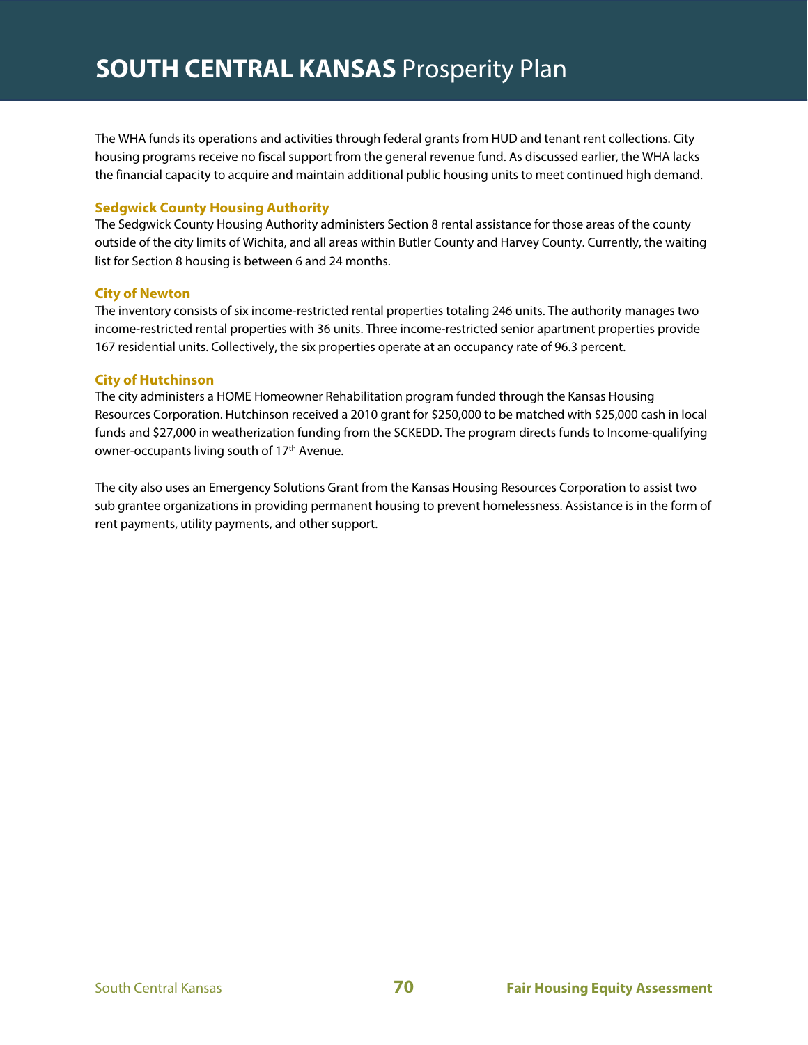The WHA funds its operations and activities through federal grants from HUD and tenant rent collections. City housing programs receive no fiscal support from the general revenue fund. As discussed earlier, the WHA lacks the financial capacity to acquire and maintain additional public housing units to meet continued high demand.

### Sedgwick County Housing Authority

The Sedgwick County Housing Authority administers Section 8 rental assistance for those areas of the county outside of the city limits of Wichita, and all areas within Butler County and Harvey County. Currently, the waiting list for Section 8 housing is between 6 and 24 months.

### City of Newton

The inventory consists of six income-restricted rental properties totaling 246 units. The authority manages two income-restricted rental properties with 36 units. Three income-restricted senior apartment properties provide 167 residential units. Collectively, the six properties operate at an occupancy rate of 96.3 percent.

### City of Hutchinson

The city administers a HOME Homeowner Rehabilitation program funded through the Kansas Housing Resources Corporation. Hutchinson received a 2010 grant for $250,000 to be matched with $25,000 cash in local funds and $27,000 in weatherization funding from the SCKEDD. The program directs funds to Income-qualifying owner-occupants living south of 17th Avenue.

The city also uses an Emergency Solutions Grant from the Kansas Housing Resources Corporation to assist two sub grantee organizations in providing permanent housing to prevent homelessness. Assistance is in the form of rent payments, utility payments, and other support.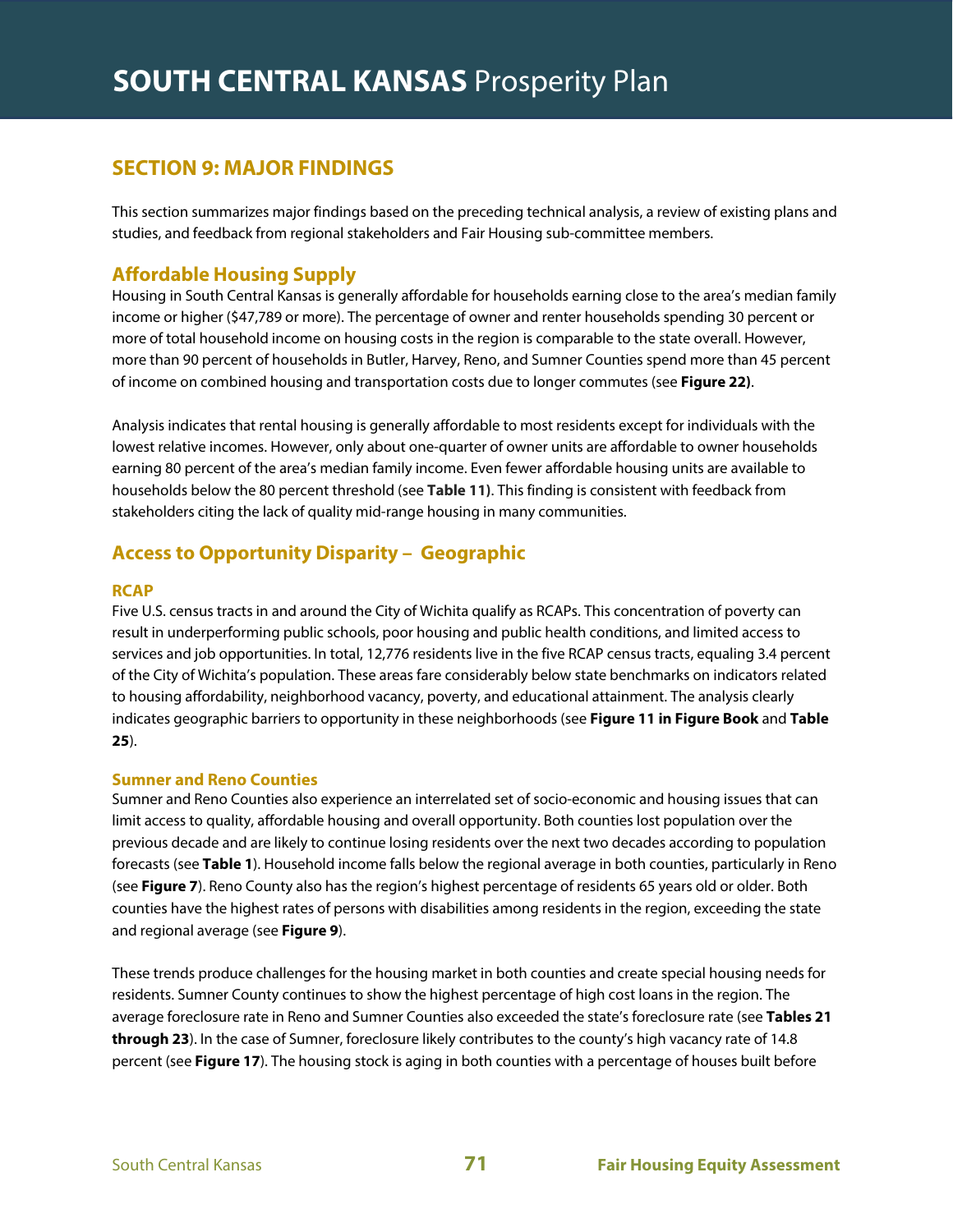## SECTION 9: MAJOR FINDINGS

This section summarizes major findings based on the preceding technical analysis, a review of existing plans and studies, and feedback from regional stakeholders and Fair Housing sub-committee members.

### Affordable Housing Supply

Housing in South Central Kansas is generally affordable for households earning close to the area's median family income or higher ($47,789 or more). The percentage of owner and renter households spending 30 percent or more of total household income on housing costs in the region is comparable to the state overall. However, more than 90 percent of households in Butler, Harvey, Reno, and Sumner Counties spend more than 45 percent of income on combined housing and transportation costs due to longer commutes (see **Figure 22)**.

Analysis indicates that rental housing is generally affordable to most residents except for individuals with the lowest relative incomes. However, only about one-quarter of owner units are affordable to owner households earning 80 percent of the area's median family income. Even fewer affordable housing units are available to households below the 80 percent threshold (see **Table 11)**. This finding is consistent with feedback from stakeholders citing the lack of quality mid-range housing in many communities.

### Access to Opportunity Disparity – Geographic

#### RCAP

Five U.S. census tracts in and around the City of Wichita qualify as RCAPs. This concentration of poverty can result in underperforming public schools, poor housing and public health conditions, and limited access to services and job opportunities. In total, 12,776 residents live in the five RCAP census tracts, equaling 3.4 percent of the City of Wichita's population. These areas fare considerably below state benchmarks on indicators related to housing affordability, neighborhood vacancy, poverty, and educational attainment. The analysis clearly indicates geographic barriers to opportunity in these neighborhoods (see **Figure 11 in Figure Book** and **Table 25**).

#### Sumner and Reno Counties

Sumner and Reno Counties also experience an interrelated set of socio-economic and housing issues that can limit access to quality, affordable housing and overall opportunity. Both counties lost population over the previous decade and are likely to continue losing residents over the next two decades according to population forecasts (see **Table 1**). Household income falls below the regional average in both counties, particularly in Reno (see **Figure 7**). Reno County also has the region's highest percentage of residents 65 years old or older. Both counties have the highest rates of persons with disabilities among residents in the region, exceeding the state and regional average (see **Figure 9**).

These trends produce challenges for the housing market in both counties and create special housing needs for residents. Sumner County continues to show the highest percentage of high cost loans in the region. The average foreclosure rate in Reno and Sumner Counties also exceeded the state's foreclosure rate (see **Tables 21 through 23**). In the case of Sumner, foreclosure likely contributes to the county's high vacancy rate of 14.8 percent (see **Figure 17**). The housing stock is aging in both counties with a percentage of houses built before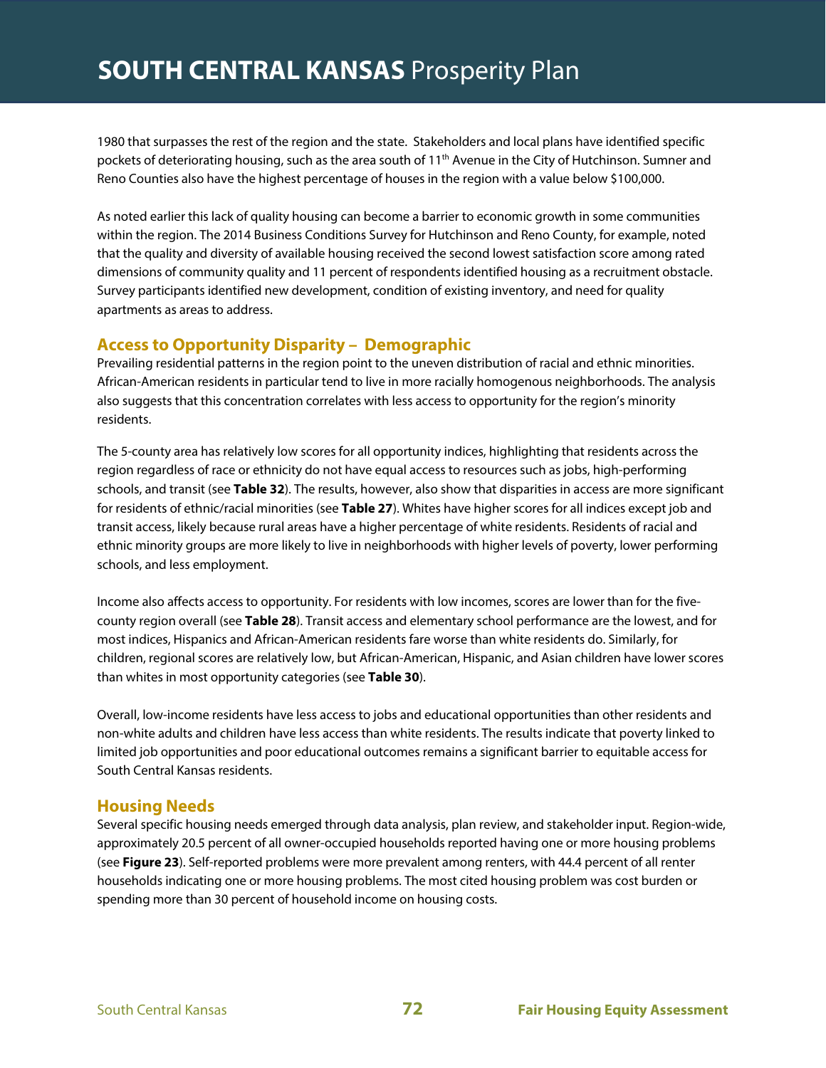1980 that surpasses the rest of the region and the state. Stakeholders and local plans have identified specific pockets of deteriorating housing, such as the area south of 11th Avenue in the City of Hutchinson. Sumner and Reno Counties also have the highest percentage of houses in the region with a value below $100,000.

As noted earlier this lack of quality housing can become a barrier to economic growth in some communities within the region. The 2014 Business Conditions Survey for Hutchinson and Reno County, for example, noted that the quality and diversity of available housing received the second lowest satisfaction score among rated dimensions of community quality and 11 percent of respondents identified housing as a recruitment obstacle. Survey participants identified new development, condition of existing inventory, and need for quality apartments as areas to address.

## Access to Opportunity Disparity – Demographic

Prevailing residential patterns in the region point to the uneven distribution of racial and ethnic minorities. African-American residents in particular tend to live in more racially homogenous neighborhoods. The analysis also suggests that this concentration correlates with less access to opportunity for the region's minority residents.

The 5-county area has relatively low scores for all opportunity indices, highlighting that residents across the region regardless of race or ethnicity do not have equal access to resources such as jobs, high-performing schools, and transit (see **Table 32**). The results, however, also show that disparities in access are more significant for residents of ethnic/racial minorities (see **Table 27**). Whites have higher scores for all indices except job and transit access, likely because rural areas have a higher percentage of white residents. Residents of racial and ethnic minority groups are more likely to live in neighborhoods with higher levels of poverty, lower performing schools, and less employment.

Income also affects access to opportunity. For residents with low incomes, scores are lower than for the five-county region overall (see **Table 28**). Transit access and elementary school performance are the lowest, and for most indices, Hispanics and African-American residents fare worse than white residents do. Similarly, for children, regional scores are relatively low, but African-American, Hispanic, and Asian children have lower scores than whites in most opportunity categories (see **Table 30**).

Overall, low-income residents have less access to jobs and educational opportunities than other residents and non-white adults and children have less access than white residents. The results indicate that poverty linked to limited job opportunities and poor educational outcomes remains a significant barrier to equitable access for South Central Kansas residents.

## Housing Needs

Several specific housing needs emerged through data analysis, plan review, and stakeholder input. Region-wide, approximately 20.5 percent of all owner-occupied households reported having one or more housing problems (see **Figure 23**). Self-reported problems were more prevalent among renters, with 44.4 percent of all renter households indicating one or more housing problems. The most cited housing problem was cost burden or spending more than 30 percent of household income on housing costs.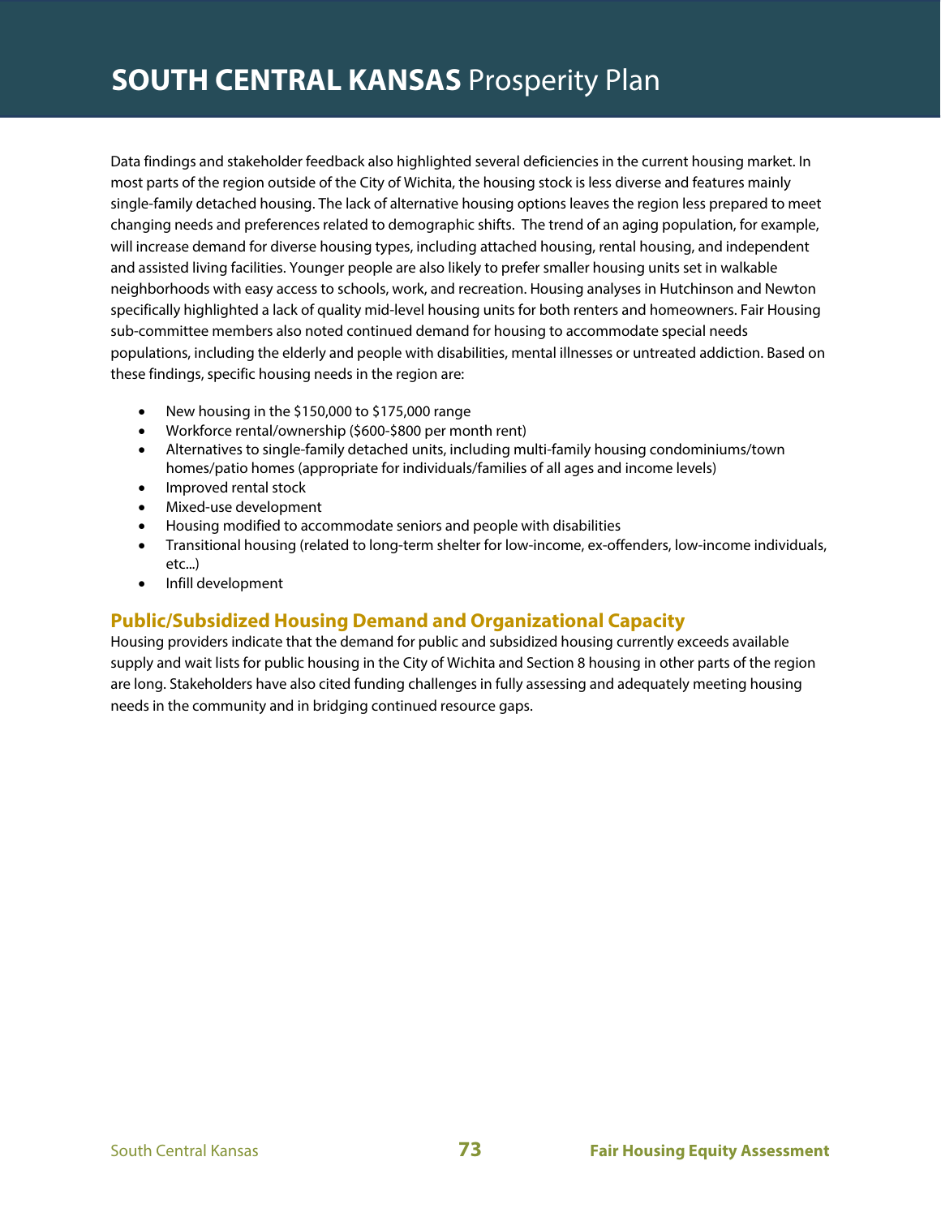Data findings and stakeholder feedback also highlighted several deficiencies in the current housing market. In most parts of the region outside of the City of Wichita, the housing stock is less diverse and features mainly single-family detached housing. The lack of alternative housing options leaves the region less prepared to meet changing needs and preferences related to demographic shifts. The trend of an aging population, for example, will increase demand for diverse housing types, including attached housing, rental housing, and independent and assisted living facilities. Younger people are also likely to prefer smaller housing units set in walkable neighborhoods with easy access to schools, work, and recreation. Housing analyses in Hutchinson and Newton specifically highlighted a lack of quality mid-level housing units for both renters and homeowners. Fair Housing sub-committee members also noted continued demand for housing to accommodate special needs populations, including the elderly and people with disabilities, mental illnesses or untreated addiction. Based on these findings, specific housing needs in the region are:

- New housing in the $150,000 to $175,000 range
- Workforce rental/ownership ($600-$800 per month rent)
- Alternatives to single-family detached units, including multi-family housing condominiums/town homes/patio homes (appropriate for individuals/families of all ages and income levels)
- Improved rental stock
- Mixed-use development
- Housing modified to accommodate seniors and people with disabilities
- Transitional housing (related to long-term shelter for low-income, ex-offenders, low-income individuals, etc...)
- Infill development

## Public/Subsidized Housing Demand and Organizational Capacity

Housing providers indicate that the demand for public and subsidized housing currently exceeds available supply and wait lists for public housing in the City of Wichita and Section 8 housing in other parts of the region are long. Stakeholders have also cited funding challenges in fully assessing and adequately meeting housing needs in the community and in bridging continued resource gaps.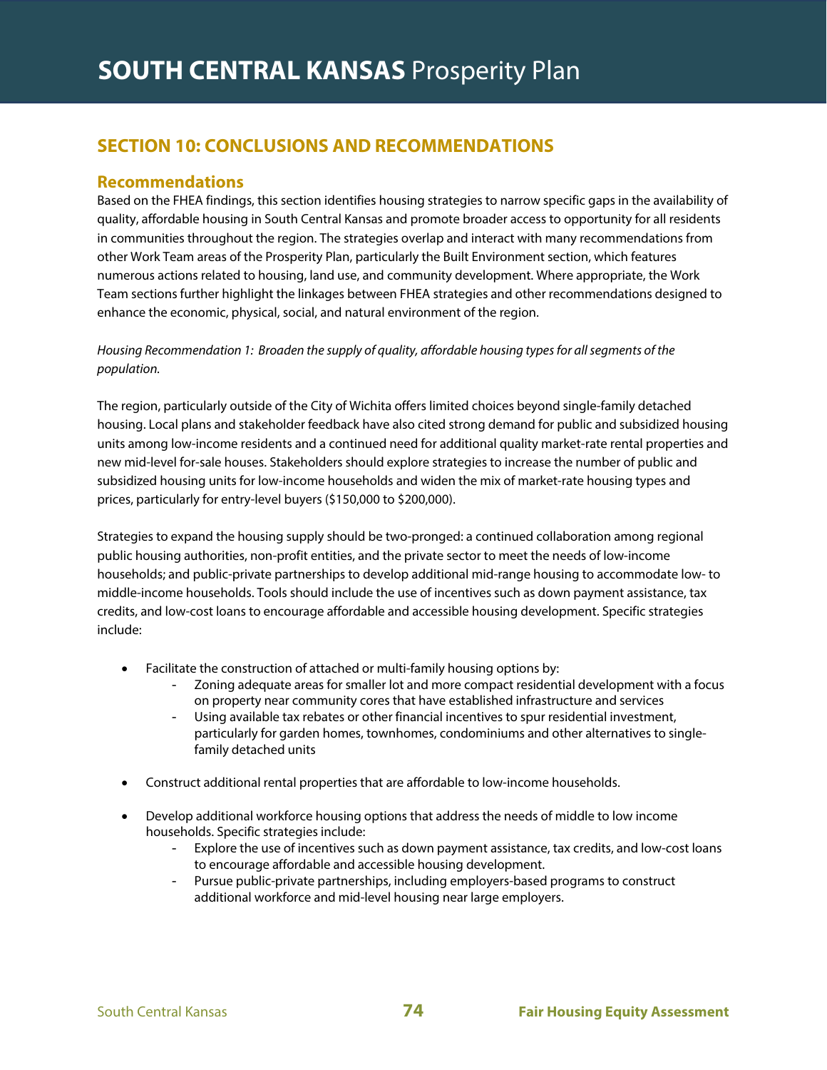## SECTION 10: CONCLUSIONS AND RECOMMENDATIONS

### Recommendations

Based on the FHEA findings, this section identifies housing strategies to narrow specific gaps in the availability of quality, affordable housing in South Central Kansas and promote broader access to opportunity for all residents in communities throughout the region. The strategies overlap and interact with many recommendations from other Work Team areas of the Prosperity Plan, particularly the Built Environment section, which features numerous actions related to housing, land use, and community development. Where appropriate, the Work Team sections further highlight the linkages between FHEA strategies and other recommendations designed to enhance the economic, physical, social, and natural environment of the region.

*Housing Recommendation 1: Broaden the supply of quality, affordable housing types for all segments of the population.*

The region, particularly outside of the City of Wichita offers limited choices beyond single-family detached housing. Local plans and stakeholder feedback have also cited strong demand for public and subsidized housing units among low-income residents and a continued need for additional quality market-rate rental properties and new mid-level for-sale houses. Stakeholders should explore strategies to increase the number of public and subsidized housing units for low-income households and widen the mix of market-rate housing types and prices, particularly for entry-level buyers ($150,000 to $200,000).

Strategies to expand the housing supply should be two-pronged: a continued collaboration among regional public housing authorities, non-profit entities, and the private sector to meet the needs of low-income households; and public-private partnerships to develop additional mid-range housing to accommodate low- to middle-income households. Tools should include the use of incentives such as down payment assistance, tax credits, and low-cost loans to encourage affordable and accessible housing development. Specific strategies include:

- Facilitate the construction of attached or multi-family housing options by:
  - Zoning adequate areas for smaller lot and more compact residential development with a focus on property near community cores that have established infrastructure and services
  - Using available tax rebates or other financial incentives to spur residential investment, particularly for garden homes, townhomes, condominiums and other alternatives to single-family detached units

- Construct additional rental properties that are affordable to low-income households.

- Develop additional workforce housing options that address the needs of middle to low income households. Specific strategies include:
  - Explore the use of incentives such as down payment assistance, tax credits, and low-cost loans to encourage affordable and accessible housing development.
  - Pursue public-private partnerships, including employers-based programs to construct additional workforce and mid-level housing near large employers.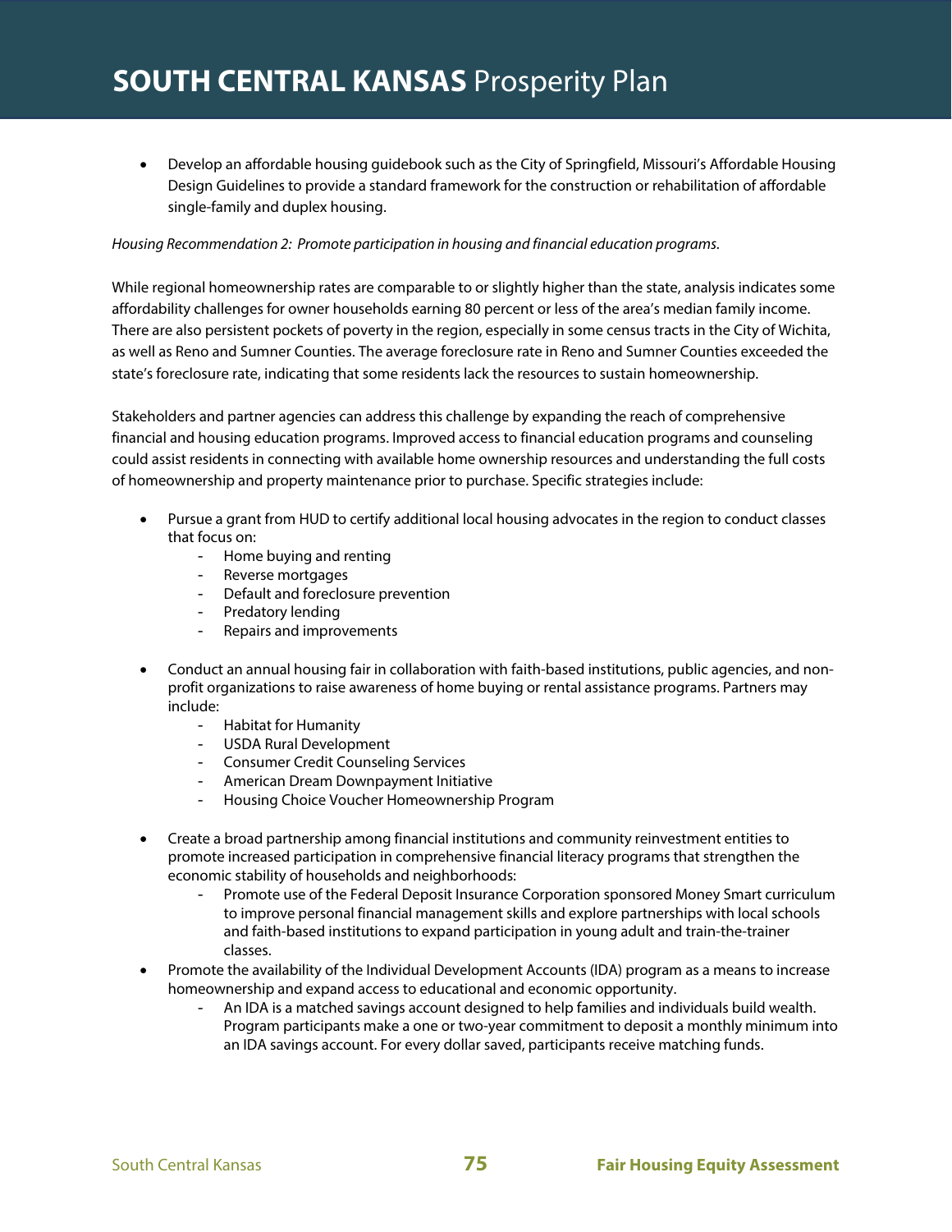- Develop an affordable housing guidebook such as the City of Springfield, Missouri's Affordable Housing Design Guidelines to provide a standard framework for the construction or rehabilitation of affordable single-family and duplex housing.

*Housing Recommendation 2: Promote participation in housing and financial education programs.*

While regional homeownership rates are comparable to or slightly higher than the state, analysis indicates some affordability challenges for owner households earning 80 percent or less of the area's median family income. There are also persistent pockets of poverty in the region, especially in some census tracts in the City of Wichita, as well as Reno and Sumner Counties. The average foreclosure rate in Reno and Sumner Counties exceeded the state's foreclosure rate, indicating that some residents lack the resources to sustain homeownership.

Stakeholders and partner agencies can address this challenge by expanding the reach of comprehensive financial and housing education programs. Improved access to financial education programs and counseling could assist residents in connecting with available home ownership resources and understanding the full costs of homeownership and property maintenance prior to purchase. Specific strategies include:

- Pursue a grant from HUD to certify additional local housing advocates in the region to conduct classes that focus on:
  - Home buying and renting
  - Reverse mortgages
  - Default and foreclosure prevention
  - Predatory lending
  - Repairs and improvements

- Conduct an annual housing fair in collaboration with faith-based institutions, public agencies, and non-profit organizations to raise awareness of home buying or rental assistance programs. Partners may include:
  - Habitat for Humanity
  - USDA Rural Development
  - Consumer Credit Counseling Services
  - American Dream Downpayment Initiative
  - Housing Choice Voucher Homeownership Program

- Create a broad partnership among financial institutions and community reinvestment entities to promote increased participation in comprehensive financial literacy programs that strengthen the economic stability of households and neighborhoods:
  - Promote use of the Federal Deposit Insurance Corporation sponsored Money Smart curriculum to improve personal financial management skills and explore partnerships with local schools and faith-based institutions to expand participation in young adult and train-the-trainer classes.
- Promote the availability of the Individual Development Accounts (IDA) program as a means to increase homeownership and expand access to educational and economic opportunity.
  - An IDA is a matched savings account designed to help families and individuals build wealth. Program participants make a one or two-year commitment to deposit a monthly minimum into an IDA savings account. For every dollar saved, participants receive matching funds.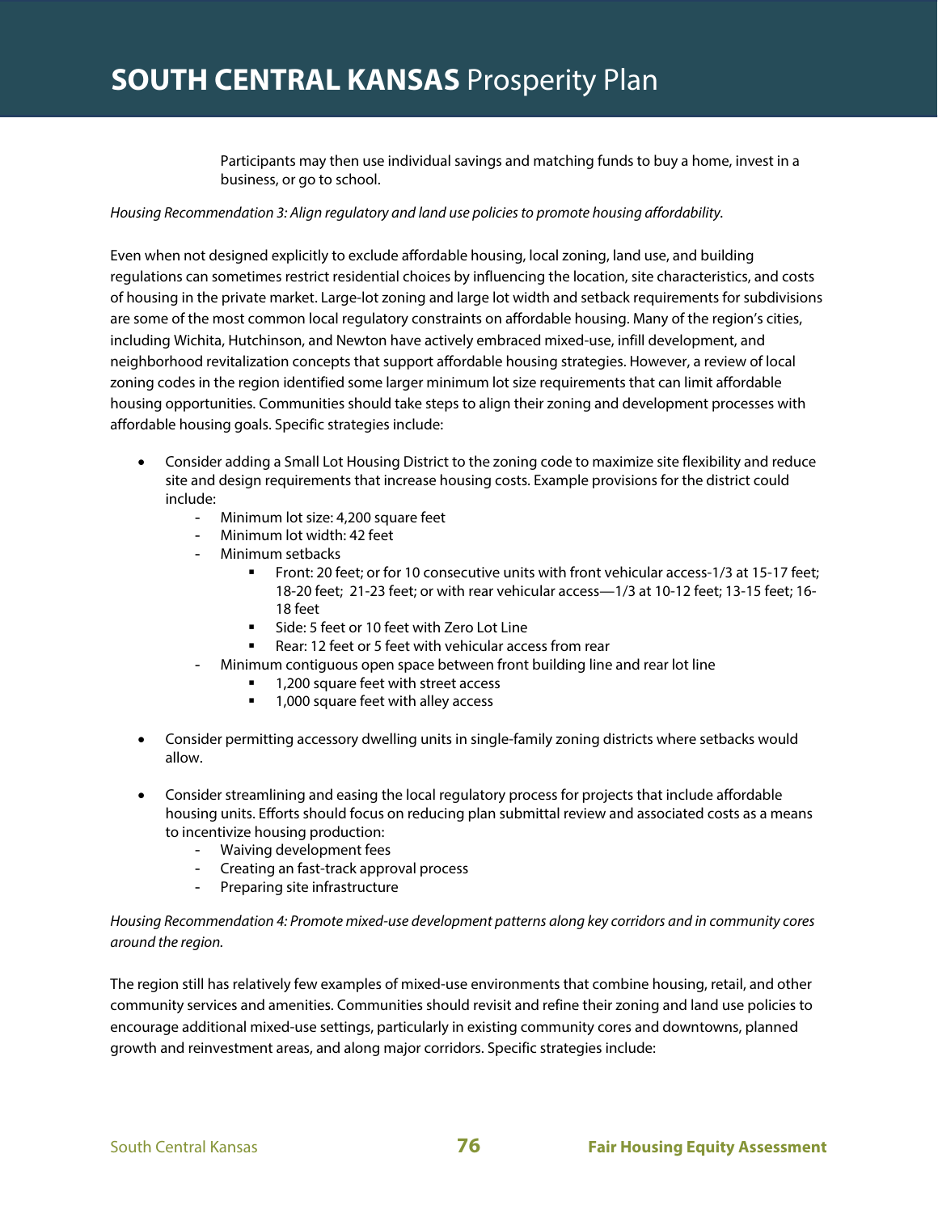Participants may then use individual savings and matching funds to buy a home, invest in a business, or go to school.

*Housing Recommendation 3: Align regulatory and land use policies to promote housing affordability.*

Even when not designed explicitly to exclude affordable housing, local zoning, land use, and building regulations can sometimes restrict residential choices by influencing the location, site characteristics, and costs of housing in the private market. Large-lot zoning and large lot width and setback requirements for subdivisions are some of the most common local regulatory constraints on affordable housing. Many of the region's cities, including Wichita, Hutchinson, and Newton have actively embraced mixed-use, infill development, and neighborhood revitalization concepts that support affordable housing strategies. However, a review of local zoning codes in the region identified some larger minimum lot size requirements that can limit affordable housing opportunities. Communities should take steps to align their zoning and development processes with affordable housing goals. Specific strategies include:

- Consider adding a Small Lot Housing District to the zoning code to maximize site flexibility and reduce site and design requirements that increase housing costs. Example provisions for the district could include:
  - Minimum lot size: 4,200 square feet
  - Minimum lot width: 42 feet
  - Minimum setbacks
    - Front: 20 feet; or for 10 consecutive units with front vehicular access-1/3 at 15-17 feet; 18-20 feet; 21-23 feet; or with rear vehicular access—1/3 at 10-12 feet; 13-15 feet; 16-18 feet
    - Side: 5 feet or 10 feet with Zero Lot Line
    - Rear: 12 feet or 5 feet with vehicular access from rear
  - Minimum contiguous open space between front building line and rear lot line
    - 1,200 square feet with street access
    - 1,000 square feet with alley access

- Consider permitting accessory dwelling units in single-family zoning districts where setbacks would allow.

- Consider streamlining and easing the local regulatory process for projects that include affordable housing units. Efforts should focus on reducing plan submittal review and associated costs as a means to incentivize housing production:
  - Waiving development fees
  - Creating an fast-track approval process
  - Preparing site infrastructure

*Housing Recommendation 4: Promote mixed-use development patterns along key corridors and in community cores around the region.*

The region still has relatively few examples of mixed-use environments that combine housing, retail, and other community services and amenities. Communities should revisit and refine their zoning and land use policies to encourage additional mixed-use settings, particularly in existing community cores and downtowns, planned growth and reinvestment areas, and along major corridors. Specific strategies include: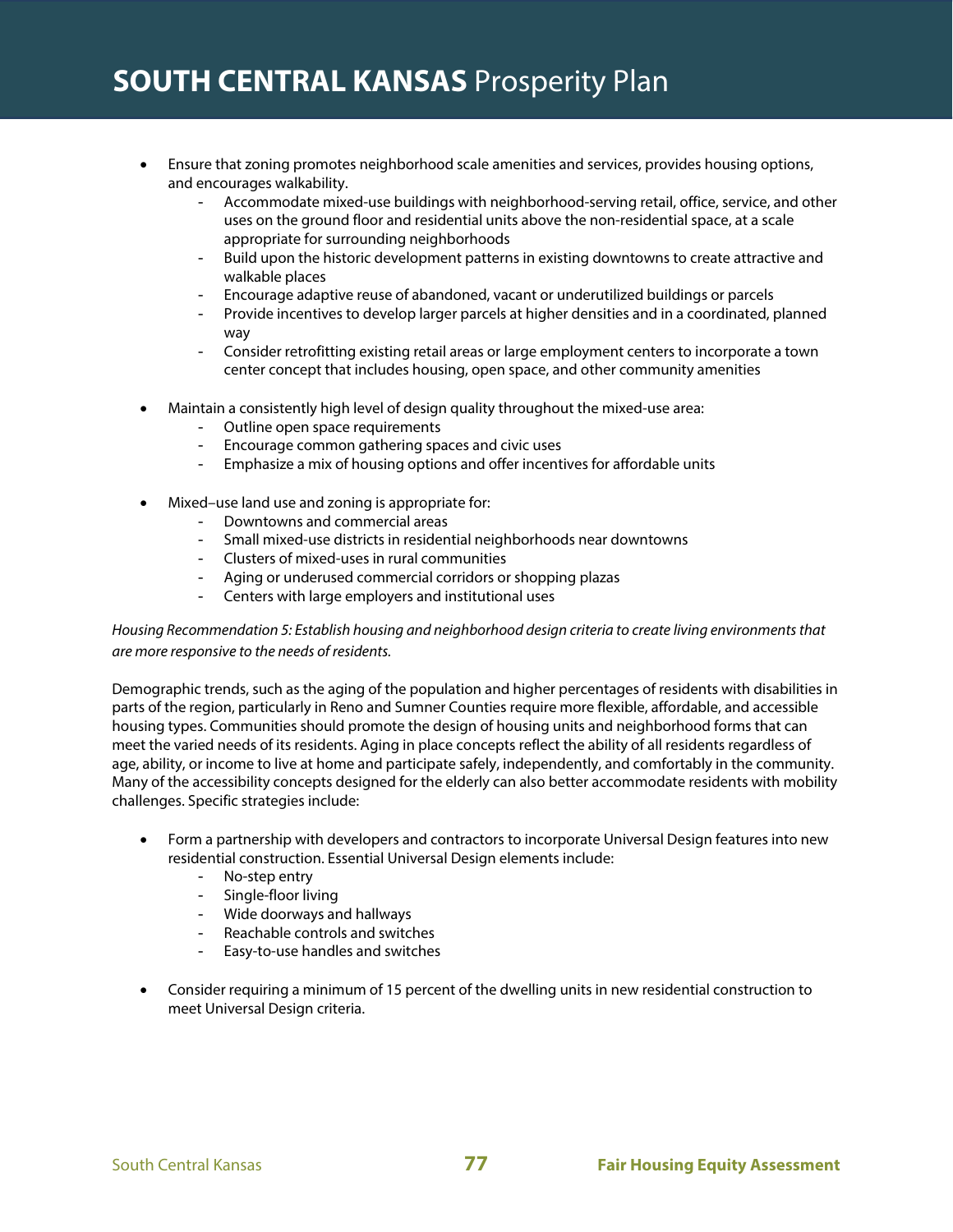- Ensure that zoning promotes neighborhood scale amenities and services, provides housing options, and encourages walkability.
  - Accommodate mixed-use buildings with neighborhood-serving retail, office, service, and other uses on the ground floor and residential units above the non-residential space, at a scale appropriate for surrounding neighborhoods
  - Build upon the historic development patterns in existing downtowns to create attractive and walkable places
  - Encourage adaptive reuse of abandoned, vacant or underutilized buildings or parcels
  - Provide incentives to develop larger parcels at higher densities and in a coordinated, planned way
  - Consider retrofitting existing retail areas or large employment centers to incorporate a town center concept that includes housing, open space, and other community amenities

- Maintain a consistently high level of design quality throughout the mixed-use area:
  - Outline open space requirements
  - Encourage common gathering spaces and civic uses
  - Emphasize a mix of housing options and offer incentives for affordable units

- Mixed–use land use and zoning is appropriate for:
  - Downtowns and commercial areas
  - Small mixed-use districts in residential neighborhoods near downtowns
  - Clusters of mixed-uses in rural communities
  - Aging or underused commercial corridors or shopping plazas
  - Centers with large employers and institutional uses

*Housing Recommendation 5: Establish housing and neighborhood design criteria to create living environments that are more responsive to the needs of residents.*

Demographic trends, such as the aging of the population and higher percentages of residents with disabilities in parts of the region, particularly in Reno and Sumner Counties require more flexible, affordable, and accessible housing types. Communities should promote the design of housing units and neighborhood forms that can meet the varied needs of its residents. Aging in place concepts reflect the ability of all residents regardless of age, ability, or income to live at home and participate safely, independently, and comfortably in the community. Many of the accessibility concepts designed for the elderly can also better accommodate residents with mobility challenges. Specific strategies include:

- Form a partnership with developers and contractors to incorporate Universal Design features into new residential construction. Essential Universal Design elements include:
  - No-step entry
  - Single-floor living
  - Wide doorways and hallways
  - Reachable controls and switches
  - Easy-to-use handles and switches

- Consider requiring a minimum of 15 percent of the dwelling units in new residential construction to meet Universal Design criteria.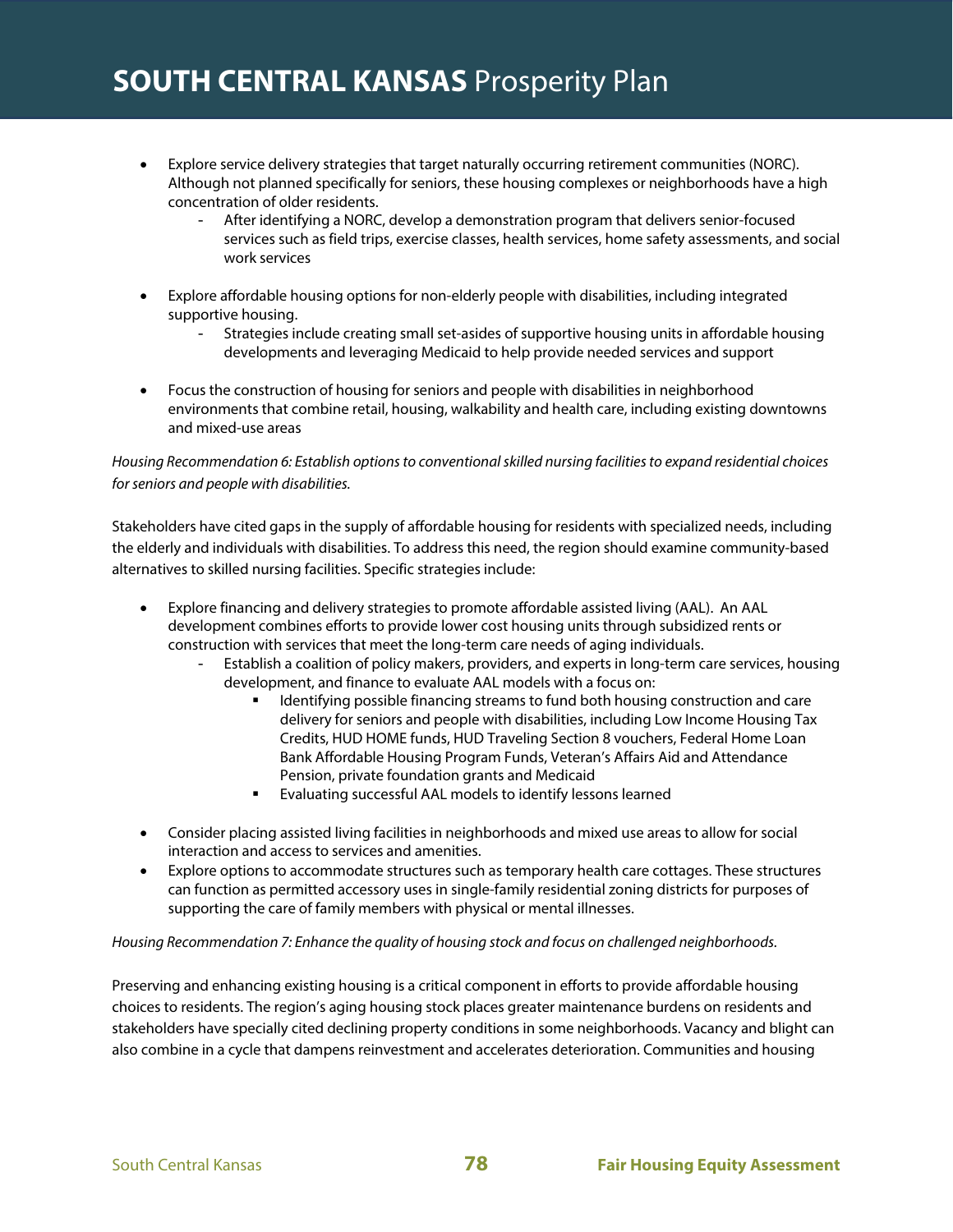- Explore service delivery strategies that target naturally occurring retirement communities (NORC). Although not planned specifically for seniors, these housing complexes or neighborhoods have a high concentration of older residents.
  - After identifying a NORC, develop a demonstration program that delivers senior-focused services such as field trips, exercise classes, health services, home safety assessments, and social work services

- Explore affordable housing options for non-elderly people with disabilities, including integrated supportive housing.
  - Strategies include creating small set-asides of supportive housing units in affordable housing developments and leveraging Medicaid to help provide needed services and support

- Focus the construction of housing for seniors and people with disabilities in neighborhood environments that combine retail, housing, walkability and health care, including existing downtowns and mixed-use areas

*Housing Recommendation 6: Establish options to conventional skilled nursing facilities to expand residential choices for seniors and people with disabilities.*

Stakeholders have cited gaps in the supply of affordable housing for residents with specialized needs, including the elderly and individuals with disabilities. To address this need, the region should examine community-based alternatives to skilled nursing facilities. Specific strategies include:

- Explore financing and delivery strategies to promote affordable assisted living (AAL). An AAL development combines efforts to provide lower cost housing units through subsidized rents or construction with services that meet the long-term care needs of aging individuals.
  - Establish a coalition of policy makers, providers, and experts in long-term care services, housing development, and finance to evaluate AAL models with a focus on:
    - Identifying possible financing streams to fund both housing construction and care delivery for seniors and people with disabilities, including Low Income Housing Tax Credits, HUD HOME funds, HUD Traveling Section 8 vouchers, Federal Home Loan Bank Affordable Housing Program Funds, Veteran's Affairs Aid and Attendance Pension, private foundation grants and Medicaid
    - Evaluating successful AAL models to identify lessons learned

- Consider placing assisted living facilities in neighborhoods and mixed use areas to allow for social interaction and access to services and amenities.
- Explore options to accommodate structures such as temporary health care cottages. These structures can function as permitted accessory uses in single-family residential zoning districts for purposes of supporting the care of family members with physical or mental illnesses.

*Housing Recommendation 7: Enhance the quality of housing stock and focus on challenged neighborhoods.*

Preserving and enhancing existing housing is a critical component in efforts to provide affordable housing choices to residents. The region's aging housing stock places greater maintenance burdens on residents and stakeholders have specially cited declining property conditions in some neighborhoods. Vacancy and blight can also combine in a cycle that dampens reinvestment and accelerates deterioration. Communities and housing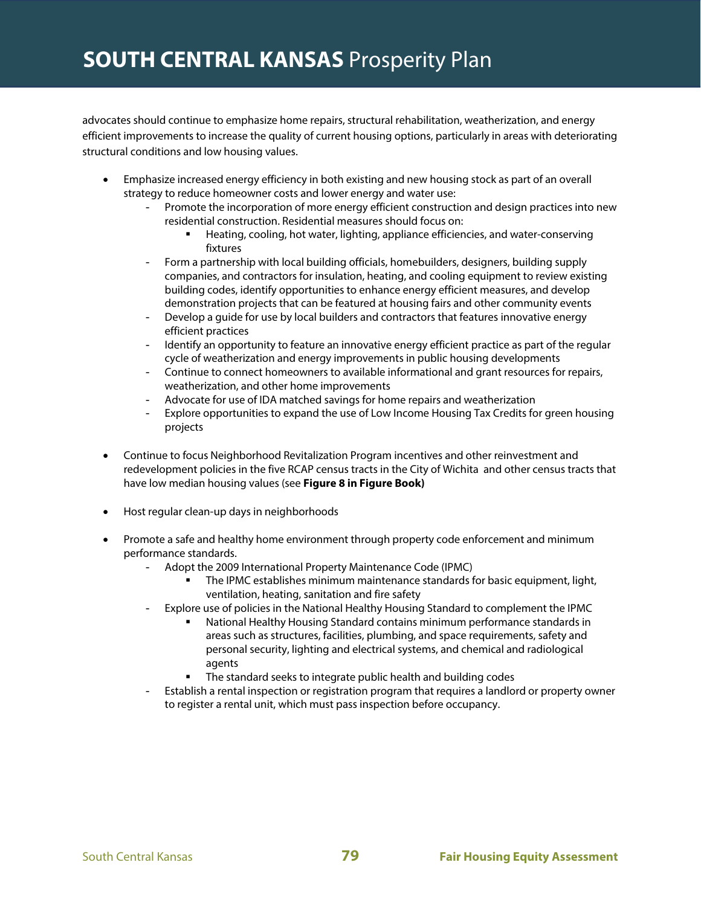advocates should continue to emphasize home repairs, structural rehabilitation, weatherization, and energy efficient improvements to increase the quality of current housing options, particularly in areas with deteriorating structural conditions and low housing values.

- Emphasize increased energy efficiency in both existing and new housing stock as part of an overall strategy to reduce homeowner costs and lower energy and water use:
    - Promote the incorporation of more energy efficient construction and design practices into new residential construction. Residential measures should focus on:
        - Heating, cooling, hot water, lighting, appliance efficiencies, and water-conserving fixtures
    - Form a partnership with local building officials, homebuilders, designers, building supply companies, and contractors for insulation, heating, and cooling equipment to review existing building codes, identify opportunities to enhance energy efficient measures, and develop demonstration projects that can be featured at housing fairs and other community events
    - Develop a guide for use by local builders and contractors that features innovative energy efficient practices
    - Identify an opportunity to feature an innovative energy efficient practice as part of the regular cycle of weatherization and energy improvements in public housing developments
    - Continue to connect homeowners to available informational and grant resources for repairs, weatherization, and other home improvements
    - Advocate for use of IDA matched savings for home repairs and weatherization
    - Explore opportunities to expand the use of Low Income Housing Tax Credits for green housing projects

- Continue to focus Neighborhood Revitalization Program incentives and other reinvestment and redevelopment policies in the five RCAP census tracts in the City of Wichita and other census tracts that have low median housing values (see **Figure 8 in Figure Book)**

- Host regular clean-up days in neighborhoods

- Promote a safe and healthy home environment through property code enforcement and minimum performance standards.
    - Adopt the 2009 International Property Maintenance Code (IPMC)
        - The IPMC establishes minimum maintenance standards for basic equipment, light, ventilation, heating, sanitation and fire safety
    - Explore use of policies in the National Healthy Housing Standard to complement the IPMC
        - National Healthy Housing Standard contains minimum performance standards in areas such as structures, facilities, plumbing, and space requirements, safety and personal security, lighting and electrical systems, and chemical and radiological agents
        - The standard seeks to integrate public health and building codes
    - Establish a rental inspection or registration program that requires a landlord or property owner to register a rental unit, which must pass inspection before occupancy.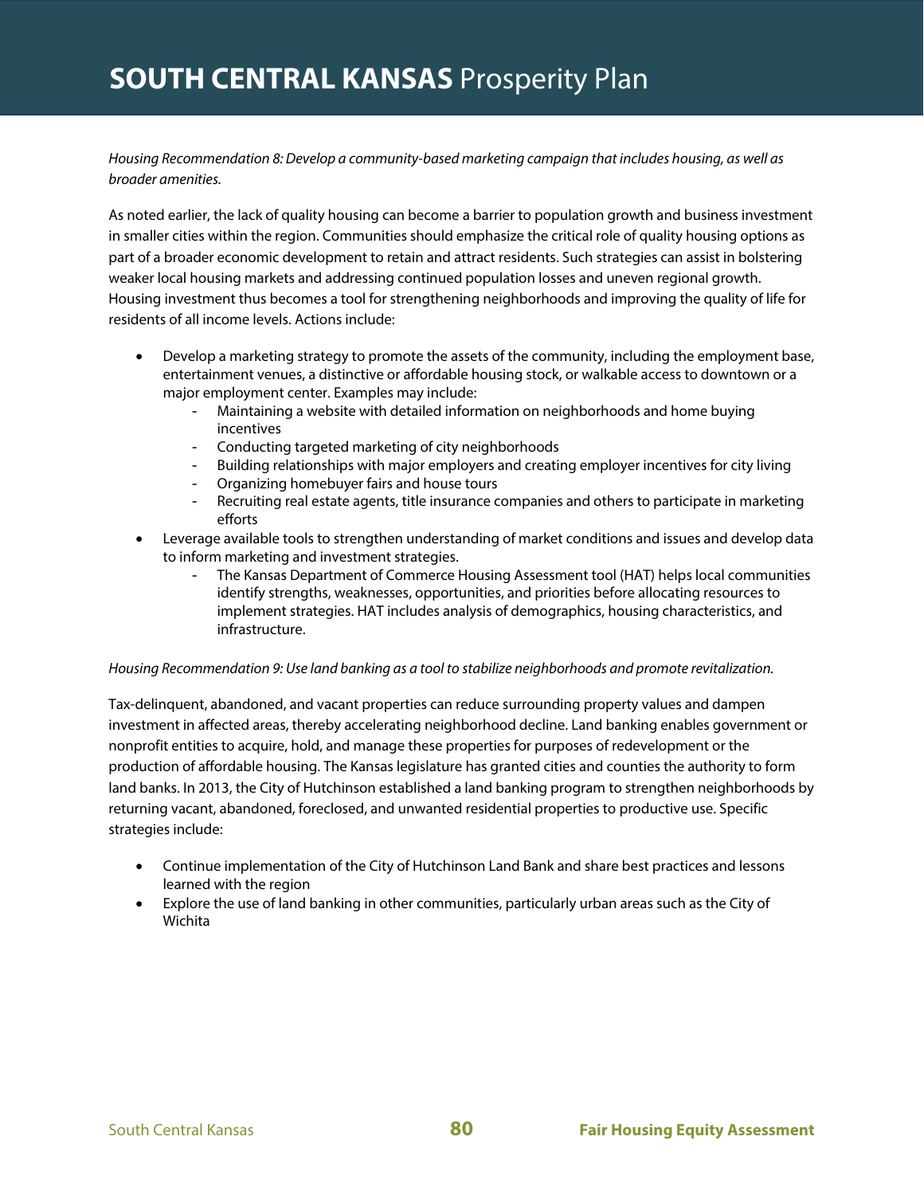*Housing Recommendation 8: Develop a community-based marketing campaign that includes housing, as well as broader amenities.*

As noted earlier, the lack of quality housing can become a barrier to population growth and business investment in smaller cities within the region. Communities should emphasize the critical role of quality housing options as part of a broader economic development to retain and attract residents. Such strategies can assist in bolstering weaker local housing markets and addressing continued population losses and uneven regional growth. Housing investment thus becomes a tool for strengthening neighborhoods and improving the quality of life for residents of all income levels. Actions include:

- Develop a marketing strategy to promote the assets of the community, including the employment base, entertainment venues, a distinctive or affordable housing stock, or walkable access to downtown or a major employment center. Examples may include:
    - Maintaining a website with detailed information on neighborhoods and home buying incentives
    - Conducting targeted marketing of city neighborhoods
    - Building relationships with major employers and creating employer incentives for city living
    - Organizing homebuyer fairs and house tours
    - Recruiting real estate agents, title insurance companies and others to participate in marketing efforts
- Leverage available tools to strengthen understanding of market conditions and issues and develop data to inform marketing and investment strategies.
    - The Kansas Department of Commerce Housing Assessment tool (HAT) helps local communities identify strengths, weaknesses, opportunities, and priorities before allocating resources to implement strategies. HAT includes analysis of demographics, housing characteristics, and infrastructure.

*Housing Recommendation 9: Use land banking as a tool to stabilize neighborhoods and promote revitalization.*

Tax-delinquent, abandoned, and vacant properties can reduce surrounding property values and dampen investment in affected areas, thereby accelerating neighborhood decline. Land banking enables government or nonprofit entities to acquire, hold, and manage these properties for purposes of redevelopment or the production of affordable housing. The Kansas legislature has granted cities and counties the authority to form land banks. In 2013, the City of Hutchinson established a land banking program to strengthen neighborhoods by returning vacant, abandoned, foreclosed, and unwanted residential properties to productive use. Specific strategies include:

- Continue implementation of the City of Hutchinson Land Bank and share best practices and lessons learned with the region
- Explore the use of land banking in other communities, particularly urban areas such as the City of Wichita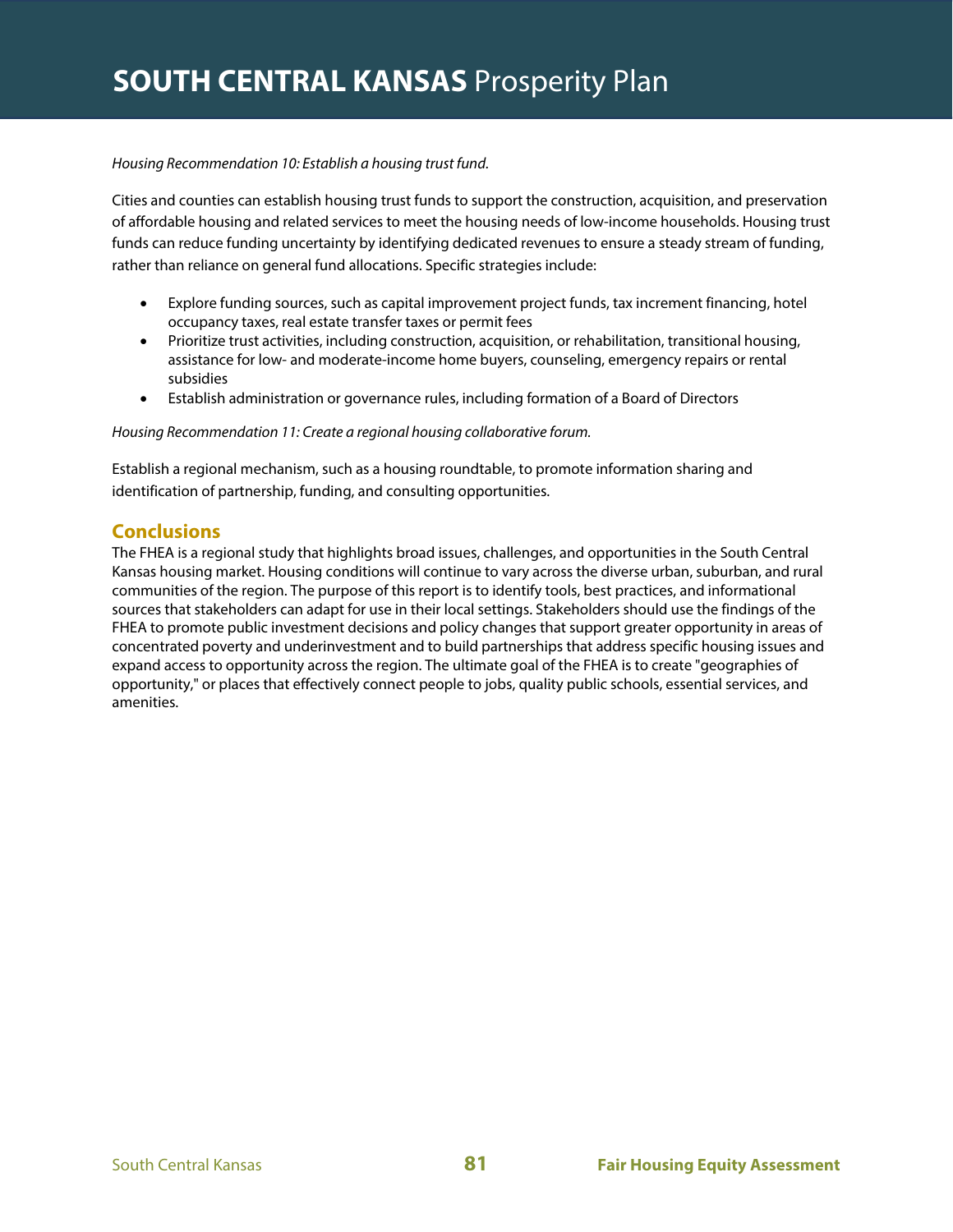*Housing Recommendation 10: Establish a housing trust fund.*

Cities and counties can establish housing trust funds to support the construction, acquisition, and preservation of affordable housing and related services to meet the housing needs of low-income households. Housing trust funds can reduce funding uncertainty by identifying dedicated revenues to ensure a steady stream of funding, rather than reliance on general fund allocations. Specific strategies include:

- Explore funding sources, such as capital improvement project funds, tax increment financing, hotel occupancy taxes, real estate transfer taxes or permit fees
- Prioritize trust activities, including construction, acquisition, or rehabilitation, transitional housing, assistance for low- and moderate-income home buyers, counseling, emergency repairs or rental subsidies
- Establish administration or governance rules, including formation of a Board of Directors

*Housing Recommendation 11: Create a regional housing collaborative forum.*

Establish a regional mechanism, such as a housing roundtable, to promote information sharing and identification of partnership, funding, and consulting opportunities.

## Conclusions

The FHEA is a regional study that highlights broad issues, challenges, and opportunities in the South Central Kansas housing market. Housing conditions will continue to vary across the diverse urban, suburban, and rural communities of the region. The purpose of this report is to identify tools, best practices, and informational sources that stakeholders can adapt for use in their local settings. Stakeholders should use the findings of the FHEA to promote public investment decisions and policy changes that support greater opportunity in areas of concentrated poverty and underinvestment and to build partnerships that address specific housing issues and expand access to opportunity across the region. The ultimate goal of the FHEA is to create "geographies of opportunity," or places that effectively connect people to jobs, quality public schools, essential services, and amenities.